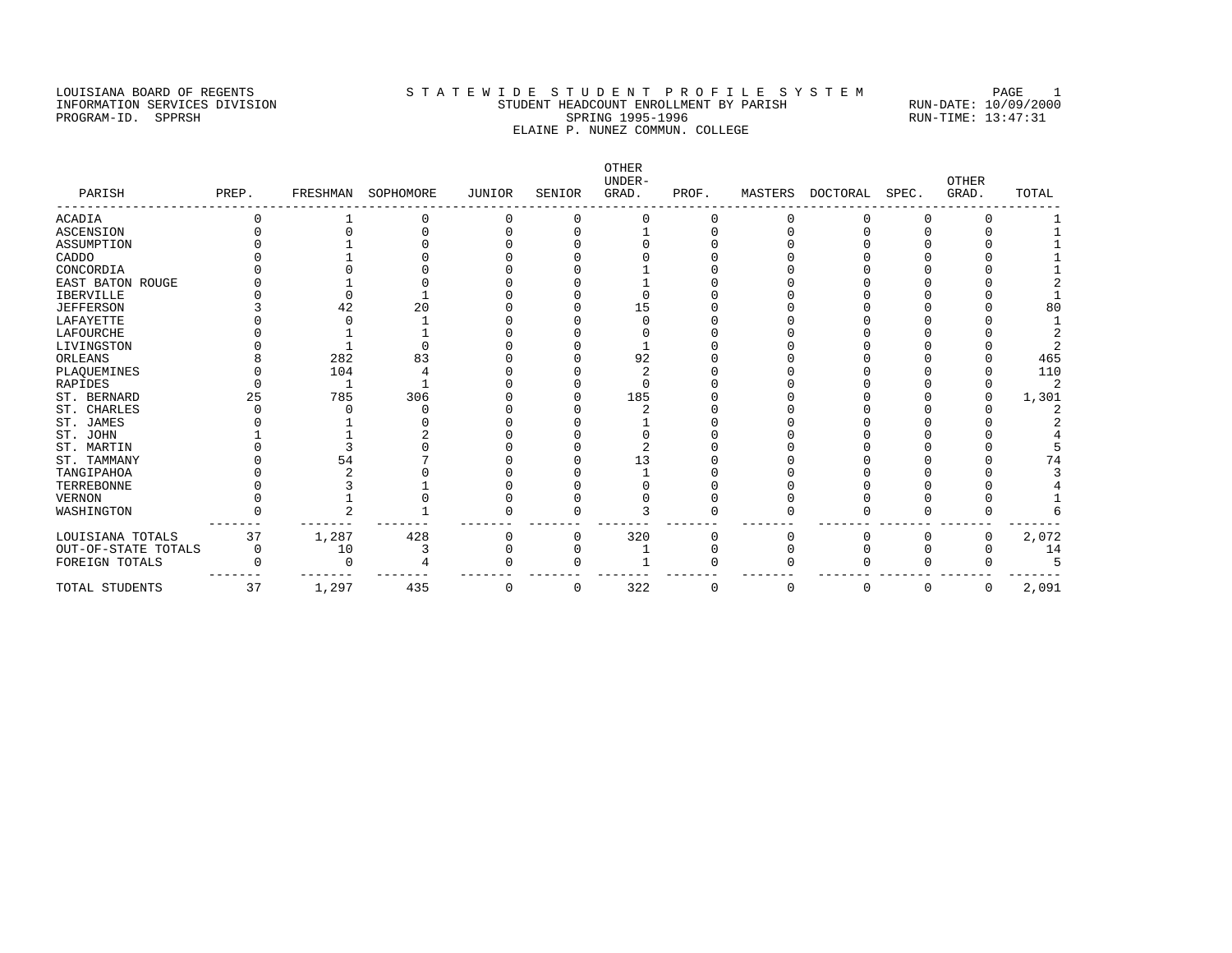LOUISIANA BOARD OF REGENTS
INFORMATION SERVICES DIVISION
PROGRAM-ID. SPPRSH

S T A T E W I D E S T U D E N T P R O F I L E S Y S T E M
STUDENT HEADCOUNT ENROLLMENT BY PARISH
SPRING 1995-1996
ELAINE P. NUNEZ COMMUN. COLLEGE

PAGE 1
RUN-DATE: 10/09/2000
RUN-TIME: 13:47:31

| PARISH | PREP. | FRESHMAN | SOPHOMORE | JUNIOR | SENIOR | OTHER UNDER-GRAD. | PROF. | MASTERS | DOCTORAL | SPEC. | OTHER GRAD. | TOTAL |
|---|---|---|---|---|---|---|---|---|---|---|---|---|
| ACADIA | 0 | 1 | 0 | 0 | 0 | 0 | 0 | 0 | 0 | 0 | 0 | 1 |
| ASCENSION | 0 | 0 | 0 | 0 | 0 | 1 | 0 | 0 | 0 | 0 | 0 | 1 |
| ASSUMPTION | 0 | 1 | 0 | 0 | 0 | 0 | 0 | 0 | 0 | 0 | 0 | 1 |
| CADDO | 0 | 1 | 0 | 0 | 0 | 0 | 0 | 0 | 0 | 0 | 0 | 1 |
| CONCORDIA | 0 | 0 | 0 | 0 | 0 | 1 | 0 | 0 | 0 | 0 | 0 | 1 |
| EAST BATON ROUGE | 0 | 1 | 0 | 0 | 0 | 1 | 0 | 0 | 0 | 0 | 0 | 2 |
| IBERVILLE | 0 | 0 | 1 | 0 | 0 | 0 | 0 | 0 | 0 | 0 | 0 | 1 |
| JEFFERSON | 3 | 42 | 20 | 0 | 0 | 15 | 0 | 0 | 0 | 0 | 0 | 80 |
| LAFAYETTE | 0 | 0 | 1 | 0 | 0 | 0 | 0 | 0 | 0 | 0 | 0 | 1 |
| LAFOURCHE | 0 | 1 | 1 | 0 | 0 | 0 | 0 | 0 | 0 | 0 | 0 | 2 |
| LIVINGSTON | 0 | 1 | 0 | 0 | 0 | 1 | 0 | 0 | 0 | 0 | 0 | 2 |
| ORLEANS | 8 | 282 | 83 | 0 | 0 | 92 | 0 | 0 | 0 | 0 | 0 | 465 |
| PLAQUEMINES | 0 | 104 | 4 | 0 | 0 | 2 | 0 | 0 | 0 | 0 | 0 | 110 |
| RAPIDES | 0 | 1 | 1 | 0 | 0 | 0 | 0 | 0 | 0 | 0 | 0 | 2 |
| ST. BERNARD | 25 | 785 | 306 | 0 | 0 | 185 | 0 | 0 | 0 | 0 | 0 | 1,301 |
| ST. CHARLES | 0 | 0 | 0 | 0 | 0 | 2 | 0 | 0 | 0 | 0 | 0 | 2 |
| ST. JAMES | 0 | 1 | 0 | 0 | 0 | 1 | 0 | 0 | 0 | 0 | 0 | 2 |
| ST. JOHN | 1 | 1 | 2 | 0 | 0 | 0 | 0 | 0 | 0 | 0 | 0 | 4 |
| ST. MARTIN | 0 | 3 | 0 | 0 | 0 | 2 | 0 | 0 | 0 | 0 | 0 | 5 |
| ST. TAMMANY | 0 | 54 | 7 | 0 | 0 | 13 | 0 | 0 | 0 | 0 | 0 | 74 |
| TANGIPAHOA | 0 | 2 | 0 | 0 | 0 | 1 | 0 | 0 | 0 | 0 | 0 | 3 |
| TERREBONNE | 0 | 3 | 1 | 0 | 0 | 0 | 0 | 0 | 0 | 0 | 0 | 4 |
| VERNON | 0 | 1 | 0 | 0 | 0 | 0 | 0 | 0 | 0 | 0 | 0 | 1 |
| WASHINGTON | 0 | 2 | 1 | 0 | 0 | 3 | 0 | 0 | 0 | 0 | 0 | 6 |
| LOUISIANA TOTALS | 37 | 1,287 | 428 | 0 | 0 | 320 | 0 | 0 | 0 | 0 | 0 | 2,072 |
| OUT-OF-STATE TOTALS | 0 | 10 | 3 | 0 | 0 | 1 | 0 | 0 | 0 | 0 | 0 | 14 |
| FOREIGN TOTALS | 0 | 0 | 4 | 0 | 0 | 1 | 0 | 0 | 0 | 0 | 0 | 5 |
| TOTAL STUDENTS | 37 | 1,297 | 435 | 0 | 0 | 322 | 0 | 0 | 0 | 0 | 0 | 2,091 |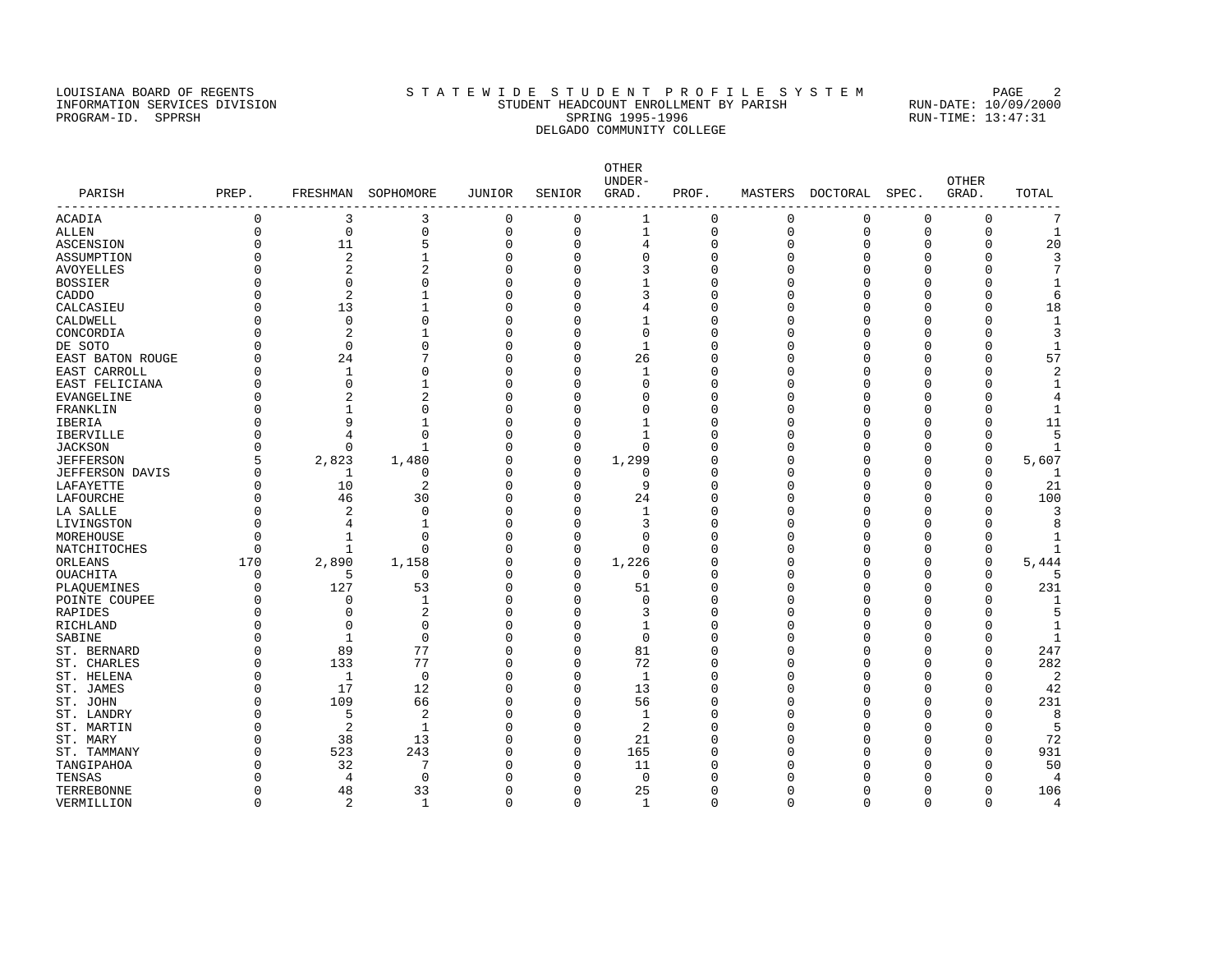LOUISIANA BOARD OF REGENTS
INFORMATION SERVICES DIVISION
PROGRAM-ID. SPPRSH

# S T A T E W I D E  S T U D E N T  P R O F I L E  S Y S T E M

## STUDENT HEADCOUNT ENROLLMENT BY PARISH
### SPRING 1995-1996
### DELGADO COMMUNITY COLLEGE

RUN-DATE: 10/09/2000
RUN-TIME: 13:47:31

| PARISH | PREP. | FRESHMAN | SOPHOMORE | JUNIOR | SENIOR | OTHER UNDER-GRAD. | PROF. | MASTERS | DOCTORAL | SPEC. | OTHER GRAD. | TOTAL |
|---|---|---|---|---|---|---|---|---|---|---|---|---|
| ACADIA | 0 | 3 | 3 | 0 | 0 | 1 | 0 | 0 | 0 | 0 | 0 | 7 |
| ALLEN | 0 | 0 | 0 | 0 | 0 | 1 | 0 | 0 | 0 | 0 | 0 | 1 |
| ASCENSION | 0 | 11 | 5 | 0 | 0 | 4 | 0 | 0 | 0 | 0 | 0 | 20 |
| ASSUMPTION | 0 | 2 | 1 | 0 | 0 | 0 | 0 | 0 | 0 | 0 | 0 | 3 |
| AVOYELLES | 0 | 2 | 2 | 0 | 0 | 3 | 0 | 0 | 0 | 0 | 0 | 7 |
| BOSSIER | 0 | 0 | 0 | 0 | 0 | 1 | 0 | 0 | 0 | 0 | 0 | 1 |
| CADDO | 0 | 2 | 1 | 0 | 0 | 3 | 0 | 0 | 0 | 0 | 0 | 6 |
| CALCASIEU | 0 | 13 | 1 | 0 | 0 | 4 | 0 | 0 | 0 | 0 | 0 | 18 |
| CALDWELL | 0 | 0 | 0 | 0 | 0 | 1 | 0 | 0 | 0 | 0 | 0 | 1 |
| CONCORDIA | 0 | 2 | 1 | 0 | 0 | 0 | 0 | 0 | 0 | 0 | 0 | 3 |
| DE SOTO | 0 | 0 | 0 | 0 | 0 | 1 | 0 | 0 | 0 | 0 | 0 | 1 |
| EAST BATON ROUGE | 0 | 24 | 7 | 0 | 0 | 26 | 0 | 0 | 0 | 0 | 0 | 57 |
| EAST CARROLL | 0 | 1 | 0 | 0 | 0 | 1 | 0 | 0 | 0 | 0 | 0 | 2 |
| EAST FELICIANA | 0 | 0 | 1 | 0 | 0 | 0 | 0 | 0 | 0 | 0 | 0 | 1 |
| EVANGELINE | 0 | 2 | 2 | 0 | 0 | 0 | 0 | 0 | 0 | 0 | 0 | 4 |
| FRANKLIN | 0 | 1 | 0 | 0 | 0 | 0 | 0 | 0 | 0 | 0 | 0 | 1 |
| IBERIA | 0 | 9 | 1 | 0 | 0 | 1 | 0 | 0 | 0 | 0 | 0 | 11 |
| IBERVILLE | 0 | 4 | 0 | 0 | 0 | 1 | 0 | 0 | 0 | 0 | 0 | 5 |
| JACKSON | 0 | 0 | 1 | 0 | 0 | 0 | 0 | 0 | 0 | 0 | 0 | 1 |
| JEFFERSON | 5 | 2,823 | 1,480 | 0 | 0 | 1,299 | 0 | 0 | 0 | 0 | 0 | 5,607 |
| JEFFERSON DAVIS | 0 | 1 | 0 | 0 | 0 | 0 | 0 | 0 | 0 | 0 | 0 | 1 |
| LAFAYETTE | 0 | 10 | 2 | 0 | 0 | 9 | 0 | 0 | 0 | 0 | 0 | 21 |
| LAFOURCHE | 0 | 46 | 30 | 0 | 0 | 24 | 0 | 0 | 0 | 0 | 0 | 100 |
| LA SALLE | 0 | 2 | 0 | 0 | 0 | 1 | 0 | 0 | 0 | 0 | 0 | 3 |
| LIVINGSTON | 0 | 4 | 1 | 0 | 0 | 3 | 0 | 0 | 0 | 0 | 0 | 8 |
| MOREHOUSE | 0 | 1 | 0 | 0 | 0 | 0 | 0 | 0 | 0 | 0 | 0 | 1 |
| NATCHITOCHES | 0 | 1 | 0 | 0 | 0 | 0 | 0 | 0 | 0 | 0 | 0 | 1 |
| ORLEANS | 170 | 2,890 | 1,158 | 0 | 0 | 1,226 | 0 | 0 | 0 | 0 | 0 | 5,444 |
| OUACHITA | 0 | 5 | 0 | 0 | 0 | 0 | 0 | 0 | 0 | 0 | 0 | 5 |
| PLAQUEMINES | 0 | 127 | 53 | 0 | 0 | 51 | 0 | 0 | 0 | 0 | 0 | 231 |
| POINTE COUPEE | 0 | 0 | 1 | 0 | 0 | 0 | 0 | 0 | 0 | 0 | 0 | 1 |
| RAPIDES | 0 | 0 | 2 | 0 | 0 | 3 | 0 | 0 | 0 | 0 | 0 | 5 |
| RICHLAND | 0 | 0 | 0 | 0 | 0 | 1 | 0 | 0 | 0 | 0 | 0 | 1 |
| SABINE | 0 | 1 | 0 | 0 | 0 | 0 | 0 | 0 | 0 | 0 | 0 | 1 |
| ST. BERNARD | 0 | 89 | 77 | 0 | 0 | 81 | 0 | 0 | 0 | 0 | 0 | 247 |
| ST. CHARLES | 0 | 133 | 77 | 0 | 0 | 72 | 0 | 0 | 0 | 0 | 0 | 282 |
| ST. HELENA | 0 | 1 | 0 | 0 | 0 | 1 | 0 | 0 | 0 | 0 | 0 | 2 |
| ST. JAMES | 0 | 17 | 12 | 0 | 0 | 13 | 0 | 0 | 0 | 0 | 0 | 42 |
| ST. JOHN | 0 | 109 | 66 | 0 | 0 | 56 | 0 | 0 | 0 | 0 | 0 | 231 |
| ST. LANDRY | 0 | 5 | 2 | 0 | 0 | 1 | 0 | 0 | 0 | 0 | 0 | 8 |
| ST. MARTIN | 0 | 2 | 1 | 0 | 0 | 2 | 0 | 0 | 0 | 0 | 0 | 5 |
| ST. MARY | 0 | 38 | 13 | 0 | 0 | 21 | 0 | 0 | 0 | 0 | 0 | 72 |
| ST. TAMMANY | 0 | 523 | 243 | 0 | 0 | 165 | 0 | 0 | 0 | 0 | 0 | 931 |
| TANGIPAHOA | 0 | 32 | 7 | 0 | 0 | 11 | 0 | 0 | 0 | 0 | 0 | 50 |
| TENSAS | 0 | 4 | 0 | 0 | 0 | 0 | 0 | 0 | 0 | 0 | 0 | 4 |
| TERREBONNE | 0 | 48 | 33 | 0 | 0 | 25 | 0 | 0 | 0 | 0 | 0 | 106 |
| VERMILLION | 0 | 2 | 1 | 0 | 0 | 1 | 0 | 0 | 0 | 0 | 0 | 4 |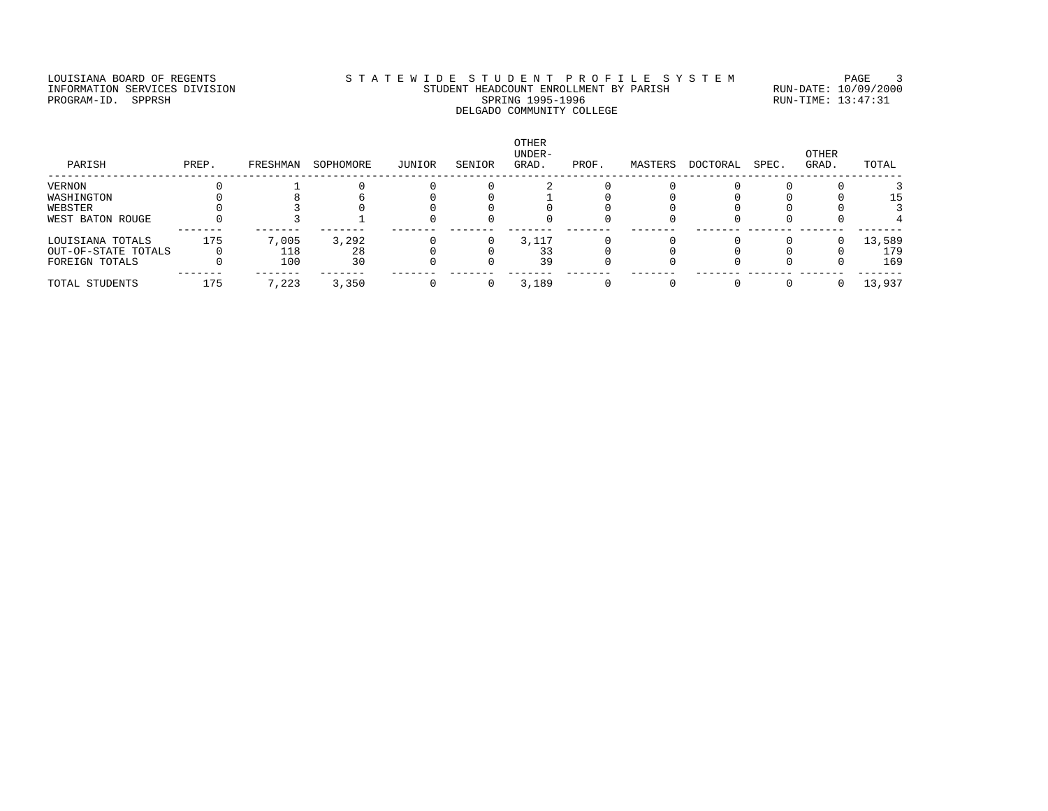LOUISIANA BOARD OF REGENTS
INFORMATION SERVICES DIVISION
PROGRAM-ID. SPPRSH

S T A T E W I D E S T U D E N T P R O F I L E S Y S T E M
STUDENT HEADCOUNT ENROLLMENT BY PARISH
SPRING 1995-1996
DELGADO COMMUNITY COLLEGE

RUN-DATE: 10/09/2000
RUN-TIME: 13:47:31

| PARISH | PREP. | FRESHMAN | SOPHOMORE | JUNIOR | SENIOR | OTHER UNDER-GRAD. | PROF. | MASTERS | DOCTORAL | SPEC. | OTHER GRAD. | TOTAL |
|---|---|---|---|---|---|---|---|---|---|---|---|---|
| VERNON | 0 | 1 | 0 | 0 | 0 | 2 | 0 | 0 | 0 | 0 | 0 | 3 |
| WASHINGTON | 0 | 8 | 6 | 0 | 0 | 1 | 0 | 0 | 0 | 0 | 0 | 15 |
| WEBSTER | 0 | 3 | 0 | 0 | 0 | 0 | 0 | 0 | 0 | 0 | 0 | 3 |
| WEST BATON ROUGE | 0 | 3 | 1 | 0 | 0 | 0 | 0 | 0 | 0 | 0 | 0 | 4 |
| LOUISIANA TOTALS | 175 | 7,005 | 3,292 | 0 | 0 | 3,117 | 0 | 0 | 0 | 0 | 0 | 13,589 |
| OUT-OF-STATE TOTALS | 0 | 118 | 28 | 0 | 0 | 33 | 0 | 0 | 0 | 0 | 0 | 179 |
| FOREIGN TOTALS | 0 | 100 | 30 | 0 | 0 | 39 | 0 | 0 | 0 | 0 | 0 | 169 |
| TOTAL STUDENTS | 175 | 7,223 | 3,350 | 0 | 0 | 3,189 | 0 | 0 | 0 | 0 | 0 | 13,937 |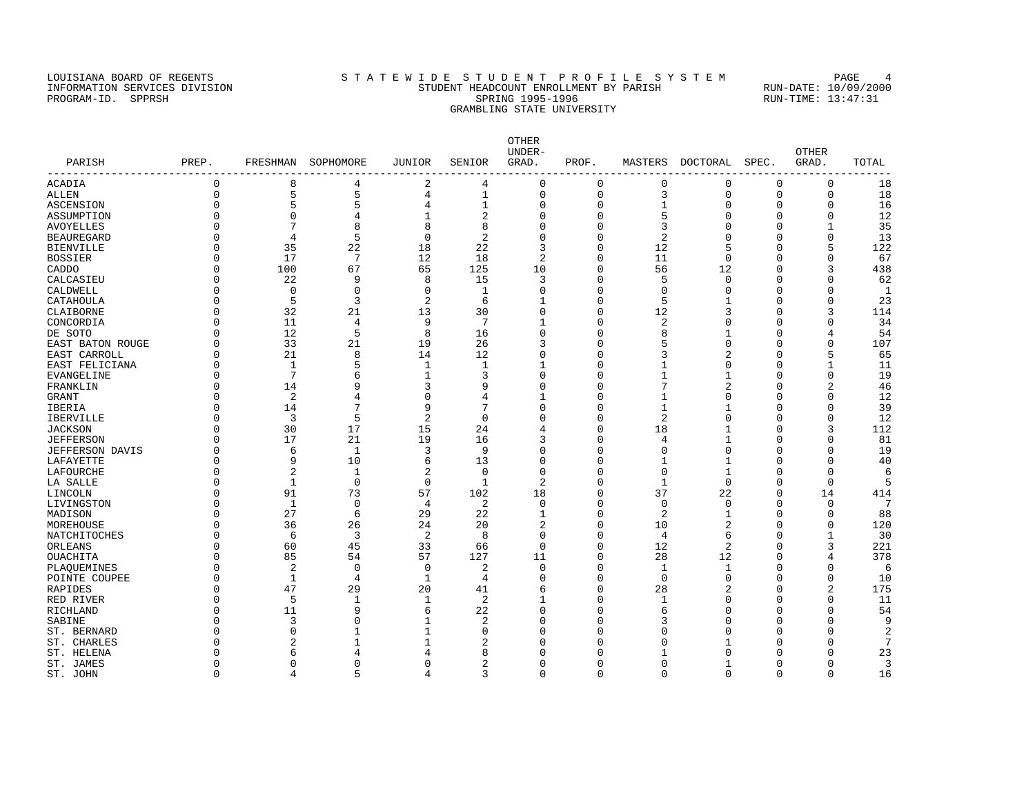LOUISIANA BOARD OF REGENTS
INFORMATION SERVICES DIVISION
PROGRAM-ID. SPPRSH

STATEWIDE STUDENT PROFILE SYSTEM
STUDENT HEADCOUNT ENROLLMENT BY PARISH
SPRING 1995-1996
GRAMBLING STATE UNIVERSITY

RUN-DATE: 10/09/2000
RUN-TIME: 13:47:31

| PARISH | PREP. | FRESHMAN | SOPHOMORE | JUNIOR | SENIOR | OTHER UNDER-GRAD. | PROF. | MASTERS | DOCTORAL | SPEC. | OTHER GRAD. | TOTAL |
|---|---|---|---|---|---|---|---|---|---|---|---|---|
| ACADIA | 0 | 8 | 4 | 2 | 4 | 0 | 0 | 0 | 0 | 0 | 0 | 18 |
| ALLEN | 0 | 5 | 5 | 4 | 1 | 0 | 0 | 3 | 0 | 0 | 0 | 18 |
| ASCENSION | 0 | 5 | 5 | 4 | 1 | 0 | 0 | 1 | 0 | 0 | 0 | 16 |
| ASSUMPTION | 0 | 0 | 4 | 1 | 2 | 0 | 0 | 5 | 0 | 0 | 0 | 12 |
| AVOYELLES | 0 | 7 | 8 | 8 | 8 | 0 | 0 | 3 | 0 | 0 | 1 | 35 |
| BEAUREGARD | 0 | 4 | 5 | 0 | 2 | 0 | 0 | 2 | 0 | 0 | 0 | 13 |
| BIENVILLE | 0 | 35 | 22 | 18 | 22 | 3 | 0 | 12 | 5 | 0 | 5 | 122 |
| BOSSIER | 0 | 17 | 7 | 12 | 18 | 2 | 0 | 11 | 0 | 0 | 0 | 67 |
| CADDO | 0 | 100 | 67 | 65 | 125 | 10 | 0 | 56 | 12 | 0 | 3 | 438 |
| CALCASIEU | 0 | 22 | 9 | 8 | 15 | 3 | 0 | 5 | 0 | 0 | 0 | 62 |
| CALDWELL | 0 | 0 | 0 | 0 | 1 | 0 | 0 | 0 | 0 | 0 | 0 | 1 |
| CATAHOULA | 0 | 5 | 3 | 2 | 6 | 1 | 0 | 5 | 1 | 0 | 0 | 23 |
| CLAIBORNE | 0 | 32 | 21 | 13 | 30 | 0 | 0 | 12 | 3 | 0 | 3 | 114 |
| CONCORDIA | 0 | 11 | 4 | 9 | 7 | 1 | 0 | 2 | 0 | 0 | 0 | 34 |
| DE SOTO | 0 | 12 | 5 | 8 | 16 | 0 | 0 | 8 | 1 | 0 | 4 | 54 |
| EAST BATON ROUGE | 0 | 33 | 21 | 19 | 26 | 3 | 0 | 5 | 0 | 0 | 0 | 107 |
| EAST CARROLL | 0 | 21 | 8 | 14 | 12 | 0 | 0 | 3 | 2 | 0 | 5 | 65 |
| EAST FELICIANA | 0 | 1 | 5 | 1 | 1 | 1 | 0 | 1 | 0 | 0 | 1 | 11 |
| EVANGELINE | 0 | 7 | 6 | 1 | 3 | 0 | 0 | 1 | 1 | 0 | 0 | 19 |
| FRANKLIN | 0 | 14 | 9 | 3 | 9 | 0 | 0 | 7 | 2 | 0 | 2 | 46 |
| GRANT | 0 | 2 | 4 | 0 | 4 | 1 | 0 | 1 | 0 | 0 | 0 | 12 |
| IBERIA | 0 | 14 | 7 | 9 | 7 | 0 | 0 | 1 | 1 | 0 | 0 | 39 |
| IBERVILLE | 0 | 3 | 5 | 2 | 0 | 0 | 0 | 2 | 0 | 0 | 0 | 12 |
| JACKSON | 0 | 30 | 17 | 15 | 24 | 4 | 0 | 18 | 1 | 0 | 3 | 112 |
| JEFFERSON | 0 | 17 | 21 | 19 | 16 | 3 | 0 | 4 | 1 | 0 | 0 | 81 |
| JEFFERSON DAVIS | 0 | 6 | 1 | 3 | 9 | 0 | 0 | 0 | 0 | 0 | 0 | 19 |
| LAFAYETTE | 0 | 9 | 10 | 6 | 13 | 0 | 0 | 1 | 1 | 0 | 0 | 40 |
| LAFOURCHE | 0 | 2 | 1 | 2 | 0 | 0 | 0 | 0 | 1 | 0 | 0 | 6 |
| LA SALLE | 0 | 1 | 0 | 0 | 1 | 2 | 0 | 1 | 0 | 0 | 0 | 5 |
| LINCOLN | 0 | 91 | 73 | 57 | 102 | 18 | 0 | 37 | 22 | 0 | 14 | 414 |
| LIVINGSTON | 0 | 1 | 0 | 4 | 2 | 0 | 0 | 0 | 0 | 0 | 0 | 7 |
| MADISON | 0 | 27 | 6 | 29 | 22 | 1 | 0 | 2 | 1 | 0 | 0 | 88 |
| MOREHOUSE | 0 | 36 | 26 | 24 | 20 | 2 | 0 | 10 | 2 | 0 | 0 | 120 |
| NATCHITOCHES | 0 | 6 | 3 | 2 | 8 | 0 | 0 | 4 | 6 | 0 | 1 | 30 |
| ORLEANS | 0 | 60 | 45 | 33 | 66 | 0 | 0 | 12 | 2 | 0 | 3 | 221 |
| OUACHITA | 0 | 85 | 54 | 57 | 127 | 11 | 0 | 28 | 12 | 0 | 4 | 378 |
| PLAQUEMINES | 0 | 2 | 0 | 0 | 2 | 0 | 0 | 1 | 1 | 0 | 0 | 6 |
| POINTE COUPEE | 0 | 1 | 4 | 1 | 4 | 0 | 0 | 0 | 0 | 0 | 0 | 10 |
| RAPIDES | 0 | 47 | 29 | 20 | 41 | 6 | 0 | 28 | 2 | 0 | 2 | 175 |
| RED RIVER | 0 | 5 | 1 | 1 | 2 | 1 | 0 | 1 | 0 | 0 | 0 | 11 |
| RICHLAND | 0 | 11 | 9 | 6 | 22 | 0 | 0 | 6 | 0 | 0 | 0 | 54 |
| SABINE | 0 | 3 | 0 | 1 | 2 | 0 | 0 | 3 | 0 | 0 | 0 | 9 |
| ST. BERNARD | 0 | 0 | 1 | 1 | 0 | 0 | 0 | 0 | 0 | 0 | 0 | 2 |
| ST. CHARLES | 0 | 2 | 1 | 1 | 2 | 0 | 0 | 0 | 1 | 0 | 0 | 7 |
| ST. HELENA | 0 | 6 | 4 | 4 | 8 | 0 | 0 | 1 | 0 | 0 | 0 | 23 |
| ST. JAMES | 0 | 0 | 0 | 0 | 2 | 0 | 0 | 0 | 1 | 0 | 0 | 3 |
| ST. JOHN | 0 | 4 | 5 | 4 | 3 | 0 | 0 | 0 | 0 | 0 | 0 | 16 |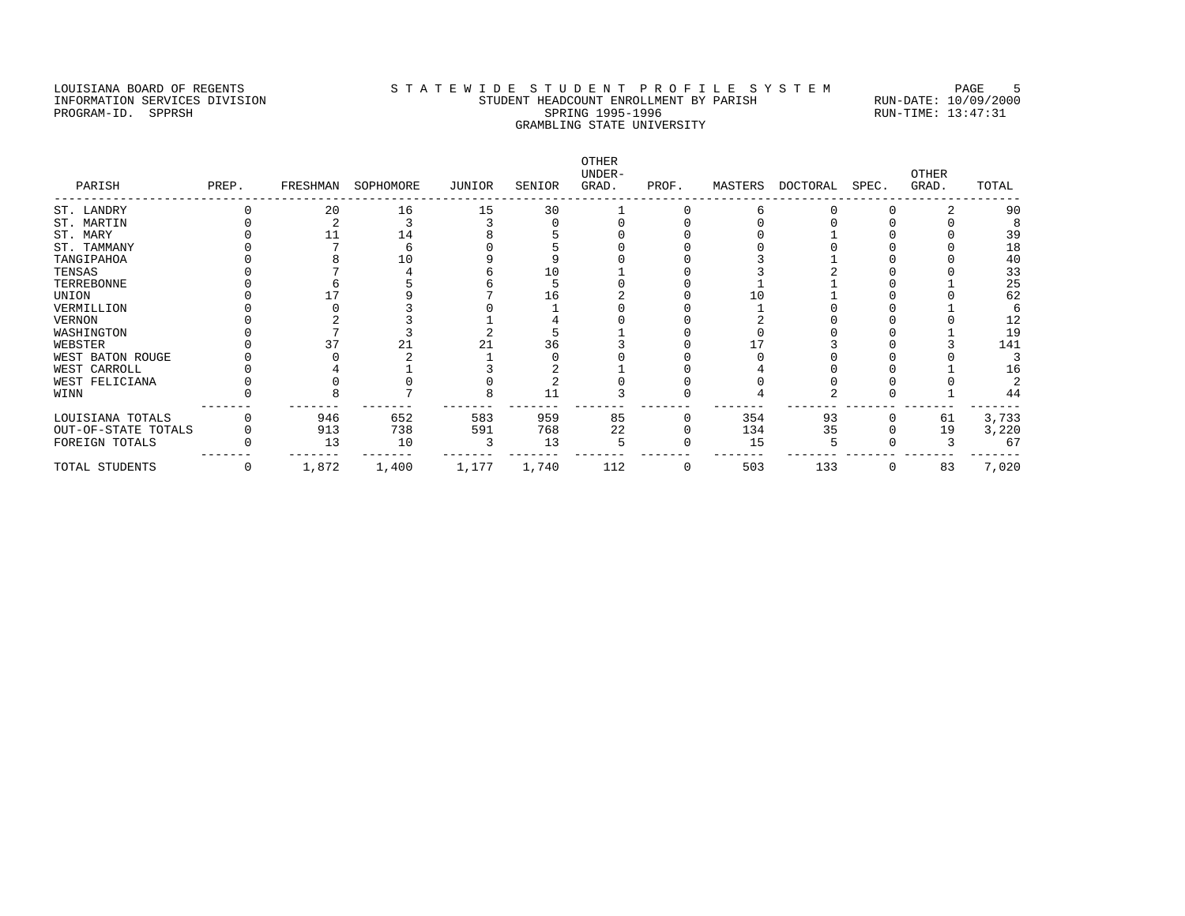LOUISIANA BOARD OF REGENTS
INFORMATION SERVICES DIVISION
PROGRAM-ID. SPPRSH

# STATEWIDE STUDENT PROFILE SYSTEM

## STUDENT HEADCOUNT ENROLLMENT BY PARISH
### SPRING 1995-1996
### GRAMBLING STATE UNIVERSITY

RUN-DATE: 10/09/2000
RUN-TIME: 13:47:31

| PARISH | PREP. | FRESHMAN | SOPHOMORE | JUNIOR | SENIOR | OTHER UNDER-GRAD. | PROF. | MASTERS | DOCTORAL | SPEC. | OTHER GRAD. | TOTAL |
|---|---|---|---|---|---|---|---|---|---|---|---|---|
| ST. LANDRY | 0 | 20 | 16 | 15 | 30 | 1 | 0 | 6 | 0 | 0 | 2 | 90 |
| ST. MARTIN | 0 | 2 | 3 | 3 | 0 | 0 | 0 | 0 | 0 | 0 | 0 | 8 |
| ST. MARY | 0 | 11 | 14 | 8 | 5 | 0 | 0 | 0 | 1 | 0 | 0 | 39 |
| ST. TAMMANY | 0 | 7 | 6 | 0 | 5 | 0 | 0 | 0 | 0 | 0 | 0 | 18 |
| TANGIPAHOA | 0 | 8 | 10 | 9 | 9 | 0 | 0 | 3 | 1 | 0 | 0 | 40 |
| TENSAS | 0 | 7 | 4 | 6 | 10 | 1 | 0 | 3 | 2 | 0 | 0 | 33 |
| TERREBONNE | 0 | 6 | 5 | 6 | 5 | 0 | 0 | 1 | 1 | 0 | 1 | 25 |
| UNION | 0 | 17 | 9 | 7 | 16 | 2 | 0 | 10 | 1 | 0 | 0 | 62 |
| VERMILLION | 0 | 0 | 3 | 0 | 1 | 0 | 0 | 1 | 0 | 0 | 1 | 6 |
| VERNON | 0 | 2 | 3 | 1 | 4 | 0 | 0 | 2 | 0 | 0 | 0 | 12 |
| WASHINGTON | 0 | 7 | 3 | 2 | 5 | 1 | 0 | 0 | 0 | 0 | 1 | 19 |
| WEBSTER | 0 | 37 | 21 | 21 | 36 | 3 | 0 | 17 | 3 | 0 | 3 | 141 |
| WEST BATON ROUGE | 0 | 0 | 2 | 1 | 0 | 0 | 0 | 0 | 0 | 0 | 0 | 3 |
| WEST CARROLL | 0 | 4 | 1 | 3 | 2 | 1 | 0 | 4 | 0 | 0 | 1 | 16 |
| WEST FELICIANA | 0 | 0 | 0 | 0 | 2 | 0 | 0 | 0 | 0 | 0 | 0 | 2 |
| WINN | 0 | 8 | 7 | 8 | 11 | 3 | 0 | 4 | 2 | 0 | 1 | 44 |
| LOUISIANA TOTALS | 0 | 946 | 652 | 583 | 959 | 85 | 0 | 354 | 93 | 0 | 61 | 3,733 |
| OUT-OF-STATE TOTALS | 0 | 913 | 738 | 591 | 768 | 22 | 0 | 134 | 35 | 0 | 19 | 3,220 |
| FOREIGN TOTALS | 0 | 13 | 10 | 3 | 13 | 5 | 0 | 15 | 5 | 0 | 3 | 67 |
| TOTAL STUDENTS | 0 | 1,872 | 1,400 | 1,177 | 1,740 | 112 | 0 | 503 | 133 | 0 | 83 | 7,020 |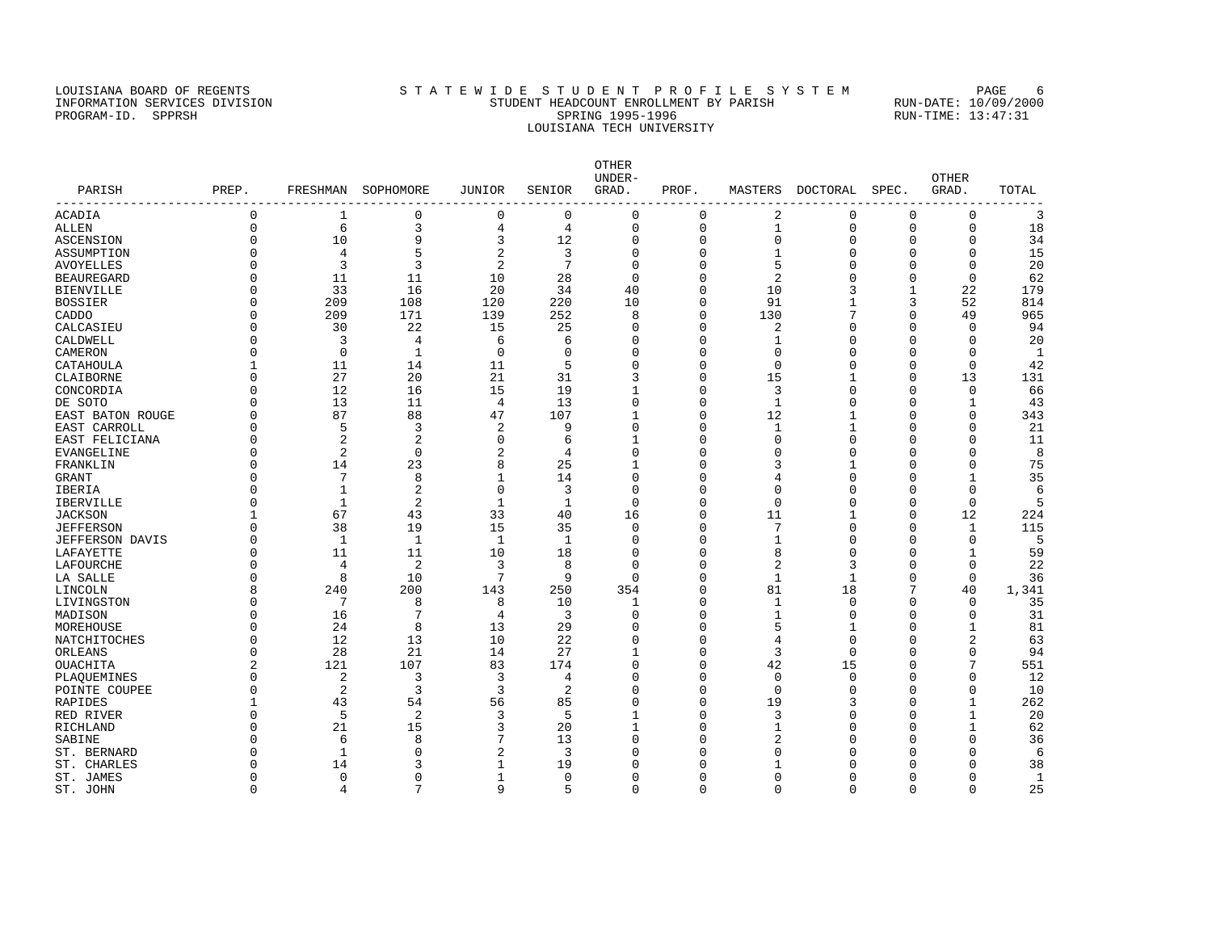LOUISIANA BOARD OF REGENTS — STATEWIDE STUDENT PROFILE SYSTEM
INFORMATION SERVICES DIVISION — STUDENT HEADCOUNT ENROLLMENT BY PARISH — RUN-DATE: 10/09/2000
PROGRAM-ID. SPPRSH — SPRING 1995-1996 — RUN-TIME: 13:47:31

LOUISIANA TECH UNIVERSITY

| PARISH | PREP. | FRESHMAN | SOPHOMORE | JUNIOR | SENIOR | OTHER UNDER-GRAD. | PROF. | MASTERS | DOCTORAL | SPEC. | OTHER GRAD. | TOTAL |
|---|---|---|---|---|---|---|---|---|---|---|---|---|
| ACADIA | 0 | 1 | 0 | 0 | 0 | 0 | 0 | 2 | 0 | 0 | 0 | 3 |
| ALLEN | 0 | 6 | 3 | 4 | 4 | 0 | 0 | 1 | 0 | 0 | 0 | 18 |
| ASCENSION | 0 | 10 | 9 | 3 | 12 | 0 | 0 | 0 | 0 | 0 | 0 | 34 |
| ASSUMPTION | 0 | 4 | 5 | 2 | 3 | 0 | 0 | 1 | 0 | 0 | 0 | 15 |
| AVOYELLES | 0 | 3 | 3 | 2 | 7 | 0 | 0 | 5 | 0 | 0 | 0 | 20 |
| BEAUREGARD | 0 | 11 | 11 | 10 | 28 | 0 | 0 | 2 | 0 | 0 | 0 | 62 |
| BIENVILLE | 0 | 33 | 16 | 20 | 34 | 40 | 0 | 10 | 3 | 1 | 22 | 179 |
| BOSSIER | 0 | 209 | 108 | 120 | 220 | 10 | 0 | 91 | 1 | 3 | 52 | 814 |
| CADDO | 0 | 209 | 171 | 139 | 252 | 8 | 0 | 130 | 7 | 0 | 49 | 965 |
| CALCASIEU | 0 | 30 | 22 | 15 | 25 | 0 | 0 | 2 | 0 | 0 | 0 | 94 |
| CALDWELL | 0 | 3 | 4 | 6 | 6 | 0 | 0 | 1 | 0 | 0 | 0 | 20 |
| CAMERON | 0 | 0 | 1 | 0 | 0 | 0 | 0 | 0 | 0 | 0 | 0 | 1 |
| CATAHOULA | 1 | 11 | 14 | 11 | 5 | 0 | 0 | 0 | 0 | 0 | 0 | 42 |
| CLAIBORNE | 0 | 27 | 20 | 21 | 31 | 3 | 0 | 15 | 1 | 0 | 13 | 131 |
| CONCORDIA | 0 | 12 | 16 | 15 | 19 | 1 | 0 | 3 | 0 | 0 | 0 | 66 |
| DE SOTO | 0 | 13 | 11 | 4 | 13 | 0 | 0 | 1 | 0 | 0 | 1 | 43 |
| EAST BATON ROUGE | 0 | 87 | 88 | 47 | 107 | 1 | 0 | 12 | 1 | 0 | 0 | 343 |
| EAST CARROLL | 0 | 5 | 3 | 2 | 9 | 0 | 0 | 1 | 1 | 0 | 0 | 21 |
| EAST FELICIANA | 0 | 2 | 2 | 0 | 6 | 1 | 0 | 0 | 0 | 0 | 0 | 11 |
| EVANGELINE | 0 | 2 | 0 | 2 | 4 | 0 | 0 | 0 | 0 | 0 | 0 | 8 |
| FRANKLIN | 0 | 14 | 23 | 8 | 25 | 1 | 0 | 3 | 1 | 0 | 0 | 75 |
| GRANT | 0 | 7 | 8 | 1 | 14 | 0 | 0 | 4 | 0 | 0 | 1 | 35 |
| IBERIA | 0 | 1 | 2 | 0 | 3 | 0 | 0 | 0 | 0 | 0 | 0 | 6 |
| IBERVILLE | 0 | 1 | 2 | 1 | 1 | 0 | 0 | 0 | 0 | 0 | 0 | 5 |
| JACKSON | 1 | 67 | 43 | 33 | 40 | 16 | 0 | 11 | 1 | 0 | 12 | 224 |
| JEFFERSON | 0 | 38 | 19 | 15 | 35 | 0 | 0 | 7 | 0 | 0 | 1 | 115 |
| JEFFERSON DAVIS | 0 | 1 | 1 | 1 | 1 | 0 | 0 | 1 | 0 | 0 | 0 | 5 |
| LAFAYETTE | 0 | 11 | 11 | 10 | 18 | 0 | 0 | 8 | 0 | 0 | 1 | 59 |
| LAFOURCHE | 0 | 4 | 2 | 3 | 8 | 0 | 0 | 2 | 3 | 0 | 0 | 22 |
| LA SALLE | 0 | 8 | 10 | 7 | 9 | 0 | 0 | 1 | 1 | 0 | 0 | 36 |
| LINCOLN | 8 | 240 | 200 | 143 | 250 | 354 | 0 | 81 | 18 | 7 | 40 | 1,341 |
| LIVINGSTON | 0 | 7 | 8 | 8 | 10 | 1 | 0 | 1 | 0 | 0 | 0 | 35 |
| MADISON | 0 | 16 | 7 | 4 | 3 | 0 | 0 | 1 | 0 | 0 | 0 | 31 |
| MOREHOUSE | 0 | 24 | 8 | 13 | 29 | 0 | 0 | 5 | 1 | 0 | 1 | 81 |
| NATCHITOCHES | 0 | 12 | 13 | 10 | 22 | 0 | 0 | 4 | 0 | 0 | 2 | 63 |
| ORLEANS | 0 | 28 | 21 | 14 | 27 | 1 | 0 | 3 | 0 | 0 | 0 | 94 |
| OUACHITA | 2 | 121 | 107 | 83 | 174 | 0 | 0 | 42 | 15 | 0 | 7 | 551 |
| PLAQUEMINES | 0 | 2 | 3 | 3 | 4 | 0 | 0 | 0 | 0 | 0 | 0 | 12 |
| POINTE COUPEE | 0 | 2 | 3 | 3 | 2 | 0 | 0 | 0 | 0 | 0 | 0 | 10 |
| RAPIDES | 1 | 43 | 54 | 56 | 85 | 0 | 0 | 19 | 3 | 0 | 1 | 262 |
| RED RIVER | 0 | 5 | 2 | 3 | 5 | 1 | 0 | 3 | 0 | 0 | 1 | 20 |
| RICHLAND | 0 | 21 | 15 | 3 | 20 | 1 | 0 | 1 | 0 | 0 | 1 | 62 |
| SABINE | 0 | 6 | 8 | 7 | 13 | 0 | 0 | 2 | 0 | 0 | 0 | 36 |
| ST. BERNARD | 0 | 1 | 0 | 2 | 3 | 0 | 0 | 0 | 0 | 0 | 0 | 6 |
| ST. CHARLES | 0 | 14 | 3 | 1 | 19 | 0 | 0 | 1 | 0 | 0 | 0 | 38 |
| ST. JAMES | 0 | 0 | 0 | 1 | 0 | 0 | 0 | 0 | 0 | 0 | 0 | 1 |
| ST. JOHN | 0 | 4 | 7 | 9 | 5 | 0 | 0 | 0 | 0 | 0 | 0 | 25 |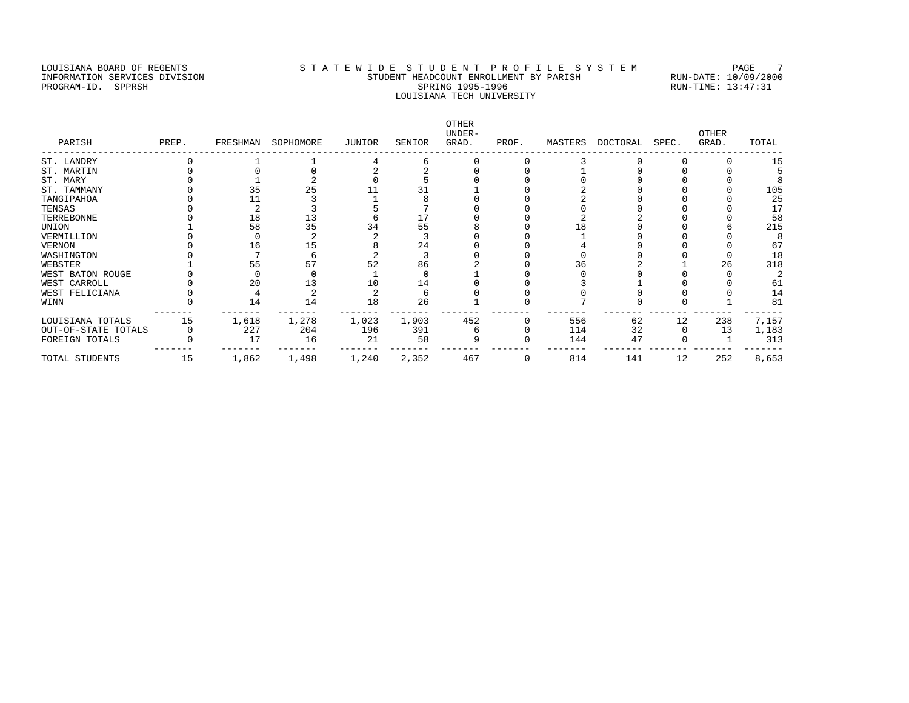LOUISIANA BOARD OF REGENTS
INFORMATION SERVICES DIVISION
PROGRAM-ID. SPPRSH

STATEWIDE STUDENT PROFILE SYSTEM
STUDENT HEADCOUNT ENROLLMENT BY PARISH
SPRING 1995-1996
LOUISIANA TECH UNIVERSITY

RUN-DATE: 10/09/2000
RUN-TIME: 13:47:31

| PARISH | PREP. | FRESHMAN | SOPHOMORE | JUNIOR | SENIOR | OTHER UNDER-GRAD. | PROF. | MASTERS | DOCTORAL | SPEC. | OTHER GRAD. | TOTAL |
|---|---|---|---|---|---|---|---|---|---|---|---|---|
| ST. LANDRY | 0 | 1 | 1 | 4 | 6 | 0 | 0 | 3 | 0 | 0 | 0 | 15 |
| ST. MARTIN | 0 | 0 | 0 | 2 | 2 | 0 | 0 | 1 | 0 | 0 | 0 | 5 |
| ST. MARY | 0 | 1 | 2 | 0 | 5 | 0 | 0 | 0 | 0 | 0 | 0 | 8 |
| ST. TAMMANY | 0 | 35 | 25 | 11 | 31 | 1 | 0 | 2 | 0 | 0 | 0 | 105 |
| TANGIPAHOA | 0 | 11 | 3 | 1 | 8 | 0 | 0 | 2 | 0 | 0 | 0 | 25 |
| TENSAS | 0 | 2 | 3 | 5 | 7 | 0 | 0 | 0 | 0 | 0 | 0 | 17 |
| TERREBONNE | 0 | 18 | 13 | 6 | 17 | 0 | 0 | 2 | 2 | 0 | 0 | 58 |
| UNION | 1 | 58 | 35 | 34 | 55 | 8 | 0 | 18 | 0 | 0 | 6 | 215 |
| VERMILLION | 0 | 0 | 2 | 2 | 3 | 0 | 0 | 1 | 0 | 0 | 0 | 8 |
| VERNON | 0 | 16 | 15 | 8 | 24 | 0 | 0 | 4 | 0 | 0 | 0 | 67 |
| WASHINGTON | 0 | 7 | 6 | 2 | 3 | 0 | 0 | 0 | 0 | 0 | 0 | 18 |
| WEBSTER | 1 | 55 | 57 | 52 | 86 | 2 | 0 | 36 | 2 | 1 | 26 | 318 |
| WEST BATON ROUGE | 0 | 0 | 0 | 1 | 0 | 1 | 0 | 0 | 0 | 0 | 0 | 2 |
| WEST CARROLL | 0 | 20 | 13 | 10 | 14 | 0 | 0 | 3 | 1 | 0 | 0 | 61 |
| WEST FELICIANA | 0 | 4 | 2 | 2 | 6 | 0 | 0 | 0 | 0 | 0 | 0 | 14 |
| WINN | 0 | 14 | 14 | 18 | 26 | 1 | 0 | 7 | 0 | 0 | 1 | 81 |
| LOUISIANA TOTALS | 15 | 1,618 | 1,278 | 1,023 | 1,903 | 452 | 0 | 556 | 62 | 12 | 238 | 7,157 |
| OUT-OF-STATE TOTALS | 0 | 227 | 204 | 196 | 391 | 6 | 0 | 114 | 32 | 0 | 13 | 1,183 |
| FOREIGN TOTALS | 0 | 17 | 16 | 21 | 58 | 9 | 0 | 144 | 47 | 0 | 1 | 313 |
| TOTAL STUDENTS | 15 | 1,862 | 1,498 | 1,240 | 2,352 | 467 | 0 | 814 | 141 | 12 | 252 | 8,653 |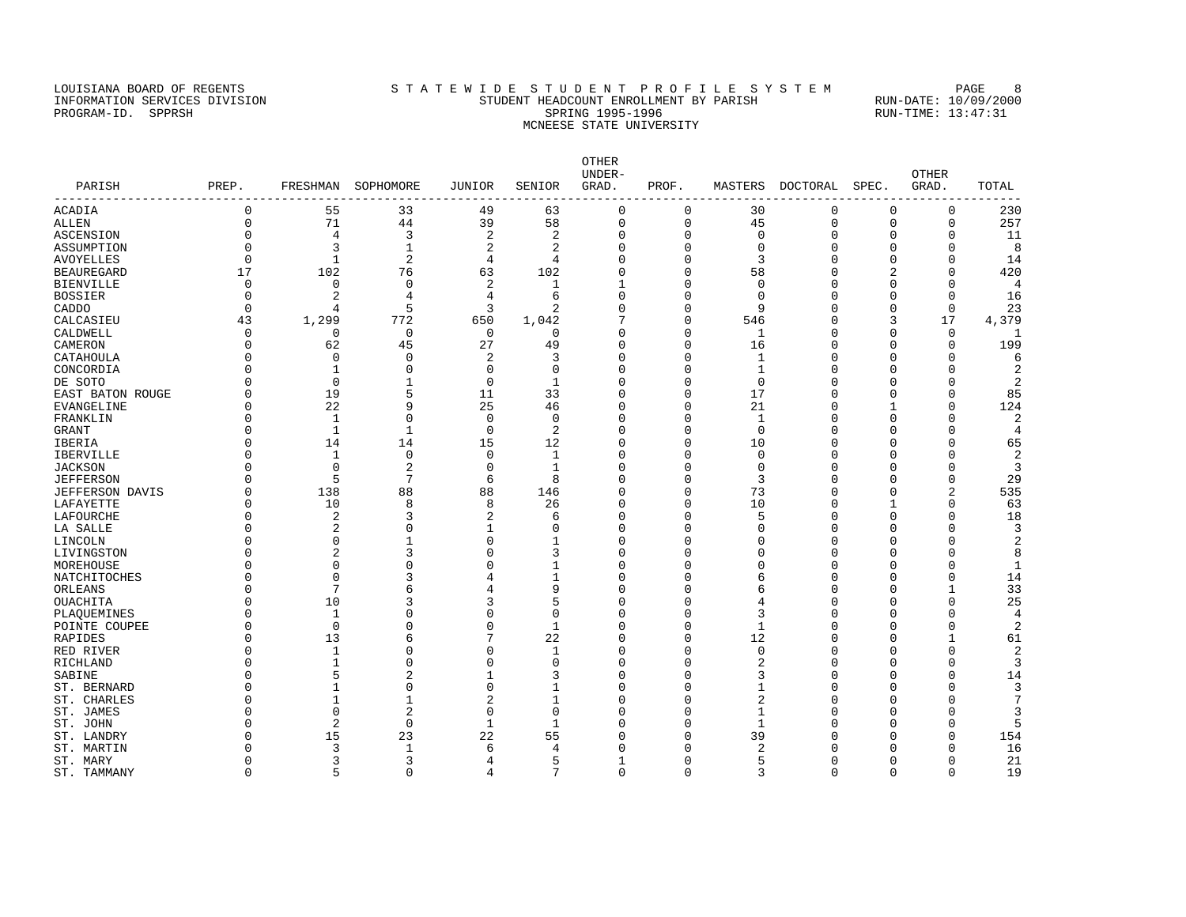LOUISIANA BOARD OF REGENTS — STATEWIDE STUDENT PROFILE SYSTEM
INFORMATION SERVICES DIVISION — STUDENT HEADCOUNT ENROLLMENT BY PARISH — RUN-DATE: 10/09/2000
PROGRAM-ID. SPPRSH — SPRING 1995-1996 — RUN-TIME: 13:47:31

## MCNEESE STATE UNIVERSITY

| PARISH | PREP. | FRESHMAN | SOPHOMORE | JUNIOR | SENIOR | OTHER UNDER-GRAD. | PROF. | MASTERS | DOCTORAL | SPEC. | OTHER GRAD. | TOTAL |
|---|---|---|---|---|---|---|---|---|---|---|---|---|
| ACADIA | 0 | 55 | 33 | 49 | 63 | 0 | 0 | 30 | 0 | 0 | 0 | 230 |
| ALLEN | 0 | 71 | 44 | 39 | 58 | 0 | 0 | 45 | 0 | 0 | 0 | 257 |
| ASCENSION | 0 | 4 | 3 | 2 | 2 | 0 | 0 | 0 | 0 | 0 | 0 | 11 |
| ASSUMPTION | 0 | 3 | 1 | 2 | 2 | 0 | 0 | 0 | 0 | 0 | 0 | 8 |
| AVOYELLES | 0 | 1 | 2 | 4 | 4 | 0 | 0 | 3 | 0 | 0 | 0 | 14 |
| BEAUREGARD | 17 | 102 | 76 | 63 | 102 | 0 | 0 | 58 | 0 | 2 | 0 | 420 |
| BIENVILLE | 0 | 0 | 0 | 2 | 1 | 1 | 0 | 0 | 0 | 0 | 0 | 4 |
| BOSSIER | 0 | 2 | 4 | 4 | 6 | 0 | 0 | 0 | 0 | 0 | 0 | 16 |
| CADDO | 0 | 4 | 5 | 3 | 2 | 0 | 0 | 9 | 0 | 0 | 0 | 23 |
| CALCASIEU | 43 | 1,299 | 772 | 650 | 1,042 | 7 | 0 | 546 | 0 | 3 | 17 | 4,379 |
| CALDWELL | 0 | 0 | 0 | 0 | 0 | 0 | 0 | 1 | 0 | 0 | 0 | 1 |
| CAMERON | 0 | 62 | 45 | 27 | 49 | 0 | 0 | 16 | 0 | 0 | 0 | 199 |
| CATAHOULA | 0 | 0 | 0 | 2 | 3 | 0 | 0 | 1 | 0 | 0 | 0 | 6 |
| CONCORDIA | 0 | 1 | 0 | 0 | 0 | 0 | 0 | 1 | 0 | 0 | 0 | 2 |
| DE SOTO | 0 | 0 | 1 | 0 | 1 | 0 | 0 | 0 | 0 | 0 | 0 | 2 |
| EAST BATON ROUGE | 0 | 19 | 5 | 11 | 33 | 0 | 0 | 17 | 0 | 0 | 0 | 85 |
| EVANGELINE | 0 | 22 | 9 | 25 | 46 | 0 | 0 | 21 | 0 | 1 | 0 | 124 |
| FRANKLIN | 0 | 1 | 0 | 0 | 0 | 0 | 0 | 1 | 0 | 0 | 0 | 2 |
| GRANT | 0 | 1 | 1 | 0 | 2 | 0 | 0 | 0 | 0 | 0 | 0 | 4 |
| IBERIA | 0 | 14 | 14 | 15 | 12 | 0 | 0 | 10 | 0 | 0 | 0 | 65 |
| IBERVILLE | 0 | 1 | 0 | 0 | 1 | 0 | 0 | 0 | 0 | 0 | 0 | 2 |
| JACKSON | 0 | 0 | 2 | 0 | 1 | 0 | 0 | 0 | 0 | 0 | 0 | 3 |
| JEFFERSON | 0 | 5 | 7 | 6 | 8 | 0 | 0 | 3 | 0 | 0 | 0 | 29 |
| JEFFERSON DAVIS | 0 | 138 | 88 | 88 | 146 | 0 | 0 | 73 | 0 | 0 | 2 | 535 |
| LAFAYETTE | 0 | 10 | 8 | 8 | 26 | 0 | 0 | 10 | 0 | 1 | 0 | 63 |
| LAFOURCHE | 0 | 2 | 3 | 2 | 6 | 0 | 0 | 5 | 0 | 0 | 0 | 18 |
| LA SALLE | 0 | 2 | 0 | 1 | 0 | 0 | 0 | 0 | 0 | 0 | 0 | 3 |
| LINCOLN | 0 | 0 | 1 | 0 | 1 | 0 | 0 | 0 | 0 | 0 | 0 | 2 |
| LIVINGSTON | 0 | 2 | 3 | 0 | 3 | 0 | 0 | 0 | 0 | 0 | 0 | 8 |
| MOREHOUSE | 0 | 0 | 0 | 0 | 1 | 0 | 0 | 0 | 0 | 0 | 0 | 1 |
| NATCHITOCHES | 0 | 0 | 3 | 4 | 1 | 0 | 0 | 6 | 0 | 0 | 0 | 14 |
| ORLEANS | 0 | 7 | 6 | 4 | 9 | 0 | 0 | 6 | 0 | 0 | 1 | 33 |
| OUACHITA | 0 | 10 | 3 | 3 | 5 | 0 | 0 | 4 | 0 | 0 | 0 | 25 |
| PLAQUEMINES | 0 | 1 | 0 | 0 | 0 | 0 | 0 | 3 | 0 | 0 | 0 | 4 |
| POINTE COUPEE | 0 | 0 | 0 | 0 | 1 | 0 | 0 | 1 | 0 | 0 | 0 | 2 |
| RAPIDES | 0 | 13 | 6 | 7 | 22 | 0 | 0 | 12 | 0 | 0 | 1 | 61 |
| RED RIVER | 0 | 1 | 0 | 0 | 1 | 0 | 0 | 0 | 0 | 0 | 0 | 2 |
| RICHLAND | 0 | 1 | 0 | 0 | 0 | 0 | 0 | 2 | 0 | 0 | 0 | 3 |
| SABINE | 0 | 5 | 2 | 1 | 3 | 0 | 0 | 3 | 0 | 0 | 0 | 14 |
| ST. BERNARD | 0 | 1 | 0 | 0 | 1 | 0 | 0 | 1 | 0 | 0 | 0 | 3 |
| ST. CHARLES | 0 | 1 | 1 | 2 | 1 | 0 | 0 | 2 | 0 | 0 | 0 | 7 |
| ST. JAMES | 0 | 0 | 2 | 0 | 0 | 0 | 0 | 1 | 0 | 0 | 0 | 3 |
| ST. JOHN | 0 | 2 | 0 | 1 | 1 | 0 | 0 | 1 | 0 | 0 | 0 | 5 |
| ST. LANDRY | 0 | 15 | 23 | 22 | 55 | 0 | 0 | 39 | 0 | 0 | 0 | 154 |
| ST. MARTIN | 0 | 3 | 1 | 6 | 4 | 0 | 0 | 2 | 0 | 0 | 0 | 16 |
| ST. MARY | 0 | 3 | 3 | 4 | 5 | 1 | 0 | 5 | 0 | 0 | 0 | 21 |
| ST. TAMMANY | 0 | 5 | 0 | 4 | 7 | 0 | 0 | 3 | 0 | 0 | 0 | 19 |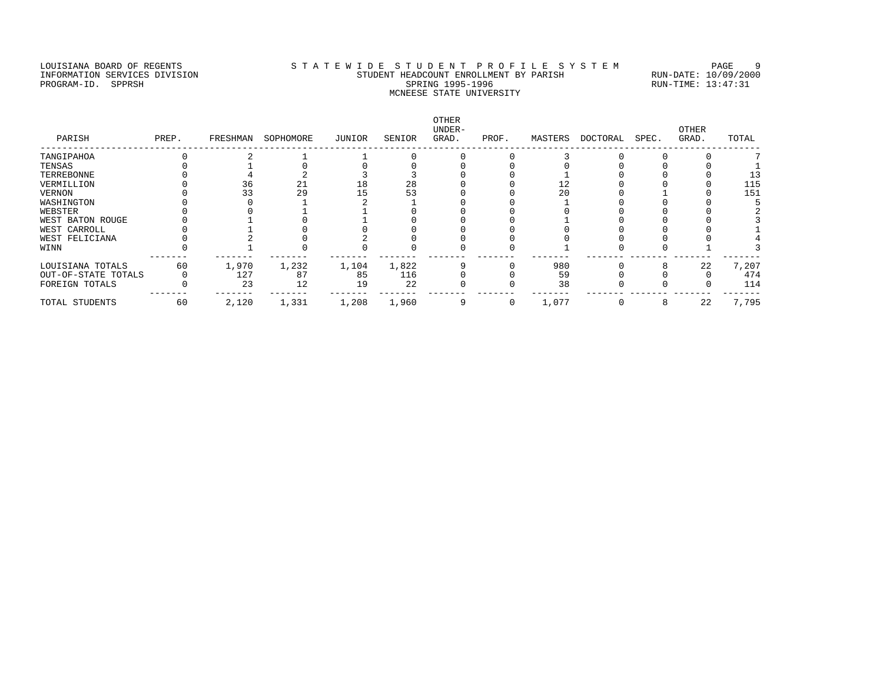LOUISIANA BOARD OF REGENTS
INFORMATION SERVICES DIVISION
PROGRAM-ID. SPPRSH

# S T A T E W I D E   S T U D E N T   P R O F I L E   S Y S T E M

STUDENT HEADCOUNT ENROLLMENT BY PARISH
SPRING 1995-1996
MCNEESE STATE UNIVERSITY

RUN-DATE: 10/09/2000
RUN-TIME: 13:47:31

| PARISH | PREP. | FRESHMAN | SOPHOMORE | JUNIOR | SENIOR | OTHER UNDER-GRAD. | PROF. | MASTERS | DOCTORAL | SPEC. | OTHER GRAD. | TOTAL |
|---|---|---|---|---|---|---|---|---|---|---|---|---|
| TANGIPAHOA | 0 | 2 | 1 | 1 | 0 | 0 | 0 | 3 | 0 | 0 | 0 | 7 |
| TENSAS | 0 | 1 | 0 | 0 | 0 | 0 | 0 | 0 | 0 | 0 | 0 | 1 |
| TERREBONNE | 0 | 4 | 2 | 3 | 3 | 0 | 0 | 1 | 0 | 0 | 0 | 13 |
| VERMILLION | 0 | 36 | 21 | 18 | 28 | 0 | 0 | 12 | 0 | 0 | 0 | 115 |
| VERNON | 0 | 33 | 29 | 15 | 53 | 0 | 0 | 20 | 0 | 1 | 0 | 151 |
| WASHINGTON | 0 | 0 | 1 | 2 | 1 | 0 | 0 | 1 | 0 | 0 | 0 | 5 |
| WEBSTER | 0 | 0 | 1 | 1 | 0 | 0 | 0 | 0 | 0 | 0 | 0 | 2 |
| WEST BATON ROUGE | 0 | 1 | 0 | 1 | 0 | 0 | 0 | 1 | 0 | 0 | 0 | 3 |
| WEST CARROLL | 0 | 1 | 0 | 0 | 0 | 0 | 0 | 0 | 0 | 0 | 0 | 1 |
| WEST FELICIANA | 0 | 2 | 0 | 2 | 0 | 0 | 0 | 0 | 0 | 0 | 0 | 4 |
| WINN | 0 | 1 | 0 | 0 | 0 | 0 | 0 | 1 | 0 | 0 | 1 | 3 |
| LOUISIANA TOTALS | 60 | 1,970 | 1,232 | 1,104 | 1,822 | 9 | 0 | 980 | 0 | 8 | 22 | 7,207 |
| OUT-OF-STATE TOTALS | 0 | 127 | 87 | 85 | 116 | 0 | 0 | 59 | 0 | 0 | 0 | 474 |
| FOREIGN TOTALS | 0 | 23 | 12 | 19 | 22 | 0 | 0 | 38 | 0 | 0 | 0 | 114 |
| TOTAL STUDENTS | 60 | 2,120 | 1,331 | 1,208 | 1,960 | 9 | 0 | 1,077 | 0 | 8 | 22 | 7,795 |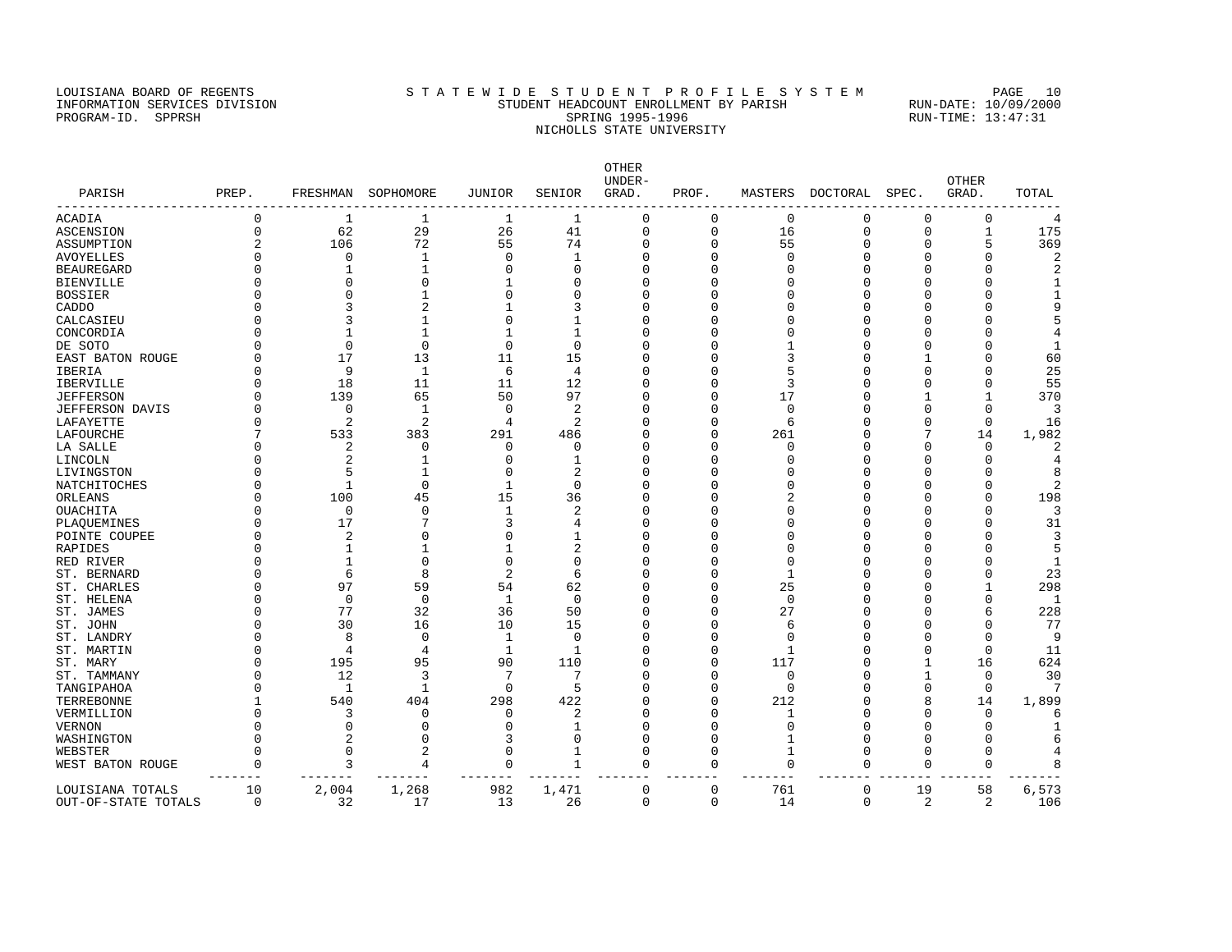LOUISIANA BOARD OF REGENTS
INFORMATION SERVICES DIVISION
PROGRAM-ID. SPPRSH

STATEWIDE STUDENT PROFILE SYSTEM
STUDENT HEADCOUNT ENROLLMENT BY PARISH
SPRING 1995-1996
NICHOLLS STATE UNIVERSITY

RUN-DATE: 10/09/2000
RUN-TIME: 13:47:31

| PARISH | PREP. | FRESHMAN | SOPHOMORE | JUNIOR | SENIOR | OTHER UNDER-GRAD. | PROF. | MASTERS | DOCTORAL | SPEC. | OTHER GRAD. | TOTAL |
|---|---|---|---|---|---|---|---|---|---|---|---|---|
| ACADIA | 0 | 1 | 1 | 1 | 1 | 0 | 0 | 0 | 0 | 0 | 0 | 4 |
| ASCENSION | 0 | 62 | 29 | 26 | 41 | 0 | 0 | 16 | 0 | 0 | 1 | 175 |
| ASSUMPTION | 2 | 106 | 72 | 55 | 74 | 0 | 0 | 55 | 0 | 0 | 5 | 369 |
| AVOYELLES | 0 | 0 | 1 | 0 | 1 | 0 | 0 | 0 | 0 | 0 | 0 | 2 |
| BEAUREGARD | 0 | 1 | 1 | 0 | 0 | 0 | 0 | 0 | 0 | 0 | 0 | 2 |
| BIENVILLE | 0 | 0 | 0 | 1 | 0 | 0 | 0 | 0 | 0 | 0 | 0 | 1 |
| BOSSIER | 0 | 0 | 1 | 0 | 0 | 0 | 0 | 0 | 0 | 0 | 0 | 1 |
| CADDO | 0 | 3 | 2 | 1 | 3 | 0 | 0 | 0 | 0 | 0 | 0 | 9 |
| CALCASIEU | 0 | 3 | 1 | 0 | 1 | 0 | 0 | 0 | 0 | 0 | 0 | 5 |
| CONCORDIA | 0 | 1 | 1 | 1 | 1 | 0 | 0 | 0 | 0 | 0 | 0 | 4 |
| DE SOTO | 0 | 0 | 0 | 0 | 0 | 0 | 0 | 1 | 0 | 0 | 0 | 1 |
| EAST BATON ROUGE | 0 | 17 | 13 | 11 | 15 | 0 | 0 | 3 | 0 | 1 | 0 | 60 |
| IBERIA | 0 | 9 | 1 | 6 | 4 | 0 | 0 | 5 | 0 | 0 | 0 | 25 |
| IBERVILLE | 0 | 18 | 11 | 11 | 12 | 0 | 0 | 3 | 0 | 0 | 0 | 55 |
| JEFFERSON | 0 | 139 | 65 | 50 | 97 | 0 | 0 | 17 | 0 | 1 | 1 | 370 |
| JEFFERSON DAVIS | 0 | 0 | 1 | 0 | 2 | 0 | 0 | 0 | 0 | 0 | 0 | 3 |
| LAFAYETTE | 0 | 2 | 2 | 4 | 2 | 0 | 0 | 6 | 0 | 0 | 0 | 16 |
| LAFOURCHE | 7 | 533 | 383 | 291 | 486 | 0 | 0 | 261 | 0 | 7 | 14 | 1,982 |
| LA SALLE | 0 | 2 | 0 | 0 | 0 | 0 | 0 | 0 | 0 | 0 | 0 | 2 |
| LINCOLN | 0 | 2 | 1 | 0 | 1 | 0 | 0 | 0 | 0 | 0 | 0 | 4 |
| LIVINGSTON | 0 | 5 | 1 | 0 | 2 | 0 | 0 | 0 | 0 | 0 | 0 | 8 |
| NATCHITOCHES | 0 | 1 | 0 | 1 | 0 | 0 | 0 | 0 | 0 | 0 | 0 | 2 |
| ORLEANS | 0 | 100 | 45 | 15 | 36 | 0 | 0 | 2 | 0 | 0 | 0 | 198 |
| OUACHITA | 0 | 0 | 0 | 1 | 2 | 0 | 0 | 0 | 0 | 0 | 0 | 3 |
| PLAQUEMINES | 0 | 17 | 7 | 3 | 4 | 0 | 0 | 0 | 0 | 0 | 0 | 31 |
| POINTE COUPEE | 0 | 2 | 0 | 0 | 1 | 0 | 0 | 0 | 0 | 0 | 0 | 3 |
| RAPIDES | 0 | 1 | 1 | 1 | 2 | 0 | 0 | 0 | 0 | 0 | 0 | 5 |
| RED RIVER | 0 | 1 | 0 | 0 | 0 | 0 | 0 | 0 | 0 | 0 | 0 | 1 |
| ST. BERNARD | 0 | 6 | 8 | 2 | 6 | 0 | 0 | 1 | 0 | 0 | 0 | 23 |
| ST. CHARLES | 0 | 97 | 59 | 54 | 62 | 0 | 0 | 25 | 0 | 0 | 1 | 298 |
| ST. HELENA | 0 | 0 | 0 | 1 | 0 | 0 | 0 | 0 | 0 | 0 | 0 | 1 |
| ST. JAMES | 0 | 77 | 32 | 36 | 50 | 0 | 0 | 27 | 0 | 0 | 6 | 228 |
| ST. JOHN | 0 | 30 | 16 | 10 | 15 | 0 | 0 | 6 | 0 | 0 | 0 | 77 |
| ST. LANDRY | 0 | 8 | 0 | 1 | 0 | 0 | 0 | 0 | 0 | 0 | 0 | 9 |
| ST. MARTIN | 0 | 4 | 4 | 1 | 1 | 0 | 0 | 1 | 0 | 0 | 0 | 11 |
| ST. MARY | 0 | 195 | 95 | 90 | 110 | 0 | 0 | 117 | 0 | 1 | 16 | 624 |
| ST. TAMMANY | 0 | 12 | 3 | 7 | 7 | 0 | 0 | 0 | 0 | 1 | 0 | 30 |
| TANGIPAHOA | 0 | 1 | 1 | 0 | 5 | 0 | 0 | 0 | 0 | 0 | 0 | 7 |
| TERREBONNE | 1 | 540 | 404 | 298 | 422 | 0 | 0 | 212 | 0 | 8 | 14 | 1,899 |
| VERMILLION | 0 | 3 | 0 | 0 | 2 | 0 | 0 | 1 | 0 | 0 | 0 | 6 |
| VERNON | 0 | 0 | 0 | 0 | 1 | 0 | 0 | 0 | 0 | 0 | 0 | 1 |
| WASHINGTON | 0 | 2 | 0 | 3 | 0 | 0 | 0 | 1 | 0 | 0 | 0 | 6 |
| WEBSTER | 0 | 0 | 2 | 0 | 1 | 0 | 0 | 1 | 0 | 0 | 0 | 4 |
| WEST BATON ROUGE | 0 | 3 | 4 | 0 | 1 | 0 | 0 | 0 | 0 | 0 | 0 | 8 |
| LOUISIANA TOTALS | 10 | 2,004 | 1,268 | 982 | 1,471 | 0 | 0 | 761 | 0 | 19 | 58 | 6,573 |
| OUT-OF-STATE TOTALS | 0 | 32 | 17 | 13 | 26 | 0 | 0 | 14 | 0 | 2 | 2 | 106 |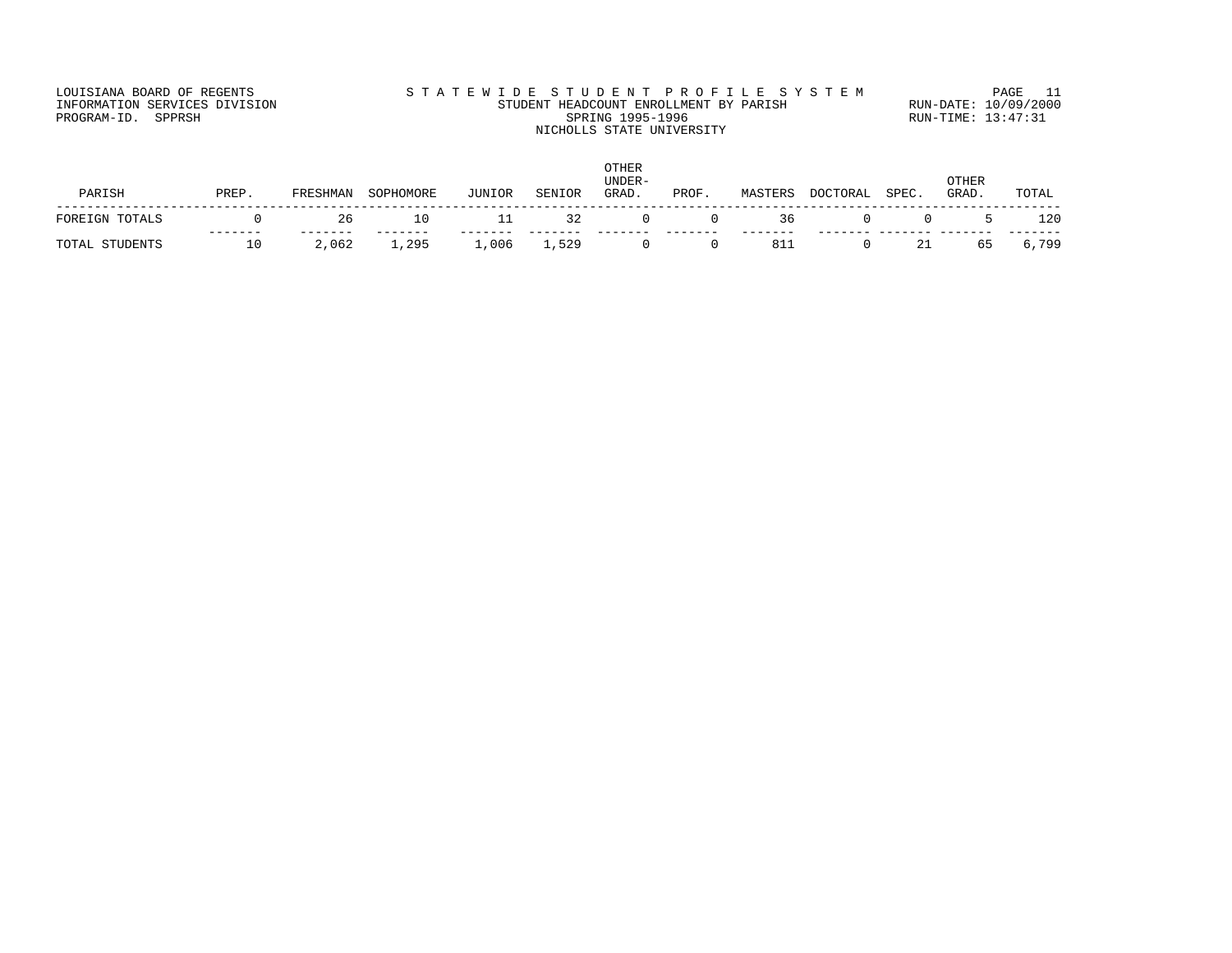LOUISIANA BOARD OF REGENTS
INFORMATION SERVICES DIVISION
PROGRAM-ID. SPPRSH

# STATEWIDE STUDENT PROFILE SYSTEM
## STUDENT HEADCOUNT ENROLLMENT BY PARISH
### SPRING 1995-1996
### NICHOLLS STATE UNIVERSITY

RUN-DATE: 10/09/2000
RUN-TIME: 13:47:31

| PARISH | PREP. | FRESHMAN | SOPHOMORE | JUNIOR | SENIOR | OTHER UNDER-GRAD. | PROF. | MASTERS | DOCTORAL | SPEC. | OTHER GRAD. | TOTAL |
|---|---|---|---|---|---|---|---|---|---|---|---|---|
| FOREIGN TOTALS | 0 | 26 | 10 | 11 | 32 | 0 | 0 | 36 | 0 | 0 | 5 | 120 |
| TOTAL STUDENTS | 10 | 2,062 | 1,295 | 1,006 | 1,529 | 0 | 0 | 811 | 0 | 21 | 65 | 6,799 |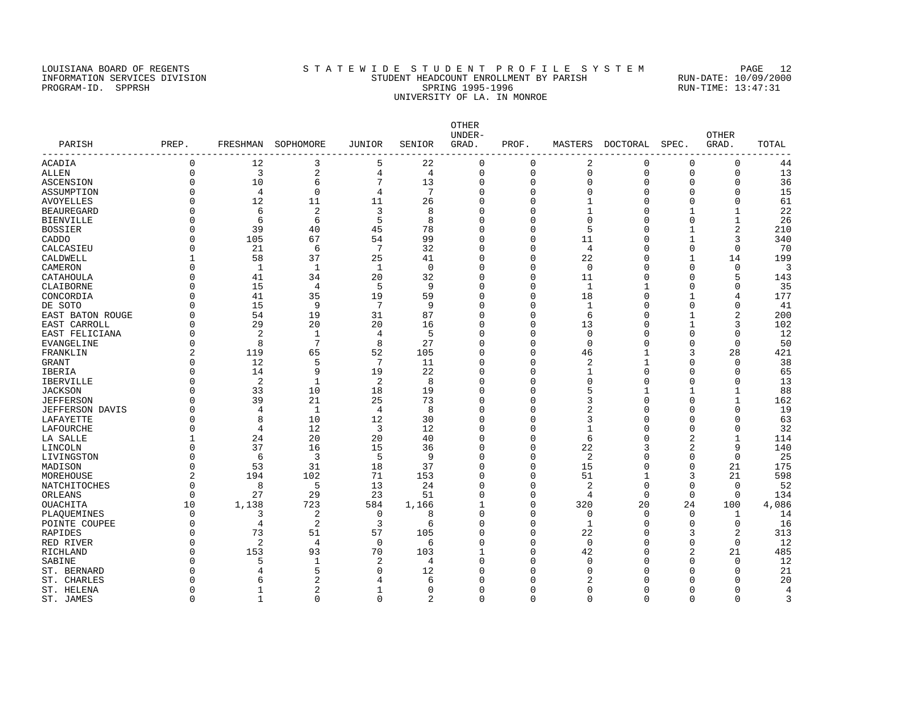LOUISIANA BOARD OF REGENTS
INFORMATION SERVICES DIVISION
PROGRAM-ID. SPPRSH

# STATEWIDE STUDENT PROFILE SYSTEM

STUDENT HEADCOUNT ENROLLMENT BY PARISH
SPRING 1995-1996
UNIVERSITY OF LA. IN MONROE

RUN-DATE: 10/09/2000
RUN-TIME: 13:47:31

| PARISH | PREP. | FRESHMAN | SOPHOMORE | JUNIOR | SENIOR | OTHER UNDER-GRAD. | PROF. | MASTERS | DOCTORAL | SPEC. | OTHER GRAD. | TOTAL |
|---|---|---|---|---|---|---|---|---|---|---|---|---|
| ACADIA | 0 | 12 | 3 | 5 | 22 | 0 | 0 | 2 | 0 | 0 | 0 | 44 |
| ALLEN | 0 | 3 | 2 | 4 | 4 | 0 | 0 | 0 | 0 | 0 | 0 | 13 |
| ASCENSION | 0 | 10 | 6 | 7 | 13 | 0 | 0 | 0 | 0 | 0 | 0 | 36 |
| ASSUMPTION | 0 | 4 | 0 | 4 | 7 | 0 | 0 | 0 | 0 | 0 | 0 | 15 |
| AVOYELLES | 0 | 12 | 11 | 11 | 26 | 0 | 0 | 1 | 0 | 0 | 0 | 61 |
| BEAUREGARD | 0 | 6 | 2 | 3 | 8 | 0 | 0 | 1 | 0 | 1 | 1 | 22 |
| BIENVILLE | 0 | 6 | 6 | 5 | 8 | 0 | 0 | 0 | 0 | 0 | 1 | 26 |
| BOSSIER | 0 | 39 | 40 | 45 | 78 | 0 | 0 | 5 | 0 | 1 | 2 | 210 |
| CADDO | 0 | 105 | 67 | 54 | 99 | 0 | 0 | 11 | 0 | 1 | 3 | 340 |
| CALCASIEU | 0 | 21 | 6 | 7 | 32 | 0 | 0 | 4 | 0 | 0 | 0 | 70 |
| CALDWELL | 1 | 58 | 37 | 25 | 41 | 0 | 0 | 22 | 0 | 1 | 14 | 199 |
| CAMERON | 0 | 1 | 1 | 1 | 0 | 0 | 0 | 0 | 0 | 0 | 0 | 3 |
| CATAHOULA | 0 | 41 | 34 | 20 | 32 | 0 | 0 | 11 | 0 | 0 | 5 | 143 |
| CLAIBORNE | 0 | 15 | 4 | 5 | 9 | 0 | 0 | 1 | 1 | 0 | 0 | 35 |
| CONCORDIA | 0 | 41 | 35 | 19 | 59 | 0 | 0 | 18 | 0 | 1 | 4 | 177 |
| DE SOTO | 0 | 15 | 9 | 7 | 9 | 0 | 0 | 1 | 0 | 0 | 0 | 41 |
| EAST BATON ROUGE | 0 | 54 | 19 | 31 | 87 | 0 | 0 | 6 | 0 | 1 | 2 | 200 |
| EAST CARROLL | 0 | 29 | 20 | 20 | 16 | 0 | 0 | 13 | 0 | 1 | 3 | 102 |
| EAST FELICIANA | 0 | 2 | 1 | 4 | 5 | 0 | 0 | 0 | 0 | 0 | 0 | 12 |
| EVANGELINE | 0 | 8 | 7 | 8 | 27 | 0 | 0 | 0 | 0 | 0 | 0 | 50 |
| FRANKLIN | 2 | 119 | 65 | 52 | 105 | 0 | 0 | 46 | 1 | 3 | 28 | 421 |
| GRANT | 0 | 12 | 5 | 7 | 11 | 0 | 0 | 2 | 1 | 0 | 0 | 38 |
| IBERIA | 0 | 14 | 9 | 19 | 22 | 0 | 0 | 1 | 0 | 0 | 0 | 65 |
| IBERVILLE | 0 | 2 | 1 | 2 | 8 | 0 | 0 | 0 | 0 | 0 | 0 | 13 |
| JACKSON | 0 | 33 | 10 | 18 | 19 | 0 | 0 | 5 | 1 | 1 | 1 | 88 |
| JEFFERSON | 0 | 39 | 21 | 25 | 73 | 0 | 0 | 3 | 0 | 0 | 1 | 162 |
| JEFFERSON DAVIS | 0 | 4 | 1 | 4 | 8 | 0 | 0 | 2 | 0 | 0 | 0 | 19 |
| LAFAYETTE | 0 | 8 | 10 | 12 | 30 | 0 | 0 | 3 | 0 | 0 | 0 | 63 |
| LAFOURCHE | 0 | 4 | 12 | 3 | 12 | 0 | 0 | 1 | 0 | 0 | 0 | 32 |
| LA SALLE | 1 | 24 | 20 | 20 | 40 | 0 | 0 | 6 | 0 | 2 | 1 | 114 |
| LINCOLN | 0 | 37 | 16 | 15 | 36 | 0 | 0 | 22 | 3 | 2 | 9 | 140 |
| LIVINGSTON | 0 | 6 | 3 | 5 | 9 | 0 | 0 | 2 | 0 | 0 | 0 | 25 |
| MADISON | 0 | 53 | 31 | 18 | 37 | 0 | 0 | 15 | 0 | 0 | 21 | 175 |
| MOREHOUSE | 2 | 194 | 102 | 71 | 153 | 0 | 0 | 51 | 1 | 3 | 21 | 598 |
| NATCHITOCHES | 0 | 8 | 5 | 13 | 24 | 0 | 0 | 2 | 0 | 0 | 0 | 52 |
| ORLEANS | 0 | 27 | 29 | 23 | 51 | 0 | 0 | 4 | 0 | 0 | 0 | 134 |
| OUACHITA | 10 | 1,138 | 723 | 584 | 1,166 | 1 | 0 | 320 | 20 | 24 | 100 | 4,086 |
| PLAQUEMINES | 0 | 3 | 2 | 0 | 8 | 0 | 0 | 0 | 0 | 0 | 1 | 14 |
| POINTE COUPEE | 0 | 4 | 2 | 3 | 6 | 0 | 0 | 1 | 0 | 0 | 0 | 16 |
| RAPIDES | 0 | 73 | 51 | 57 | 105 | 0 | 0 | 22 | 0 | 3 | 2 | 313 |
| RED RIVER | 0 | 2 | 4 | 0 | 6 | 0 | 0 | 0 | 0 | 0 | 0 | 12 |
| RICHLAND | 0 | 153 | 93 | 70 | 103 | 1 | 0 | 42 | 0 | 2 | 21 | 485 |
| SABINE | 0 | 5 | 1 | 2 | 4 | 0 | 0 | 0 | 0 | 0 | 0 | 12 |
| ST. BERNARD | 0 | 4 | 5 | 0 | 12 | 0 | 0 | 0 | 0 | 0 | 0 | 21 |
| ST. CHARLES | 0 | 6 | 2 | 4 | 6 | 0 | 0 | 2 | 0 | 0 | 0 | 20 |
| ST. HELENA | 0 | 1 | 2 | 1 | 0 | 0 | 0 | 0 | 0 | 0 | 0 | 4 |
| ST. JAMES | 0 | 1 | 0 | 0 | 2 | 0 | 0 | 0 | 0 | 0 | 0 | 3 |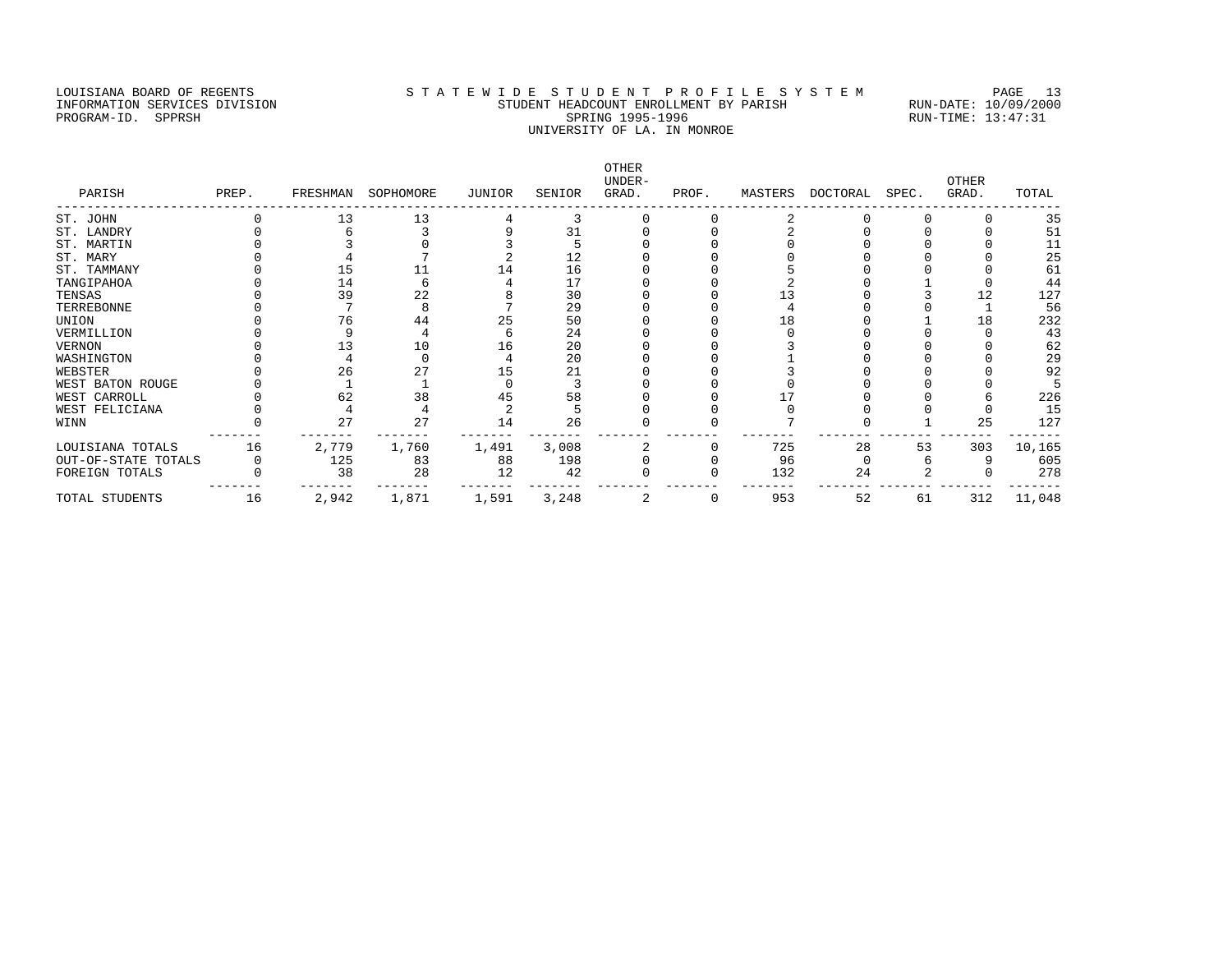LOUISIANA BOARD OF REGENTS — STATEWIDE STUDENT PROFILE SYSTEM
INFORMATION SERVICES DIVISION — STUDENT HEADCOUNT ENROLLMENT BY PARISH — RUN-DATE: 10/09/2000
PROGRAM-ID. SPPRSH — SPRING 1995-1996 — RUN-TIME: 13:47:31

UNIVERSITY OF LA. IN MONROE

| PARISH | PREP. | FRESHMAN | SOPHOMORE | JUNIOR | SENIOR | OTHER UNDER-GRAD. | PROF. | MASTERS | DOCTORAL | SPEC. | OTHER GRAD. | TOTAL |
|---|---|---|---|---|---|---|---|---|---|---|---|---|
| ST. JOHN | 0 | 13 | 13 | 4 | 3 | 0 | 0 | 2 | 0 | 0 | 0 | 35 |
| ST. LANDRY | 0 | 6 | 3 | 9 | 31 | 0 | 0 | 2 | 0 | 0 | 0 | 51 |
| ST. MARTIN | 0 | 3 | 0 | 3 | 5 | 0 | 0 | 0 | 0 | 0 | 0 | 11 |
| ST. MARY | 0 | 4 | 7 | 2 | 12 | 0 | 0 | 0 | 0 | 0 | 0 | 25 |
| ST. TAMMANY | 0 | 15 | 11 | 14 | 16 | 0 | 0 | 5 | 0 | 0 | 0 | 61 |
| TANGIPAHOA | 0 | 14 | 6 | 4 | 17 | 0 | 0 | 2 | 0 | 1 | 0 | 44 |
| TENSAS | 0 | 39 | 22 | 8 | 30 | 0 | 0 | 13 | 0 | 3 | 12 | 127 |
| TERREBONNE | 0 | 7 | 8 | 7 | 29 | 0 | 0 | 4 | 0 | 0 | 1 | 56 |
| UNION | 0 | 76 | 44 | 25 | 50 | 0 | 0 | 18 | 0 | 1 | 18 | 232 |
| VERMILLION | 0 | 9 | 4 | 6 | 24 | 0 | 0 | 0 | 0 | 0 | 0 | 43 |
| VERNON | 0 | 13 | 10 | 16 | 20 | 0 | 0 | 3 | 0 | 0 | 0 | 62 |
| WASHINGTON | 0 | 4 | 0 | 4 | 20 | 0 | 0 | 1 | 0 | 0 | 0 | 29 |
| WEBSTER | 0 | 26 | 27 | 15 | 21 | 0 | 0 | 3 | 0 | 0 | 0 | 92 |
| WEST BATON ROUGE | 0 | 1 | 1 | 0 | 3 | 0 | 0 | 0 | 0 | 0 | 0 | 5 |
| WEST CARROLL | 0 | 62 | 38 | 45 | 58 | 0 | 0 | 17 | 0 | 0 | 6 | 226 |
| WEST FELICIANA | 0 | 4 | 4 | 2 | 5 | 0 | 0 | 0 | 0 | 0 | 0 | 15 |
| WINN | 0 | 27 | 27 | 14 | 26 | 0 | 0 | 7 | 0 | 1 | 25 | 127 |
| LOUISIANA TOTALS | 16 | 2,779 | 1,760 | 1,491 | 3,008 | 2 | 0 | 725 | 28 | 53 | 303 | 10,165 |
| OUT-OF-STATE TOTALS | 0 | 125 | 83 | 88 | 198 | 0 | 0 | 96 | 0 | 6 | 9 | 605 |
| FOREIGN TOTALS | 0 | 38 | 28 | 12 | 42 | 0 | 0 | 132 | 24 | 2 | 0 | 278 |
| TOTAL STUDENTS | 16 | 2,942 | 1,871 | 1,591 | 3,248 | 2 | 0 | 953 | 52 | 61 | 312 | 11,048 |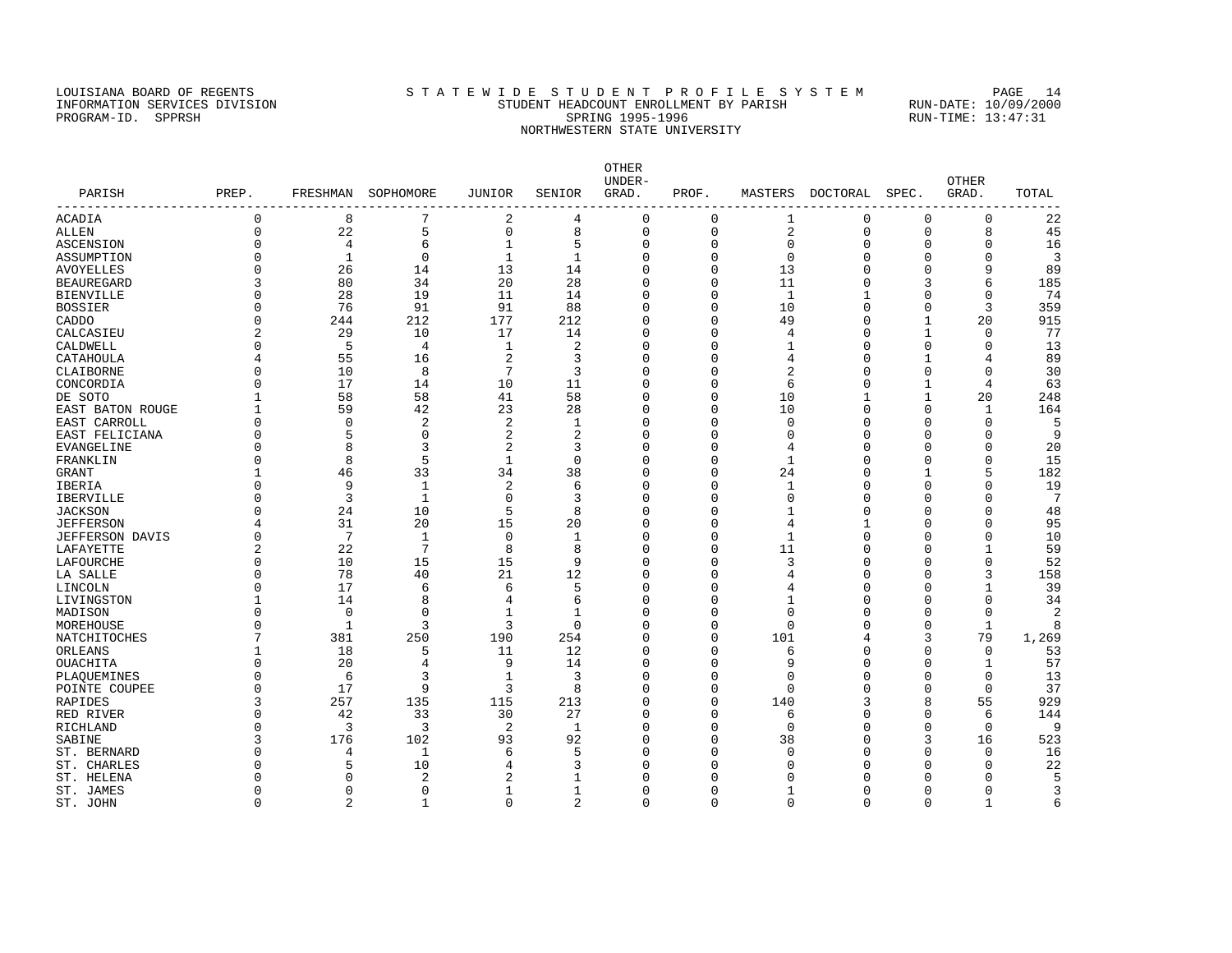LOUISIANA BOARD OF REGENTS — INFORMATION SERVICES DIVISION — PROGRAM-ID. SPPRSH

STATEWIDE STUDENT PROFILE SYSTEM
STUDENT HEADCOUNT ENROLLMENT BY PARISH
SPRING 1995-1996
NORTHWESTERN STATE UNIVERSITY

RUN-DATE: 10/09/2000 RUN-TIME: 13:47:31

| PARISH | PREP. | FRESHMAN | SOPHOMORE | JUNIOR | SENIOR | OTHER UNDER-GRAD. | PROF. | MASTERS | DOCTORAL | SPEC. | OTHER GRAD. | TOTAL |
|---|---|---|---|---|---|---|---|---|---|---|---|---|
| ACADIA | 0 | 8 | 7 | 2 | 4 | 0 | 0 | 1 | 0 | 0 | 0 | 22 |
| ALLEN | 0 | 22 | 5 | 0 | 8 | 0 | 0 | 2 | 0 | 0 | 8 | 45 |
| ASCENSION | 0 | 4 | 6 | 1 | 5 | 0 | 0 | 0 | 0 | 0 | 0 | 16 |
| ASSUMPTION | 0 | 1 | 0 | 1 | 1 | 0 | 0 | 0 | 0 | 0 | 0 | 3 |
| AVOYELLES | 0 | 26 | 14 | 13 | 14 | 0 | 0 | 13 | 0 | 0 | 9 | 89 |
| BEAUREGARD | 3 | 80 | 34 | 20 | 28 | 0 | 0 | 11 | 0 | 3 | 6 | 185 |
| BIENVILLE | 0 | 28 | 19 | 11 | 14 | 0 | 0 | 1 | 1 | 0 | 0 | 74 |
| BOSSIER | 0 | 76 | 91 | 91 | 88 | 0 | 0 | 10 | 0 | 0 | 3 | 359 |
| CADDO | 0 | 244 | 212 | 177 | 212 | 0 | 0 | 49 | 0 | 1 | 20 | 915 |
| CALCASIEU | 2 | 29 | 10 | 17 | 14 | 0 | 0 | 4 | 0 | 1 | 0 | 77 |
| CALDWELL | 0 | 5 | 4 | 1 | 2 | 0 | 0 | 1 | 0 | 0 | 0 | 13 |
| CATAHOULA | 4 | 55 | 16 | 2 | 3 | 0 | 0 | 4 | 0 | 1 | 4 | 89 |
| CLAIBORNE | 0 | 10 | 8 | 7 | 3 | 0 | 0 | 2 | 0 | 0 | 0 | 30 |
| CONCORDIA | 0 | 17 | 14 | 10 | 11 | 0 | 0 | 6 | 0 | 1 | 4 | 63 |
| DE SOTO | 1 | 58 | 58 | 41 | 58 | 0 | 0 | 10 | 1 | 1 | 20 | 248 |
| EAST BATON ROUGE | 1 | 59 | 42 | 23 | 28 | 0 | 0 | 10 | 0 | 0 | 1 | 164 |
| EAST CARROLL | 0 | 0 | 2 | 2 | 1 | 0 | 0 | 0 | 0 | 0 | 0 | 5 |
| EAST FELICIANA | 0 | 5 | 0 | 2 | 2 | 0 | 0 | 0 | 0 | 0 | 0 | 9 |
| EVANGELINE | 0 | 8 | 3 | 2 | 3 | 0 | 0 | 4 | 0 | 0 | 0 | 20 |
| FRANKLIN | 0 | 8 | 5 | 1 | 0 | 0 | 0 | 1 | 0 | 0 | 0 | 15 |
| GRANT | 1 | 46 | 33 | 34 | 38 | 0 | 0 | 24 | 0 | 1 | 5 | 182 |
| IBERIA | 0 | 9 | 1 | 2 | 6 | 0 | 0 | 1 | 0 | 0 | 0 | 19 |
| IBERVILLE | 0 | 3 | 1 | 0 | 3 | 0 | 0 | 0 | 0 | 0 | 0 | 7 |
| JACKSON | 0 | 24 | 10 | 5 | 8 | 0 | 0 | 1 | 0 | 0 | 0 | 48 |
| JEFFERSON | 4 | 31 | 20 | 15 | 20 | 0 | 0 | 4 | 1 | 0 | 0 | 95 |
| JEFFERSON DAVIS | 0 | 7 | 1 | 0 | 1 | 0 | 0 | 1 | 0 | 0 | 0 | 10 |
| LAFAYETTE | 2 | 22 | 7 | 8 | 8 | 0 | 0 | 11 | 0 | 0 | 1 | 59 |
| LAFOURCHE | 0 | 10 | 15 | 15 | 9 | 0 | 0 | 3 | 0 | 0 | 0 | 52 |
| LA SALLE | 0 | 78 | 40 | 21 | 12 | 0 | 0 | 4 | 0 | 0 | 3 | 158 |
| LINCOLN | 0 | 17 | 6 | 6 | 5 | 0 | 0 | 4 | 0 | 0 | 1 | 39 |
| LIVINGSTON | 1 | 14 | 8 | 4 | 6 | 0 | 0 | 1 | 0 | 0 | 0 | 34 |
| MADISON | 0 | 0 | 0 | 1 | 1 | 0 | 0 | 0 | 0 | 0 | 0 | 2 |
| MOREHOUSE | 0 | 1 | 3 | 3 | 0 | 0 | 0 | 0 | 0 | 0 | 1 | 8 |
| NATCHITOCHES | 7 | 381 | 250 | 190 | 254 | 0 | 0 | 101 | 4 | 3 | 79 | 1,269 |
| ORLEANS | 1 | 18 | 5 | 11 | 12 | 0 | 0 | 6 | 0 | 0 | 0 | 53 |
| OUACHITA | 0 | 20 | 4 | 9 | 14 | 0 | 0 | 9 | 0 | 0 | 1 | 57 |
| PLAQUEMINES | 0 | 6 | 3 | 1 | 3 | 0 | 0 | 0 | 0 | 0 | 0 | 13 |
| POINTE COUPEE | 0 | 17 | 9 | 3 | 8 | 0 | 0 | 0 | 0 | 0 | 0 | 37 |
| RAPIDES | 3 | 257 | 135 | 115 | 213 | 0 | 0 | 140 | 3 | 8 | 55 | 929 |
| RED RIVER | 0 | 42 | 33 | 30 | 27 | 0 | 0 | 6 | 0 | 0 | 6 | 144 |
| RICHLAND | 0 | 3 | 3 | 2 | 1 | 0 | 0 | 0 | 0 | 0 | 0 | 9 |
| SABINE | 3 | 176 | 102 | 93 | 92 | 0 | 0 | 38 | 0 | 3 | 16 | 523 |
| ST. BERNARD | 0 | 4 | 1 | 6 | 5 | 0 | 0 | 0 | 0 | 0 | 0 | 16 |
| ST. CHARLES | 0 | 5 | 10 | 4 | 3 | 0 | 0 | 0 | 0 | 0 | 0 | 22 |
| ST. HELENA | 0 | 0 | 2 | 2 | 1 | 0 | 0 | 0 | 0 | 0 | 0 | 5 |
| ST. JAMES | 0 | 0 | 0 | 1 | 1 | 0 | 0 | 1 | 0 | 0 | 0 | 3 |
| ST. JOHN | 0 | 2 | 1 | 0 | 2 | 0 | 0 | 0 | 0 | 0 | 1 | 6 |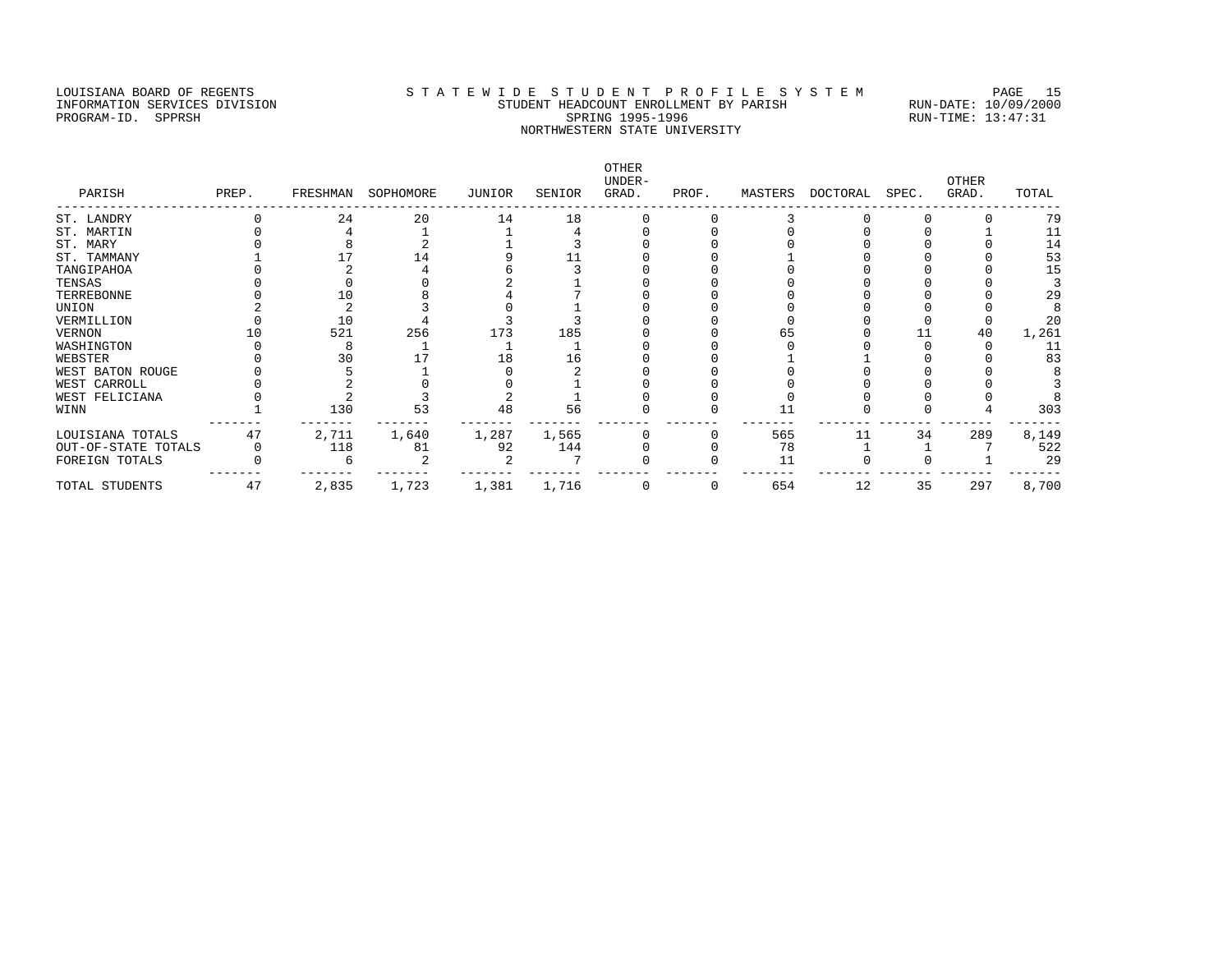LOUISIANA BOARD OF REGENTS
INFORMATION SERVICES DIVISION
PROGRAM-ID. SPPRSH

# S T A T E W I D E S T U D E N T P R O F I L E S Y S T E M
## STUDENT HEADCOUNT ENROLLMENT BY PARISH
## SPRING 1995-1996
## NORTHWESTERN STATE UNIVERSITY

RUN-DATE: 10/09/2000
RUN-TIME: 13:47:31

| PARISH | PREP. | FRESHMAN | SOPHOMORE | JUNIOR | SENIOR | OTHER UNDER-GRAD. | PROF. | MASTERS | DOCTORAL | SPEC. | OTHER GRAD. | TOTAL |
|---|---|---|---|---|---|---|---|---|---|---|---|---|
| ST. LANDRY | 0 | 24 | 20 | 14 | 18 | 0 | 0 | 3 | 0 | 0 | 0 | 79 |
| ST. MARTIN | 0 | 4 | 1 | 1 | 4 | 0 | 0 | 0 | 0 | 0 | 1 | 11 |
| ST. MARY | 0 | 8 | 2 | 1 | 3 | 0 | 0 | 0 | 0 | 0 | 0 | 14 |
| ST. TAMMANY | 1 | 17 | 14 | 9 | 11 | 0 | 0 | 1 | 0 | 0 | 0 | 53 |
| TANGIPAHOA | 0 | 2 | 4 | 6 | 3 | 0 | 0 | 0 | 0 | 0 | 0 | 15 |
| TENSAS | 0 | 0 | 0 | 2 | 1 | 0 | 0 | 0 | 0 | 0 | 0 | 3 |
| TERREBONNE | 0 | 10 | 8 | 4 | 7 | 0 | 0 | 0 | 0 | 0 | 0 | 29 |
| UNION | 2 | 2 | 3 | 0 | 1 | 0 | 0 | 0 | 0 | 0 | 0 | 8 |
| VERMILLION | 0 | 10 | 4 | 3 | 3 | 0 | 0 | 0 | 0 | 0 | 0 | 20 |
| VERNON | 10 | 521 | 256 | 173 | 185 | 0 | 0 | 65 | 0 | 11 | 40 | 1,261 |
| WASHINGTON | 0 | 8 | 1 | 1 | 1 | 0 | 0 | 0 | 0 | 0 | 0 | 11 |
| WEBSTER | 0 | 30 | 17 | 18 | 16 | 0 | 0 | 1 | 1 | 0 | 0 | 83 |
| WEST BATON ROUGE | 0 | 5 | 1 | 0 | 2 | 0 | 0 | 0 | 0 | 0 | 0 | 8 |
| WEST CARROLL | 0 | 2 | 0 | 0 | 1 | 0 | 0 | 0 | 0 | 0 | 0 | 3 |
| WEST FELICIANA | 0 | 2 | 3 | 2 | 1 | 0 | 0 | 0 | 0 | 0 | 0 | 8 |
| WINN | 1 | 130 | 53 | 48 | 56 | 0 | 0 | 11 | 0 | 0 | 4 | 303 |
| LOUISIANA TOTALS | 47 | 2,711 | 1,640 | 1,287 | 1,565 | 0 | 0 | 565 | 11 | 34 | 289 | 8,149 |
| OUT-OF-STATE TOTALS | 0 | 118 | 81 | 92 | 144 | 0 | 0 | 78 | 1 | 1 | 7 | 522 |
| FOREIGN TOTALS | 0 | 6 | 2 | 2 | 7 | 0 | 0 | 11 | 0 | 0 | 1 | 29 |
| TOTAL STUDENTS | 47 | 2,835 | 1,723 | 1,381 | 1,716 | 0 | 0 | 654 | 12 | 35 | 297 | 8,700 |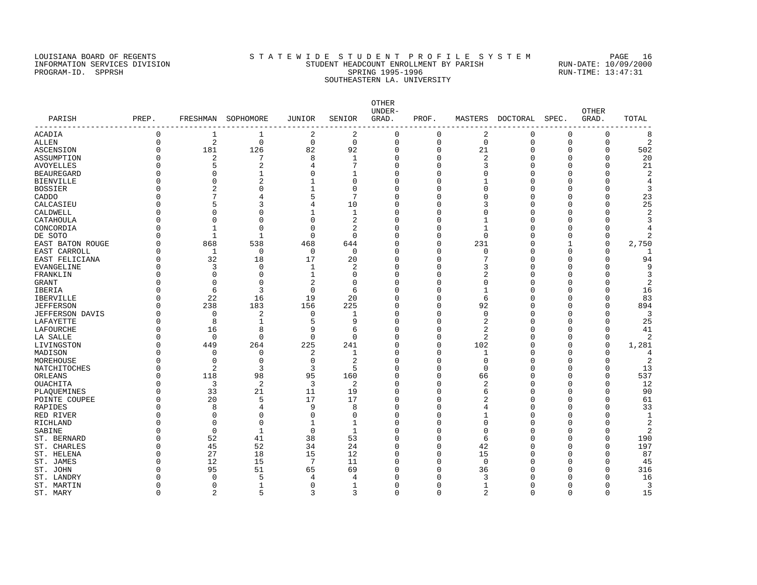LOUISIANA BOARD OF REGENTS
INFORMATION SERVICES DIVISION
PROGRAM-ID. SPPRSH

# STATEWIDE STUDENT PROFILE SYSTEM

## STUDENT HEADCOUNT ENROLLMENT BY PARISH

SPRING 1995-1996

SOUTHEASTERN LA. UNIVERSITY

RUN-DATE: 10/09/2000
RUN-TIME: 13:47:31

| PARISH | PREP. | FRESHMAN | SOPHOMORE | JUNIOR | SENIOR | OTHER UNDER-GRAD. | PROF. | MASTERS | DOCTORAL | SPEC. | OTHER GRAD. | TOTAL |
|---|---|---|---|---|---|---|---|---|---|---|---|---|
| ACADIA | 0 | 1 | 1 | 2 | 2 | 0 | 0 | 2 | 0 | 0 | 0 | 8 |
| ALLEN | 0 | 2 | 0 | 0 | 0 | 0 | 0 | 0 | 0 | 0 | 0 | 2 |
| ASCENSION | 0 | 181 | 126 | 82 | 92 | 0 | 0 | 21 | 0 | 0 | 0 | 502 |
| ASSUMPTION | 0 | 2 | 7 | 8 | 1 | 0 | 0 | 2 | 0 | 0 | 0 | 20 |
| AVOYELLES | 0 | 5 | 2 | 4 | 7 | 0 | 0 | 3 | 0 | 0 | 0 | 21 |
| BEAUREGARD | 0 | 0 | 1 | 0 | 1 | 0 | 0 | 0 | 0 | 0 | 0 | 2 |
| BIENVILLE | 0 | 0 | 2 | 1 | 0 | 0 | 0 | 1 | 0 | 0 | 0 | 4 |
| BOSSIER | 0 | 2 | 0 | 1 | 0 | 0 | 0 | 0 | 0 | 0 | 0 | 3 |
| CADDO | 0 | 7 | 4 | 5 | 7 | 0 | 0 | 0 | 0 | 0 | 0 | 23 |
| CALCASIEU | 0 | 5 | 3 | 4 | 10 | 0 | 0 | 3 | 0 | 0 | 0 | 25 |
| CALDWELL | 0 | 0 | 0 | 1 | 1 | 0 | 0 | 0 | 0 | 0 | 0 | 2 |
| CATAHOULA | 0 | 0 | 0 | 0 | 2 | 0 | 0 | 1 | 0 | 0 | 0 | 3 |
| CONCORDIA | 0 | 1 | 0 | 0 | 2 | 0 | 0 | 1 | 0 | 0 | 0 | 4 |
| DE SOTO | 0 | 1 | 1 | 0 | 0 | 0 | 0 | 0 | 0 | 0 | 0 | 2 |
| EAST BATON ROUGE | 0 | 868 | 538 | 468 | 644 | 0 | 0 | 231 | 0 | 1 | 0 | 2,750 |
| EAST CARROLL | 0 | 1 | 0 | 0 | 0 | 0 | 0 | 0 | 0 | 0 | 0 | 1 |
| EAST FELICIANA | 0 | 32 | 18 | 17 | 20 | 0 | 0 | 7 | 0 | 0 | 0 | 94 |
| EVANGELINE | 0 | 3 | 0 | 1 | 2 | 0 | 0 | 3 | 0 | 0 | 0 | 9 |
| FRANKLIN | 0 | 0 | 0 | 1 | 0 | 0 | 0 | 2 | 0 | 0 | 0 | 3 |
| GRANT | 0 | 0 | 0 | 2 | 0 | 0 | 0 | 0 | 0 | 0 | 0 | 2 |
| IBERIA | 0 | 6 | 3 | 0 | 6 | 0 | 0 | 1 | 0 | 0 | 0 | 16 |
| IBERVILLE | 0 | 22 | 16 | 19 | 20 | 0 | 0 | 6 | 0 | 0 | 0 | 83 |
| JEFFERSON | 0 | 238 | 183 | 156 | 225 | 0 | 0 | 92 | 0 | 0 | 0 | 894 |
| JEFFERSON DAVIS | 0 | 0 | 2 | 0 | 1 | 0 | 0 | 0 | 0 | 0 | 0 | 3 |
| LAFAYETTE | 0 | 8 | 1 | 5 | 9 | 0 | 0 | 2 | 0 | 0 | 0 | 25 |
| LAFOURCHE | 0 | 16 | 8 | 9 | 6 | 0 | 0 | 2 | 0 | 0 | 0 | 41 |
| LA SALLE | 0 | 0 | 0 | 0 | 0 | 0 | 0 | 2 | 0 | 0 | 0 | 2 |
| LIVINGSTON | 0 | 449 | 264 | 225 | 241 | 0 | 0 | 102 | 0 | 0 | 0 | 1,281 |
| MADISON | 0 | 0 | 0 | 2 | 1 | 0 | 0 | 1 | 0 | 0 | 0 | 4 |
| MOREHOUSE | 0 | 0 | 0 | 0 | 2 | 0 | 0 | 0 | 0 | 0 | 0 | 2 |
| NATCHITOCHES | 0 | 2 | 3 | 3 | 5 | 0 | 0 | 0 | 0 | 0 | 0 | 13 |
| ORLEANS | 0 | 118 | 98 | 95 | 160 | 0 | 0 | 66 | 0 | 0 | 0 | 537 |
| OUACHITA | 0 | 3 | 2 | 3 | 2 | 0 | 0 | 2 | 0 | 0 | 0 | 12 |
| PLAQUEMINES | 0 | 33 | 21 | 11 | 19 | 0 | 0 | 6 | 0 | 0 | 0 | 90 |
| POINTE COUPEE | 0 | 20 | 5 | 17 | 17 | 0 | 0 | 2 | 0 | 0 | 0 | 61 |
| RAPIDES | 0 | 8 | 4 | 9 | 8 | 0 | 0 | 4 | 0 | 0 | 0 | 33 |
| RED RIVER | 0 | 0 | 0 | 0 | 0 | 0 | 0 | 1 | 0 | 0 | 0 | 1 |
| RICHLAND | 0 | 0 | 0 | 1 | 1 | 0 | 0 | 0 | 0 | 0 | 0 | 2 |
| SABINE | 0 | 0 | 1 | 0 | 1 | 0 | 0 | 0 | 0 | 0 | 0 | 2 |
| ST. BERNARD | 0 | 52 | 41 | 38 | 53 | 0 | 0 | 6 | 0 | 0 | 0 | 190 |
| ST. CHARLES | 0 | 45 | 52 | 34 | 24 | 0 | 0 | 42 | 0 | 0 | 0 | 197 |
| ST. HELENA | 0 | 27 | 18 | 15 | 12 | 0 | 0 | 15 | 0 | 0 | 0 | 87 |
| ST. JAMES | 0 | 12 | 15 | 7 | 11 | 0 | 0 | 0 | 0 | 0 | 0 | 45 |
| ST. JOHN | 0 | 95 | 51 | 65 | 69 | 0 | 0 | 36 | 0 | 0 | 0 | 316 |
| ST. LANDRY | 0 | 0 | 5 | 4 | 4 | 0 | 0 | 3 | 0 | 0 | 0 | 16 |
| ST. MARTIN | 0 | 0 | 1 | 0 | 1 | 0 | 0 | 1 | 0 | 0 | 0 | 3 |
| ST. MARY | 0 | 2 | 5 | 3 | 3 | 0 | 0 | 2 | 0 | 0 | 0 | 15 |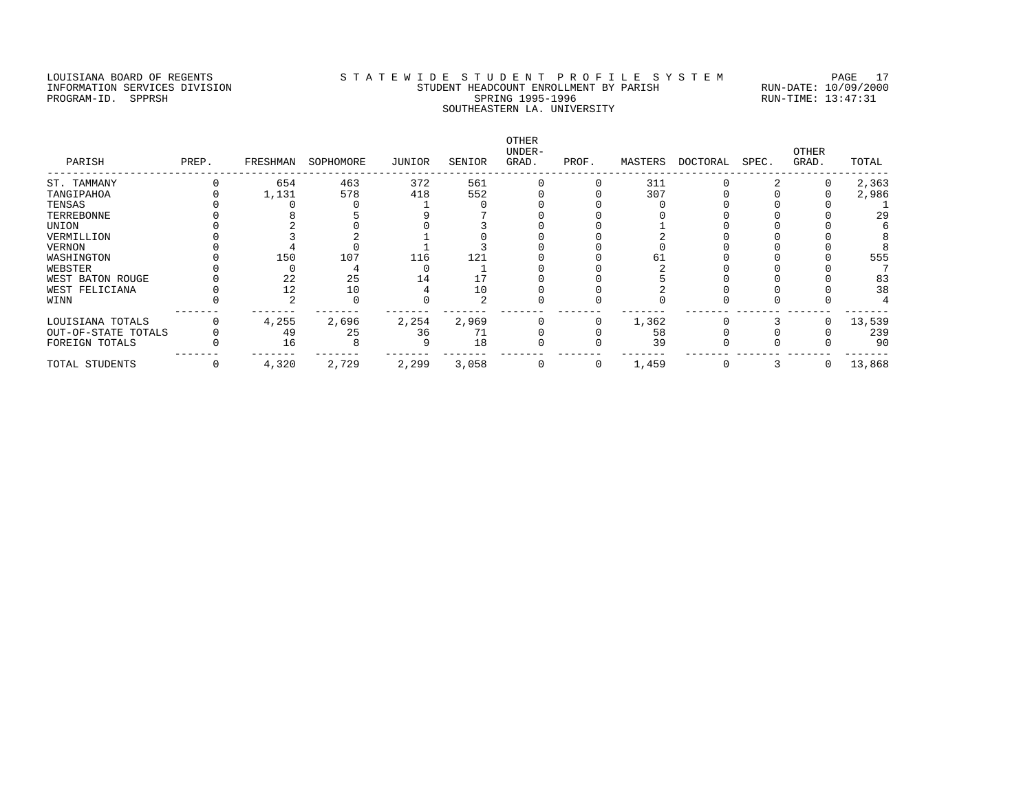LOUISIANA BOARD OF REGENTS
INFORMATION SERVICES DIVISION
PROGRAM-ID. SPPRSH

STATEWIDE STUDENT PROFILE SYSTEM
STUDENT HEADCOUNT ENROLLMENT BY PARISH
SPRING 1995-1996
SOUTHEASTERN LA. UNIVERSITY

RUN-DATE: 10/09/2000
RUN-TIME: 13:47:31

| PARISH | PREP. | FRESHMAN | SOPHOMORE | JUNIOR | SENIOR | OTHER UNDER-GRAD. | PROF. | MASTERS | DOCTORAL | SPEC. | OTHER GRAD. | TOTAL |
|---|---|---|---|---|---|---|---|---|---|---|---|---|
| ST. TAMMANY | 0 | 654 | 463 | 372 | 561 | 0 | 0 | 311 | 0 | 2 | 0 | 2,363 |
| TANGIPAHOA | 0 | 1,131 | 578 | 418 | 552 | 0 | 0 | 307 | 0 | 0 | 0 | 2,986 |
| TENSAS | 0 | 0 | 0 | 1 | 0 | 0 | 0 | 0 | 0 | 0 | 0 | 1 |
| TERREBONNE | 0 | 8 | 5 | 9 | 7 | 0 | 0 | 0 | 0 | 0 | 0 | 29 |
| UNION | 0 | 2 | 0 | 0 | 3 | 0 | 0 | 1 | 0 | 0 | 0 | 6 |
| VERMILLION | 0 | 3 | 2 | 1 | 0 | 0 | 0 | 2 | 0 | 0 | 0 | 8 |
| VERNON | 0 | 4 | 0 | 1 | 3 | 0 | 0 | 0 | 0 | 0 | 0 | 8 |
| WASHINGTON | 0 | 150 | 107 | 116 | 121 | 0 | 0 | 61 | 0 | 0 | 0 | 555 |
| WEBSTER | 0 | 0 | 4 | 0 | 1 | 0 | 0 | 2 | 0 | 0 | 0 | 7 |
| WEST BATON ROUGE | 0 | 22 | 25 | 14 | 17 | 0 | 0 | 5 | 0 | 0 | 0 | 83 |
| WEST FELICIANA | 0 | 12 | 10 | 4 | 10 | 0 | 0 | 2 | 0 | 0 | 0 | 38 |
| WINN | 0 | 2 | 0 | 0 | 2 | 0 | 0 | 0 | 0 | 0 | 0 | 4 |
| LOUISIANA TOTALS | 0 | 4,255 | 2,696 | 2,254 | 2,969 | 0 | 0 | 1,362 | 0 | 3 | 0 | 13,539 |
| OUT-OF-STATE TOTALS | 0 | 49 | 25 | 36 | 71 | 0 | 0 | 58 | 0 | 0 | 0 | 239 |
| FOREIGN TOTALS | 0 | 16 | 8 | 9 | 18 | 0 | 0 | 39 | 0 | 0 | 0 | 90 |
| TOTAL STUDENTS | 0 | 4,320 | 2,729 | 2,299 | 3,058 | 0 | 0 | 1,459 | 0 | 3 | 0 | 13,868 |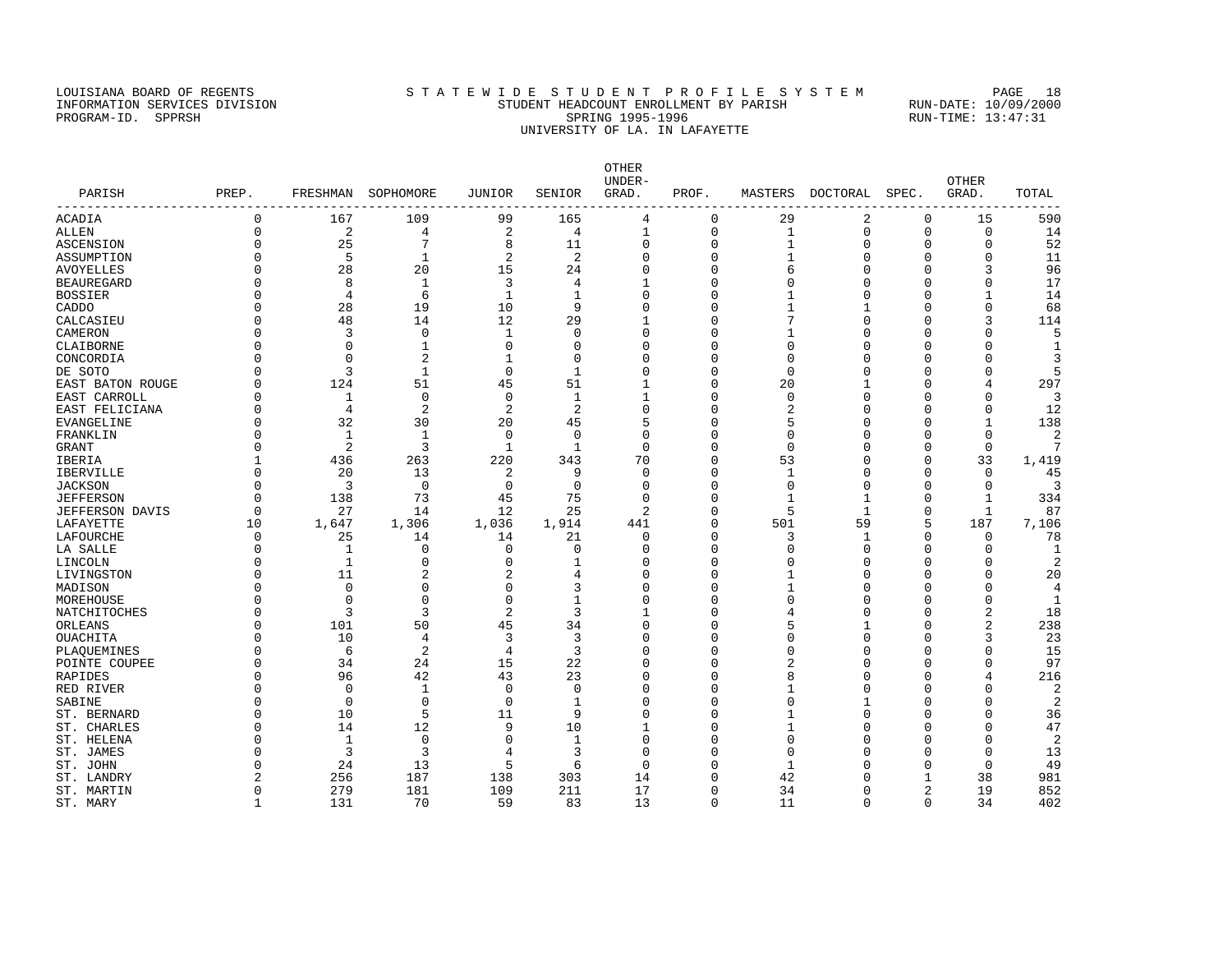LOUISIANA BOARD OF REGENTS
INFORMATION SERVICES DIVISION
PROGRAM-ID. SPPRSH

# STATEWIDE STUDENT PROFILE SYSTEM

## STUDENT HEADCOUNT ENROLLMENT BY PARISH
### SPRING 1995-1996
### UNIVERSITY OF LA. IN LAFAYETTE

RUN-DATE: 10/09/2000
RUN-TIME: 13:47:31

| PARISH | PREP. | FRESHMAN | SOPHOMORE | JUNIOR | SENIOR | OTHER UNDER-GRAD. | PROF. | MASTERS | DOCTORAL | SPEC. | OTHER GRAD. | TOTAL |
|---|---|---|---|---|---|---|---|---|---|---|---|---|
| ACADIA | 0 | 167 | 109 | 99 | 165 | 4 | 0 | 29 | 2 | 0 | 15 | 590 |
| ALLEN | 0 | 2 | 4 | 2 | 4 | 1 | 0 | 1 | 0 | 0 | 0 | 14 |
| ASCENSION | 0 | 25 | 7 | 8 | 11 | 0 | 0 | 1 | 0 | 0 | 0 | 52 |
| ASSUMPTION | 0 | 5 | 1 | 2 | 2 | 0 | 0 | 1 | 0 | 0 | 0 | 11 |
| AVOYELLES | 0 | 28 | 20 | 15 | 24 | 0 | 0 | 6 | 0 | 0 | 3 | 96 |
| BEAUREGARD | 0 | 8 | 1 | 3 | 4 | 1 | 0 | 0 | 0 | 0 | 0 | 17 |
| BOSSIER | 0 | 4 | 6 | 1 | 1 | 0 | 0 | 1 | 0 | 0 | 1 | 14 |
| CADDO | 0 | 28 | 19 | 10 | 9 | 0 | 0 | 1 | 1 | 0 | 0 | 68 |
| CALCASIEU | 0 | 48 | 14 | 12 | 29 | 1 | 0 | 7 | 0 | 0 | 3 | 114 |
| CAMERON | 0 | 3 | 0 | 1 | 0 | 0 | 0 | 1 | 0 | 0 | 0 | 5 |
| CLAIBORNE | 0 | 0 | 1 | 0 | 0 | 0 | 0 | 0 | 0 | 0 | 0 | 1 |
| CONCORDIA | 0 | 0 | 2 | 1 | 0 | 0 | 0 | 0 | 0 | 0 | 0 | 3 |
| DE SOTO | 0 | 3 | 1 | 0 | 1 | 0 | 0 | 0 | 0 | 0 | 0 | 5 |
| EAST BATON ROUGE | 0 | 124 | 51 | 45 | 51 | 1 | 0 | 20 | 1 | 0 | 4 | 297 |
| EAST CARROLL | 0 | 1 | 0 | 0 | 1 | 1 | 0 | 0 | 0 | 0 | 0 | 3 |
| EAST FELICIANA | 0 | 4 | 2 | 2 | 2 | 0 | 0 | 2 | 0 | 0 | 0 | 12 |
| EVANGELINE | 0 | 32 | 30 | 20 | 45 | 5 | 0 | 5 | 0 | 0 | 1 | 138 |
| FRANKLIN | 0 | 1 | 1 | 0 | 0 | 0 | 0 | 0 | 0 | 0 | 0 | 2 |
| GRANT | 0 | 2 | 3 | 1 | 1 | 0 | 0 | 0 | 0 | 0 | 0 | 7 |
| IBERIA | 1 | 436 | 263 | 220 | 343 | 70 | 0 | 53 | 0 | 0 | 33 | 1,419 |
| IBERVILLE | 0 | 20 | 13 | 2 | 9 | 0 | 0 | 1 | 0 | 0 | 0 | 45 |
| JACKSON | 0 | 3 | 0 | 0 | 0 | 0 | 0 | 0 | 0 | 0 | 0 | 3 |
| JEFFERSON | 0 | 138 | 73 | 45 | 75 | 0 | 0 | 1 | 1 | 0 | 1 | 334 |
| JEFFERSON DAVIS | 0 | 27 | 14 | 12 | 25 | 2 | 0 | 5 | 1 | 0 | 1 | 87 |
| LAFAYETTE | 10 | 1,647 | 1,306 | 1,036 | 1,914 | 441 | 0 | 501 | 59 | 5 | 187 | 7,106 |
| LAFOURCHE | 0 | 25 | 14 | 14 | 21 | 0 | 0 | 3 | 1 | 0 | 0 | 78 |
| LA SALLE | 0 | 1 | 0 | 0 | 0 | 0 | 0 | 0 | 0 | 0 | 0 | 1 |
| LINCOLN | 0 | 1 | 0 | 0 | 1 | 0 | 0 | 0 | 0 | 0 | 0 | 2 |
| LIVINGSTON | 0 | 11 | 2 | 2 | 4 | 0 | 0 | 1 | 0 | 0 | 0 | 20 |
| MADISON | 0 | 0 | 0 | 0 | 3 | 0 | 0 | 1 | 0 | 0 | 0 | 4 |
| MOREHOUSE | 0 | 0 | 0 | 0 | 1 | 0 | 0 | 0 | 0 | 0 | 0 | 1 |
| NATCHITOCHES | 0 | 3 | 3 | 2 | 3 | 1 | 0 | 4 | 0 | 0 | 2 | 18 |
| ORLEANS | 0 | 101 | 50 | 45 | 34 | 0 | 0 | 5 | 1 | 0 | 2 | 238 |
| OUACHITA | 0 | 10 | 4 | 3 | 3 | 0 | 0 | 0 | 0 | 0 | 3 | 23 |
| PLAQUEMINES | 0 | 6 | 2 | 4 | 3 | 0 | 0 | 0 | 0 | 0 | 0 | 15 |
| POINTE COUPEE | 0 | 34 | 24 | 15 | 22 | 0 | 0 | 2 | 0 | 0 | 0 | 97 |
| RAPIDES | 0 | 96 | 42 | 43 | 23 | 0 | 0 | 8 | 0 | 0 | 4 | 216 |
| RED RIVER | 0 | 0 | 1 | 0 | 0 | 0 | 0 | 1 | 0 | 0 | 0 | 2 |
| SABINE | 0 | 0 | 0 | 0 | 1 | 0 | 0 | 0 | 1 | 0 | 0 | 2 |
| ST. BERNARD | 0 | 10 | 5 | 11 | 9 | 0 | 0 | 1 | 0 | 0 | 0 | 36 |
| ST. CHARLES | 0 | 14 | 12 | 9 | 10 | 1 | 0 | 1 | 0 | 0 | 0 | 47 |
| ST. HELENA | 0 | 1 | 0 | 0 | 1 | 0 | 0 | 0 | 0 | 0 | 0 | 2 |
| ST. JAMES | 0 | 3 | 3 | 4 | 3 | 0 | 0 | 0 | 0 | 0 | 0 | 13 |
| ST. JOHN | 0 | 24 | 13 | 5 | 6 | 0 | 0 | 1 | 0 | 0 | 0 | 49 |
| ST. LANDRY | 2 | 256 | 187 | 138 | 303 | 14 | 0 | 42 | 0 | 1 | 38 | 981 |
| ST. MARTIN | 0 | 279 | 181 | 109 | 211 | 17 | 0 | 34 | 0 | 2 | 19 | 852 |
| ST. MARY | 1 | 131 | 70 | 59 | 83 | 13 | 0 | 11 | 0 | 0 | 34 | 402 |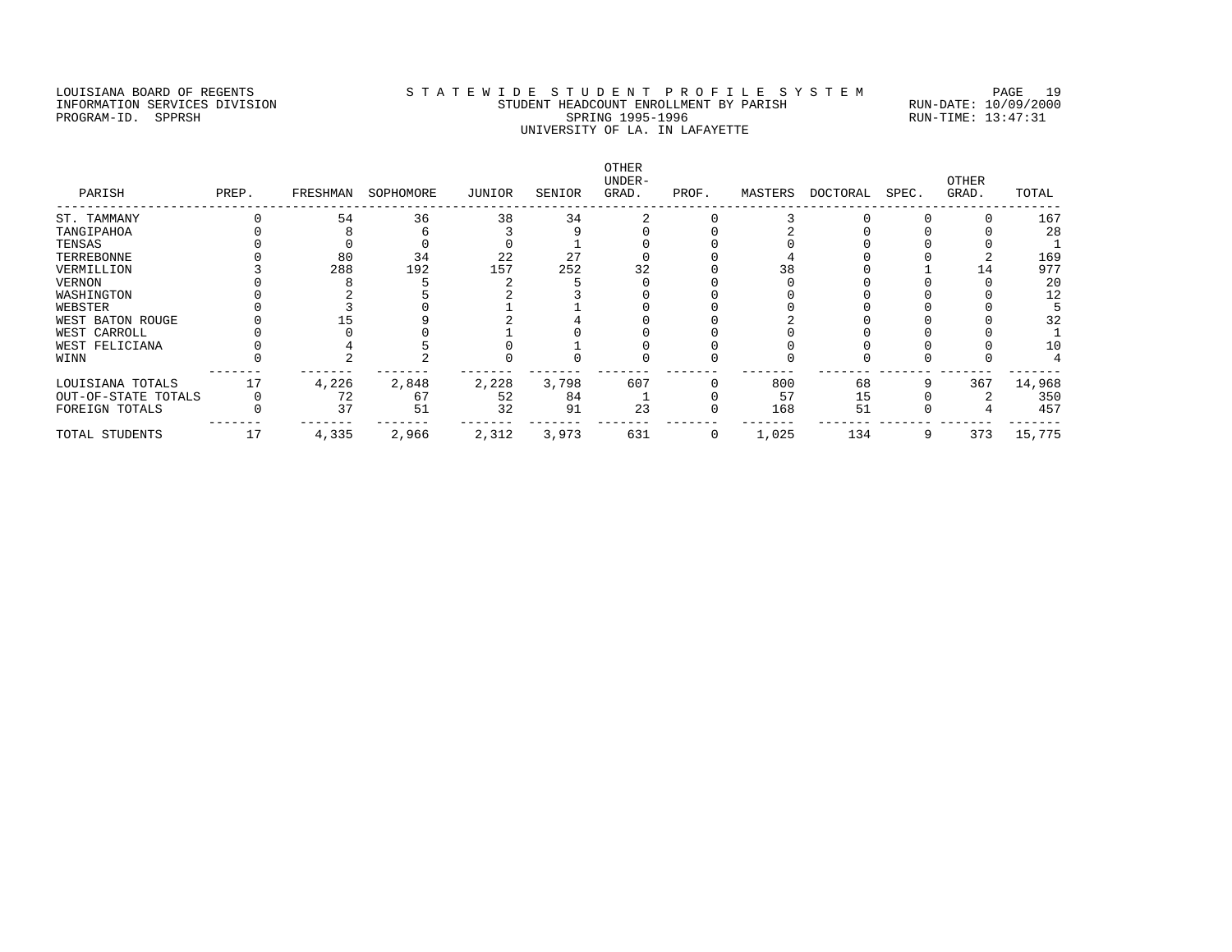LOUISIANA BOARD OF REGENTS
INFORMATION SERVICES DIVISION
PROGRAM-ID. SPPRSH

# S T A T E W I D E S T U D E N T P R O F I L E S Y S T E M

## STUDENT HEADCOUNT ENROLLMENT BY PARISH

SPRING 1995-1996

UNIVERSITY OF LA. IN LAFAYETTE

RUN-DATE: 10/09/2000
RUN-TIME: 13:47:31

| PARISH | PREP. | FRESHMAN | SOPHOMORE | JUNIOR | SENIOR | OTHER UNDER-GRAD. | PROF. | MASTERS | DOCTORAL | SPEC. | OTHER GRAD. | TOTAL |
|---|---|---|---|---|---|---|---|---|---|---|---|---|
| ST. TAMMANY | 0 | 54 | 36 | 38 | 34 | 2 | 0 | 3 | 0 | 0 | 0 | 167 |
| TANGIPAHOA | 0 | 8 | 6 | 3 | 9 | 0 | 0 | 2 | 0 | 0 | 0 | 28 |
| TENSAS | 0 | 0 | 0 | 0 | 1 | 0 | 0 | 0 | 0 | 0 | 0 | 1 |
| TERREBONNE | 0 | 80 | 34 | 22 | 27 | 0 | 0 | 4 | 0 | 0 | 2 | 169 |
| VERMILLION | 3 | 288 | 192 | 157 | 252 | 32 | 0 | 38 | 0 | 1 | 14 | 977 |
| VERNON | 0 | 8 | 5 | 2 | 5 | 0 | 0 | 0 | 0 | 0 | 0 | 20 |
| WASHINGTON | 0 | 2 | 5 | 2 | 3 | 0 | 0 | 0 | 0 | 0 | 0 | 12 |
| WEBSTER | 0 | 3 | 0 | 1 | 1 | 0 | 0 | 0 | 0 | 0 | 0 | 5 |
| WEST BATON ROUGE | 0 | 15 | 9 | 2 | 4 | 0 | 0 | 2 | 0 | 0 | 0 | 32 |
| WEST CARROLL | 0 | 0 | 0 | 1 | 0 | 0 | 0 | 0 | 0 | 0 | 0 | 1 |
| WEST FELICIANA | 0 | 4 | 5 | 0 | 1 | 0 | 0 | 0 | 0 | 0 | 0 | 10 |
| WINN | 0 | 2 | 2 | 0 | 0 | 0 | 0 | 0 | 0 | 0 | 0 | 4 |
| LOUISIANA TOTALS | 17 | 4,226 | 2,848 | 2,228 | 3,798 | 607 | 0 | 800 | 68 | 9 | 367 | 14,968 |
| OUT-OF-STATE TOTALS | 0 | 72 | 67 | 52 | 84 | 1 | 0 | 57 | 15 | 0 | 2 | 350 |
| FOREIGN TOTALS | 0 | 37 | 51 | 32 | 91 | 23 | 0 | 168 | 51 | 0 | 4 | 457 |
| TOTAL STUDENTS | 17 | 4,335 | 2,966 | 2,312 | 3,973 | 631 | 0 | 1,025 | 134 | 9 | 373 | 15,775 |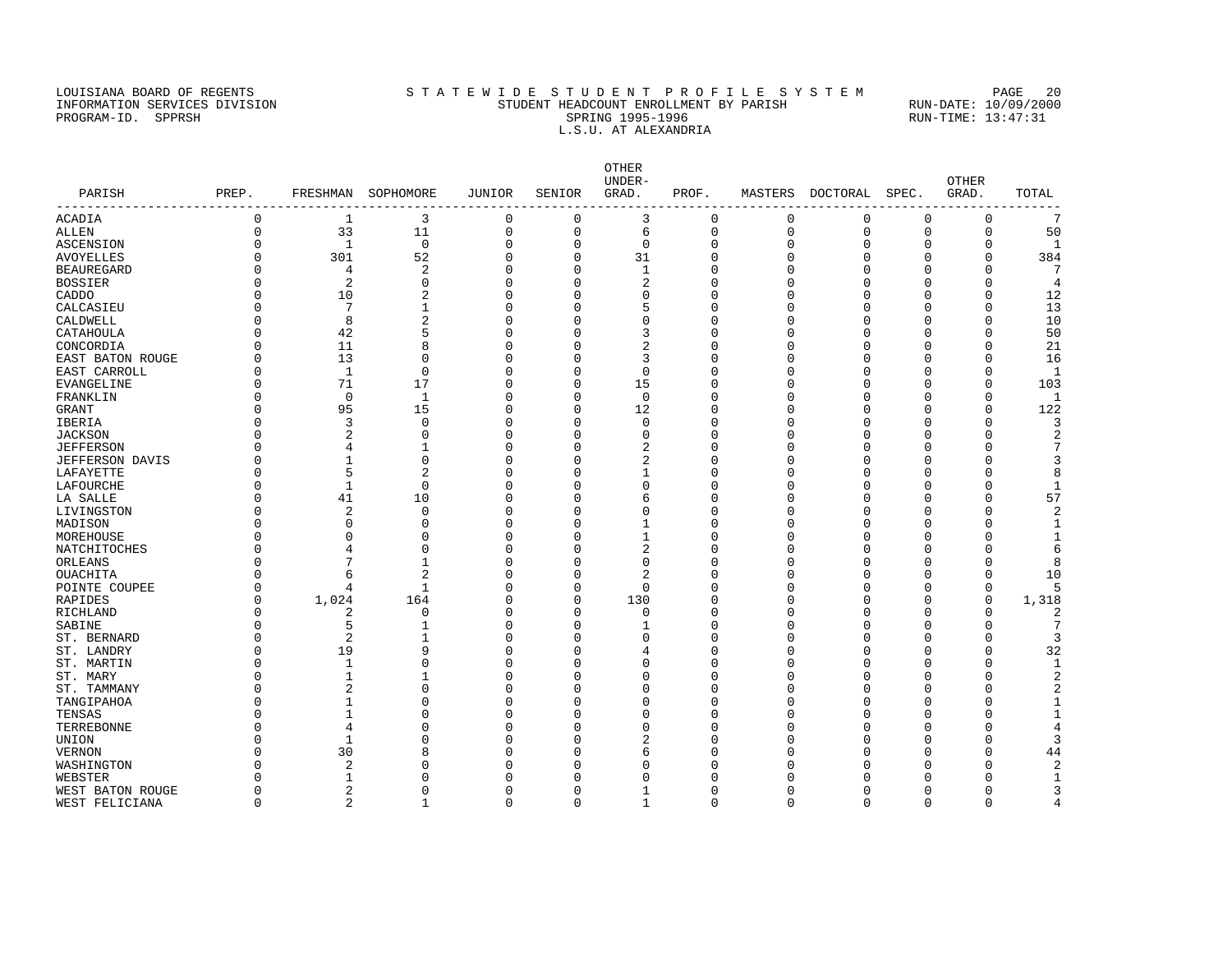LOUISIANA BOARD OF REGENTS
INFORMATION SERVICES DIVISION
PROGRAM-ID. SPPRSH

# S T A T E W I D E  S T U D E N T  P R O F I L E  S Y S T E M

## STUDENT HEADCOUNT ENROLLMENT BY PARISH

SPRING 1995-1996

L.S.U. AT ALEXANDRIA

RUN-DATE: 10/09/2000
RUN-TIME: 13:47:31

| PARISH | PREP. | FRESHMAN | SOPHOMORE | JUNIOR | SENIOR | OTHER UNDER-GRAD. | PROF. | MASTERS | DOCTORAL | SPEC. | OTHER GRAD. | TOTAL |
|---|---|---|---|---|---|---|---|---|---|---|---|---|
| ACADIA | 0 | 1 | 3 | 0 | 0 | 3 | 0 | 0 | 0 | 0 | 0 | 7 |
| ALLEN | 0 | 33 | 11 | 0 | 0 | 6 | 0 | 0 | 0 | 0 | 0 | 50 |
| ASCENSION | 0 | 1 | 0 | 0 | 0 | 0 | 0 | 0 | 0 | 0 | 0 | 1 |
| AVOYELLES | 0 | 301 | 52 | 0 | 0 | 31 | 0 | 0 | 0 | 0 | 0 | 384 |
| BEAUREGARD | 0 | 4 | 2 | 0 | 0 | 1 | 0 | 0 | 0 | 0 | 0 | 7 |
| BOSSIER | 0 | 2 | 0 | 0 | 0 | 2 | 0 | 0 | 0 | 0 | 0 | 4 |
| CADDO | 0 | 10 | 2 | 0 | 0 | 0 | 0 | 0 | 0 | 0 | 0 | 12 |
| CALCASIEU | 0 | 7 | 1 | 0 | 0 | 5 | 0 | 0 | 0 | 0 | 0 | 13 |
| CALDWELL | 0 | 8 | 2 | 0 | 0 | 0 | 0 | 0 | 0 | 0 | 0 | 10 |
| CATAHOULA | 0 | 42 | 5 | 0 | 0 | 3 | 0 | 0 | 0 | 0 | 0 | 50 |
| CONCORDIA | 0 | 11 | 8 | 0 | 0 | 2 | 0 | 0 | 0 | 0 | 0 | 21 |
| EAST BATON ROUGE | 0 | 13 | 0 | 0 | 0 | 3 | 0 | 0 | 0 | 0 | 0 | 16 |
| EAST CARROLL | 0 | 1 | 0 | 0 | 0 | 0 | 0 | 0 | 0 | 0 | 0 | 1 |
| EVANGELINE | 0 | 71 | 17 | 0 | 0 | 15 | 0 | 0 | 0 | 0 | 0 | 103 |
| FRANKLIN | 0 | 0 | 1 | 0 | 0 | 0 | 0 | 0 | 0 | 0 | 0 | 1 |
| GRANT | 0 | 95 | 15 | 0 | 0 | 12 | 0 | 0 | 0 | 0 | 0 | 122 |
| IBERIA | 0 | 3 | 0 | 0 | 0 | 0 | 0 | 0 | 0 | 0 | 0 | 3 |
| JACKSON | 0 | 2 | 0 | 0 | 0 | 0 | 0 | 0 | 0 | 0 | 0 | 2 |
| JEFFERSON | 0 | 4 | 1 | 0 | 0 | 2 | 0 | 0 | 0 | 0 | 0 | 7 |
| JEFFERSON DAVIS | 0 | 1 | 0 | 0 | 0 | 2 | 0 | 0 | 0 | 0 | 0 | 3 |
| LAFAYETTE | 0 | 5 | 2 | 0 | 0 | 1 | 0 | 0 | 0 | 0 | 0 | 8 |
| LAFOURCHE | 0 | 1 | 0 | 0 | 0 | 0 | 0 | 0 | 0 | 0 | 0 | 1 |
| LA SALLE | 0 | 41 | 10 | 0 | 0 | 6 | 0 | 0 | 0 | 0 | 0 | 57 |
| LIVINGSTON | 0 | 2 | 0 | 0 | 0 | 0 | 0 | 0 | 0 | 0 | 0 | 2 |
| MADISON | 0 | 0 | 0 | 0 | 0 | 1 | 0 | 0 | 0 | 0 | 0 | 1 |
| MOREHOUSE | 0 | 0 | 0 | 0 | 0 | 1 | 0 | 0 | 0 | 0 | 0 | 1 |
| NATCHITOCHES | 0 | 4 | 0 | 0 | 0 | 2 | 0 | 0 | 0 | 0 | 0 | 6 |
| ORLEANS | 0 | 7 | 1 | 0 | 0 | 0 | 0 | 0 | 0 | 0 | 0 | 8 |
| OUACHITA | 0 | 6 | 2 | 0 | 0 | 2 | 0 | 0 | 0 | 0 | 0 | 10 |
| POINTE COUPEE | 0 | 4 | 1 | 0 | 0 | 0 | 0 | 0 | 0 | 0 | 0 | 5 |
| RAPIDES | 0 | 1,024 | 164 | 0 | 0 | 130 | 0 | 0 | 0 | 0 | 0 | 1,318 |
| RICHLAND | 0 | 2 | 0 | 0 | 0 | 0 | 0 | 0 | 0 | 0 | 0 | 2 |
| SABINE | 0 | 5 | 1 | 0 | 0 | 1 | 0 | 0 | 0 | 0 | 0 | 7 |
| ST. BERNARD | 0 | 2 | 1 | 0 | 0 | 0 | 0 | 0 | 0 | 0 | 0 | 3 |
| ST. LANDRY | 0 | 19 | 9 | 0 | 0 | 4 | 0 | 0 | 0 | 0 | 0 | 32 |
| ST. MARTIN | 0 | 1 | 0 | 0 | 0 | 0 | 0 | 0 | 0 | 0 | 0 | 1 |
| ST. MARY | 0 | 1 | 1 | 0 | 0 | 0 | 0 | 0 | 0 | 0 | 0 | 2 |
| ST. TAMMANY | 0 | 2 | 0 | 0 | 0 | 0 | 0 | 0 | 0 | 0 | 0 | 2 |
| TANGIPAHOA | 0 | 1 | 0 | 0 | 0 | 0 | 0 | 0 | 0 | 0 | 0 | 1 |
| TENSAS | 0 | 1 | 0 | 0 | 0 | 0 | 0 | 0 | 0 | 0 | 0 | 1 |
| TERREBONNE | 0 | 4 | 0 | 0 | 0 | 0 | 0 | 0 | 0 | 0 | 0 | 4 |
| UNION | 0 | 1 | 0 | 0 | 0 | 2 | 0 | 0 | 0 | 0 | 0 | 3 |
| VERNON | 0 | 30 | 8 | 0 | 0 | 6 | 0 | 0 | 0 | 0 | 0 | 44 |
| WASHINGTON | 0 | 2 | 0 | 0 | 0 | 0 | 0 | 0 | 0 | 0 | 0 | 2 |
| WEBSTER | 0 | 1 | 0 | 0 | 0 | 0 | 0 | 0 | 0 | 0 | 0 | 1 |
| WEST BATON ROUGE | 0 | 2 | 0 | 0 | 0 | 1 | 0 | 0 | 0 | 0 | 0 | 3 |
| WEST FELICIANA | 0 | 2 | 1 | 0 | 0 | 1 | 0 | 0 | 0 | 0 | 0 | 4 |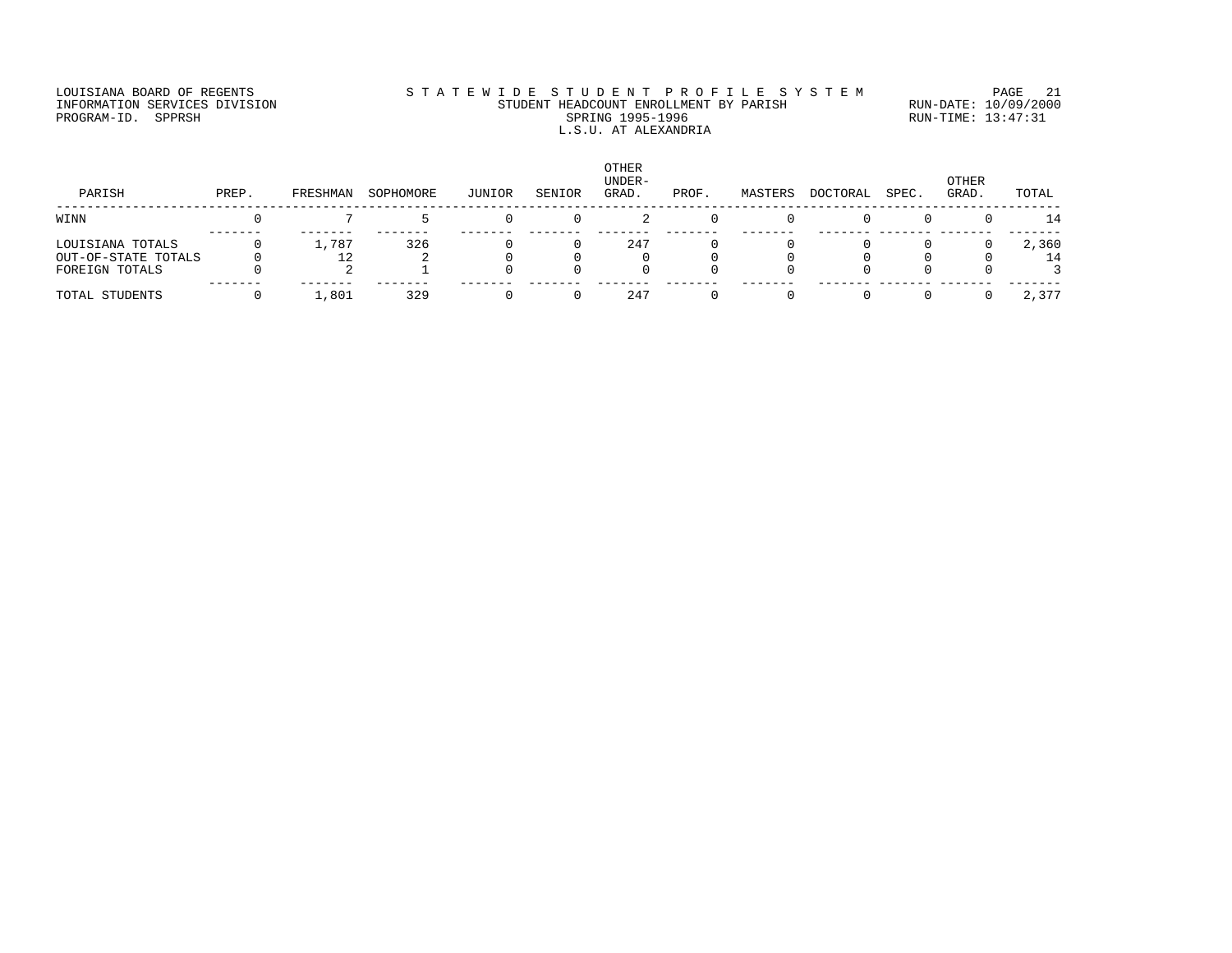LOUISIANA BOARD OF REGENTS
INFORMATION SERVICES DIVISION
PROGRAM-ID. SPPRSH

# S T A T E W I D E   S T U D E N T   P R O F I L E   S Y S T E M

STUDENT HEADCOUNT ENROLLMENT BY PARISH
SPRING 1995-1996
L.S.U. AT ALEXANDRIA

RUN-DATE: 10/09/2000
RUN-TIME: 13:47:31

| PARISH | PREP. | FRESHMAN | SOPHOMORE | JUNIOR | SENIOR | OTHER UNDER-GRAD. | PROF. | MASTERS | DOCTORAL | SPEC. | OTHER GRAD. | TOTAL |
|---|---|---|---|---|---|---|---|---|---|---|---|---|
| WINN | 0 | 7 | 5 | 0 | 0 | 2 | 0 | 0 | 0 | 0 | 0 | 14 |
| LOUISIANA TOTALS | 0 | 1,787 | 326 | 0 | 0 | 247 | 0 | 0 | 0 | 0 | 0 | 2,360 |
| OUT-OF-STATE TOTALS | 0 | 12 | 2 | 0 | 0 | 0 | 0 | 0 | 0 | 0 | 0 | 14 |
| FOREIGN TOTALS | 0 | 2 | 1 | 0 | 0 | 0 | 0 | 0 | 0 | 0 | 0 | 3 |
| TOTAL STUDENTS | 0 | 1,801 | 329 | 0 | 0 | 247 | 0 | 0 | 0 | 0 | 0 | 2,377 |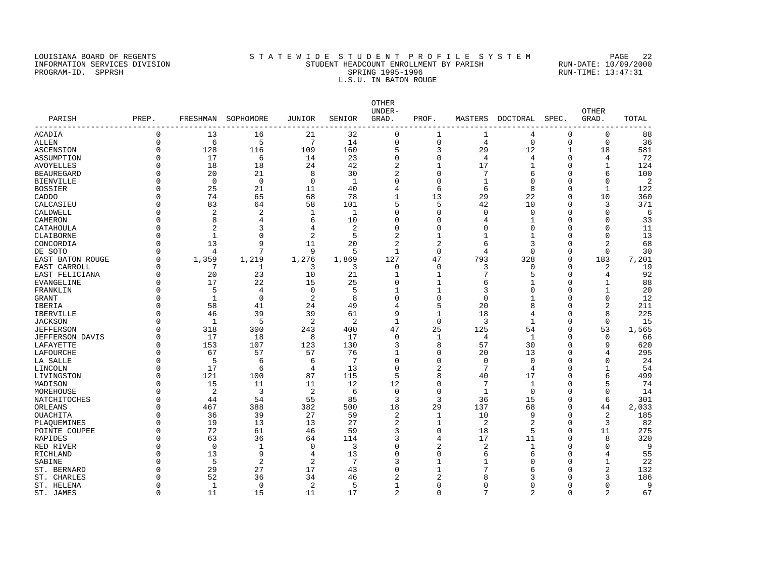LOUISIANA BOARD OF REGENTS
INFORMATION SERVICES DIVISION
PROGRAM-ID. SPPRSH

S T A T E W I D E   S T U D E N T   P R O F I L E   S Y S T E M
STUDENT HEADCOUNT ENROLLMENT BY PARISH
SPRING 1995-1996
L.S.U. IN BATON ROUGE

RUN-DATE: 10/09/2000
RUN-TIME: 13:47:31

| PARISH | PREP. | FRESHMAN | SOPHOMORE | JUNIOR | SENIOR | OTHER UNDER-GRAD. | PROF. | MASTERS | DOCTORAL | SPEC. | OTHER GRAD. | TOTAL |
|---|---|---|---|---|---|---|---|---|---|---|---|---|
| ACADIA | 0 | 13 | 16 | 21 | 32 | 0 | 1 | 1 | 4 | 0 | 0 | 88 |
| ALLEN | 0 | 6 | 5 | 7 | 14 | 0 | 0 | 4 | 0 | 0 | 0 | 36 |
| ASCENSION | 0 | 128 | 116 | 109 | 160 | 5 | 3 | 29 | 12 | 1 | 18 | 581 |
| ASSUMPTION | 0 | 17 | 6 | 14 | 23 | 0 | 0 | 4 | 4 | 0 | 4 | 72 |
| AVOYELLES | 0 | 18 | 18 | 24 | 42 | 2 | 1 | 17 | 1 | 0 | 1 | 124 |
| BEAUREGARD | 0 | 20 | 21 | 8 | 30 | 2 | 0 | 7 | 6 | 0 | 6 | 100 |
| BIENVILLE | 0 | 0 | 0 | 0 | 1 | 0 | 0 | 1 | 0 | 0 | 0 | 2 |
| BOSSIER | 0 | 25 | 21 | 11 | 40 | 4 | 6 | 6 | 8 | 0 | 1 | 122 |
| CADDO | 0 | 74 | 65 | 68 | 78 | 1 | 13 | 29 | 22 | 0 | 10 | 360 |
| CALCASIEU | 0 | 83 | 64 | 58 | 101 | 5 | 5 | 42 | 10 | 0 | 3 | 371 |
| CALDWELL | 0 | 2 | 2 | 1 | 1 | 0 | 0 | 0 | 0 | 0 | 0 | 6 |
| CAMERON | 0 | 8 | 4 | 6 | 10 | 0 | 0 | 4 | 1 | 0 | 0 | 33 |
| CATAHOULA | 0 | 2 | 3 | 4 | 2 | 0 | 0 | 0 | 0 | 0 | 0 | 11 |
| CLAIBORNE | 0 | 1 | 0 | 2 | 5 | 2 | 1 | 1 | 1 | 0 | 0 | 13 |
| CONCORDIA | 0 | 13 | 9 | 11 | 20 | 2 | 2 | 6 | 3 | 0 | 2 | 68 |
| DE SOTO | 0 | 4 | 7 | 9 | 5 | 1 | 0 | 4 | 0 | 0 | 0 | 30 |
| EAST BATON ROUGE | 0 | 1,359 | 1,219 | 1,276 | 1,869 | 127 | 47 | 793 | 328 | 0 | 183 | 7,201 |
| EAST CARROLL | 0 | 7 | 1 | 3 | 3 | 0 | 0 | 3 | 0 | 0 | 2 | 19 |
| EAST FELICIANA | 0 | 20 | 23 | 10 | 21 | 1 | 1 | 7 | 5 | 0 | 4 | 92 |
| EVANGELINE | 0 | 17 | 22 | 15 | 25 | 0 | 1 | 6 | 1 | 0 | 1 | 88 |
| FRANKLIN | 0 | 5 | 4 | 0 | 5 | 1 | 1 | 3 | 0 | 0 | 1 | 20 |
| GRANT | 0 | 1 | 0 | 2 | 8 | 0 | 0 | 0 | 1 | 0 | 0 | 12 |
| IBERIA | 0 | 58 | 41 | 24 | 49 | 4 | 5 | 20 | 8 | 0 | 2 | 211 |
| IBERVILLE | 0 | 46 | 39 | 39 | 61 | 9 | 1 | 18 | 4 | 0 | 8 | 225 |
| JACKSON | 0 | 1 | 5 | 2 | 2 | 1 | 0 | 3 | 1 | 0 | 0 | 15 |
| JEFFERSON | 0 | 318 | 300 | 243 | 400 | 47 | 25 | 125 | 54 | 0 | 53 | 1,565 |
| JEFFERSON DAVIS | 0 | 17 | 18 | 8 | 17 | 0 | 1 | 4 | 1 | 0 | 0 | 66 |
| LAFAYETTE | 0 | 153 | 107 | 123 | 130 | 3 | 8 | 57 | 30 | 0 | 9 | 620 |
| LAFOURCHE | 0 | 67 | 57 | 57 | 76 | 1 | 0 | 20 | 13 | 0 | 4 | 295 |
| LA SALLE | 0 | 5 | 6 | 6 | 7 | 0 | 0 | 0 | 0 | 0 | 0 | 24 |
| LINCOLN | 0 | 17 | 6 | 4 | 13 | 0 | 2 | 7 | 4 | 0 | 1 | 54 |
| LIVINGSTON | 0 | 121 | 100 | 87 | 115 | 5 | 8 | 40 | 17 | 0 | 6 | 499 |
| MADISON | 0 | 15 | 11 | 11 | 12 | 12 | 0 | 7 | 1 | 0 | 5 | 74 |
| MOREHOUSE | 0 | 2 | 3 | 2 | 6 | 0 | 0 | 1 | 0 | 0 | 0 | 14 |
| NATCHITOCHES | 0 | 44 | 54 | 55 | 85 | 3 | 3 | 36 | 15 | 0 | 6 | 301 |
| ORLEANS | 0 | 467 | 388 | 382 | 500 | 18 | 29 | 137 | 68 | 0 | 44 | 2,033 |
| OUACHITA | 0 | 36 | 39 | 27 | 59 | 2 | 1 | 10 | 9 | 0 | 2 | 185 |
| PLAQUEMINES | 0 | 19 | 13 | 13 | 27 | 2 | 1 | 2 | 2 | 0 | 3 | 82 |
| POINTE COUPEE | 0 | 72 | 61 | 46 | 59 | 3 | 0 | 18 | 5 | 0 | 11 | 275 |
| RAPIDES | 0 | 63 | 36 | 64 | 114 | 3 | 4 | 17 | 11 | 0 | 8 | 320 |
| RED RIVER | 0 | 0 | 1 | 0 | 3 | 0 | 2 | 2 | 1 | 0 | 0 | 9 |
| RICHLAND | 0 | 13 | 9 | 4 | 13 | 0 | 0 | 6 | 6 | 0 | 4 | 55 |
| SABINE | 0 | 5 | 2 | 2 | 7 | 3 | 1 | 1 | 0 | 0 | 1 | 22 |
| ST. BERNARD | 0 | 29 | 27 | 17 | 43 | 0 | 1 | 7 | 6 | 0 | 2 | 132 |
| ST. CHARLES | 0 | 52 | 36 | 34 | 46 | 2 | 2 | 8 | 3 | 0 | 3 | 186 |
| ST. HELENA | 0 | 1 | 0 | 2 | 5 | 1 | 0 | 0 | 0 | 0 | 0 | 9 |
| ST. JAMES | 0 | 11 | 15 | 11 | 17 | 2 | 0 | 7 | 2 | 0 | 2 | 67 |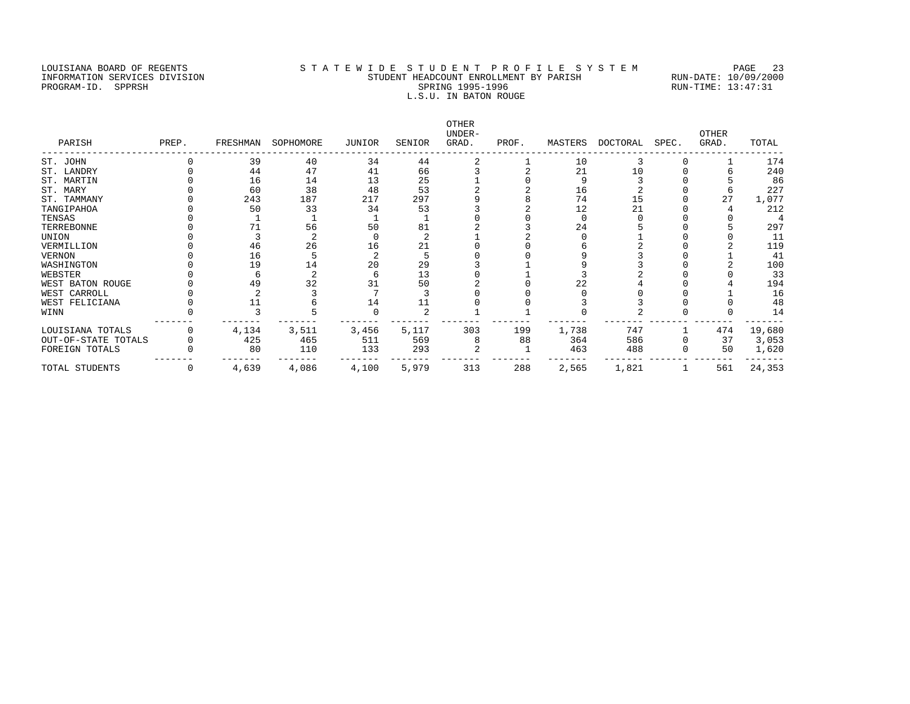LOUISIANA BOARD OF REGENTS
INFORMATION SERVICES DIVISION
PROGRAM-ID. SPPRSH

STATEWIDE STUDENT PROFILE SYSTEM
STUDENT HEADCOUNT ENROLLMENT BY PARISH
SPRING 1995-1996
L.S.U. IN BATON ROUGE

RUN-DATE: 10/09/2000
RUN-TIME: 13:47:31

| PARISH | PREP. | FRESHMAN | SOPHOMORE | JUNIOR | SENIOR | OTHER UNDER-GRAD. | PROF. | MASTERS | DOCTORAL | SPEC. | OTHER GRAD. | TOTAL |
|---|---|---|---|---|---|---|---|---|---|---|---|---|
| ST. JOHN | 0 | 39 | 40 | 34 | 44 | 2 | 1 | 10 | 3 | 0 | 1 | 174 |
| ST. LANDRY | 0 | 44 | 47 | 41 | 66 | 3 | 2 | 21 | 10 | 0 | 6 | 240 |
| ST. MARTIN | 0 | 16 | 14 | 13 | 25 | 1 | 0 | 9 | 3 | 0 | 5 | 86 |
| ST. MARY | 0 | 60 | 38 | 48 | 53 | 2 | 2 | 16 | 2 | 0 | 6 | 227 |
| ST. TAMMANY | 0 | 243 | 187 | 217 | 297 | 9 | 8 | 74 | 15 | 0 | 27 | 1,077 |
| TANGIPAHOA | 0 | 50 | 33 | 34 | 53 | 3 | 2 | 12 | 21 | 0 | 4 | 212 |
| TENSAS | 0 | 1 | 1 | 1 | 1 | 0 | 0 | 0 | 0 | 0 | 0 | 4 |
| TERREBONNE | 0 | 71 | 56 | 50 | 81 | 2 | 3 | 24 | 5 | 0 | 5 | 297 |
| UNION | 0 | 3 | 2 | 0 | 2 | 1 | 2 | 0 | 1 | 0 | 0 | 11 |
| VERMILLION | 0 | 46 | 26 | 16 | 21 | 0 | 0 | 6 | 2 | 0 | 2 | 119 |
| VERNON | 0 | 16 | 5 | 2 | 5 | 0 | 0 | 9 | 3 | 0 | 1 | 41 |
| WASHINGTON | 0 | 19 | 14 | 20 | 29 | 3 | 1 | 9 | 3 | 0 | 2 | 100 |
| WEBSTER | 0 | 6 | 2 | 6 | 13 | 0 | 1 | 3 | 2 | 0 | 0 | 33 |
| WEST BATON ROUGE | 0 | 49 | 32 | 31 | 50 | 2 | 0 | 22 | 4 | 0 | 4 | 194 |
| WEST CARROLL | 0 | 2 | 3 | 7 | 3 | 0 | 0 | 0 | 0 | 0 | 1 | 16 |
| WEST FELICIANA | 0 | 11 | 6 | 14 | 11 | 0 | 0 | 3 | 3 | 0 | 0 | 48 |
| WINN | 0 | 3 | 5 | 0 | 2 | 1 | 1 | 0 | 2 | 0 | 0 | 14 |
| LOUISIANA TOTALS | 0 | 4,134 | 3,511 | 3,456 | 5,117 | 303 | 199 | 1,738 | 747 | 1 | 474 | 19,680 |
| OUT-OF-STATE TOTALS | 0 | 425 | 465 | 511 | 569 | 8 | 88 | 364 | 586 | 0 | 37 | 3,053 |
| FOREIGN TOTALS | 0 | 80 | 110 | 133 | 293 | 2 | 1 | 463 | 488 | 0 | 50 | 1,620 |
| TOTAL STUDENTS | 0 | 4,639 | 4,086 | 4,100 | 5,979 | 313 | 288 | 2,565 | 1,821 | 1 | 561 | 24,353 |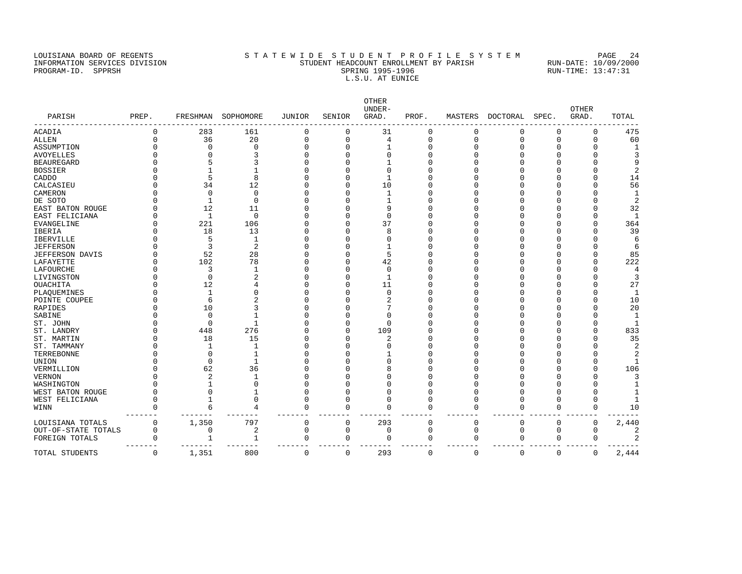LOUISIANA BOARD OF REGENTS
INFORMATION SERVICES DIVISION
PROGRAM-ID. SPPRSH

S T A T E W I D E  S T U D E N T  P R O F I L E  S Y S T E M
STUDENT HEADCOUNT ENROLLMENT BY PARISH
SPRING 1995-1996
L.S.U. AT EUNICE

RUN-DATE: 10/09/2000
RUN-TIME: 13:47:31

| PARISH | PREP. | FRESHMAN | SOPHOMORE | JUNIOR | SENIOR | OTHER UNDER-GRAD. | PROF. | MASTERS | DOCTORAL | SPEC. | OTHER GRAD. | TOTAL |
|---|---|---|---|---|---|---|---|---|---|---|---|---|
| ACADIA | 0 | 283 | 161 | 0 | 0 | 31 | 0 | 0 | 0 | 0 | 0 | 475 |
| ALLEN | 0 | 36 | 20 | 0 | 0 | 4 | 0 | 0 | 0 | 0 | 0 | 60 |
| ASSUMPTION | 0 | 0 | 0 | 0 | 0 | 1 | 0 | 0 | 0 | 0 | 0 | 1 |
| AVOYELLES | 0 | 0 | 3 | 0 | 0 | 0 | 0 | 0 | 0 | 0 | 0 | 3 |
| BEAUREGARD | 0 | 5 | 3 | 0 | 0 | 1 | 0 | 0 | 0 | 0 | 0 | 9 |
| BOSSIER | 0 | 1 | 1 | 0 | 0 | 0 | 0 | 0 | 0 | 0 | 0 | 2 |
| CADDO | 0 | 5 | 8 | 0 | 0 | 1 | 0 | 0 | 0 | 0 | 0 | 14 |
| CALCASIEU | 0 | 34 | 12 | 0 | 0 | 10 | 0 | 0 | 0 | 0 | 0 | 56 |
| CAMERON | 0 | 0 | 0 | 0 | 0 | 1 | 0 | 0 | 0 | 0 | 0 | 1 |
| DE SOTO | 0 | 1 | 0 | 0 | 0 | 1 | 0 | 0 | 0 | 0 | 0 | 2 |
| EAST BATON ROUGE | 0 | 12 | 11 | 0 | 0 | 9 | 0 | 0 | 0 | 0 | 0 | 32 |
| EAST FELICIANA | 0 | 1 | 0 | 0 | 0 | 0 | 0 | 0 | 0 | 0 | 0 | 1 |
| EVANGELINE | 0 | 221 | 106 | 0 | 0 | 37 | 0 | 0 | 0 | 0 | 0 | 364 |
| IBERIA | 0 | 18 | 13 | 0 | 0 | 8 | 0 | 0 | 0 | 0 | 0 | 39 |
| IBERVILLE | 0 | 5 | 1 | 0 | 0 | 0 | 0 | 0 | 0 | 0 | 0 | 6 |
| JEFFERSON | 0 | 3 | 2 | 0 | 0 | 1 | 0 | 0 | 0 | 0 | 0 | 6 |
| JEFFERSON DAVIS | 0 | 52 | 28 | 0 | 0 | 5 | 0 | 0 | 0 | 0 | 0 | 85 |
| LAFAYETTE | 0 | 102 | 78 | 0 | 0 | 42 | 0 | 0 | 0 | 0 | 0 | 222 |
| LAFOURCHE | 0 | 3 | 1 | 0 | 0 | 0 | 0 | 0 | 0 | 0 | 0 | 4 |
| LIVINGSTON | 0 | 0 | 2 | 0 | 0 | 1 | 0 | 0 | 0 | 0 | 0 | 3 |
| OUACHITA | 0 | 12 | 4 | 0 | 0 | 11 | 0 | 0 | 0 | 0 | 0 | 27 |
| PLAQUEMINES | 0 | 1 | 0 | 0 | 0 | 0 | 0 | 0 | 0 | 0 | 0 | 1 |
| POINTE COUPEE | 0 | 6 | 2 | 0 | 0 | 2 | 0 | 0 | 0 | 0 | 0 | 10 |
| RAPIDES | 0 | 10 | 3 | 0 | 0 | 7 | 0 | 0 | 0 | 0 | 0 | 20 |
| SABINE | 0 | 0 | 1 | 0 | 0 | 0 | 0 | 0 | 0 | 0 | 0 | 1 |
| ST. JOHN | 0 | 0 | 1 | 0 | 0 | 0 | 0 | 0 | 0 | 0 | 0 | 1 |
| ST. LANDRY | 0 | 448 | 276 | 0 | 0 | 109 | 0 | 0 | 0 | 0 | 0 | 833 |
| ST. MARTIN | 0 | 18 | 15 | 0 | 0 | 2 | 0 | 0 | 0 | 0 | 0 | 35 |
| ST. TAMMANY | 0 | 1 | 1 | 0 | 0 | 0 | 0 | 0 | 0 | 0 | 0 | 2 |
| TERREBONNE | 0 | 0 | 1 | 0 | 0 | 1 | 0 | 0 | 0 | 0 | 0 | 2 |
| UNION | 0 | 0 | 1 | 0 | 0 | 0 | 0 | 0 | 0 | 0 | 0 | 1 |
| VERMILLION | 0 | 62 | 36 | 0 | 0 | 8 | 0 | 0 | 0 | 0 | 0 | 106 |
| VERNON | 0 | 2 | 1 | 0 | 0 | 0 | 0 | 0 | 0 | 0 | 0 | 3 |
| WASHINGTON | 0 | 1 | 0 | 0 | 0 | 0 | 0 | 0 | 0 | 0 | 0 | 1 |
| WEST BATON ROUGE | 0 | 0 | 1 | 0 | 0 | 0 | 0 | 0 | 0 | 0 | 0 | 1 |
| WEST FELICIANA | 0 | 1 | 0 | 0 | 0 | 0 | 0 | 0 | 0 | 0 | 0 | 1 |
| WINN | 0 | 6 | 4 | 0 | 0 | 0 | 0 | 0 | 0 | 0 | 0 | 10 |
| LOUISIANA TOTALS | 0 | 1,350 | 797 | 0 | 0 | 293 | 0 | 0 | 0 | 0 | 0 | 2,440 |
| OUT-OF-STATE TOTALS | 0 | 0 | 2 | 0 | 0 | 0 | 0 | 0 | 0 | 0 | 0 | 2 |
| FOREIGN TOTALS | 0 | 1 | 1 | 0 | 0 | 0 | 0 | 0 | 0 | 0 | 0 | 2 |
| TOTAL STUDENTS | 0 | 1,351 | 800 | 0 | 0 | 293 | 0 | 0 | 0 | 0 | 0 | 2,444 |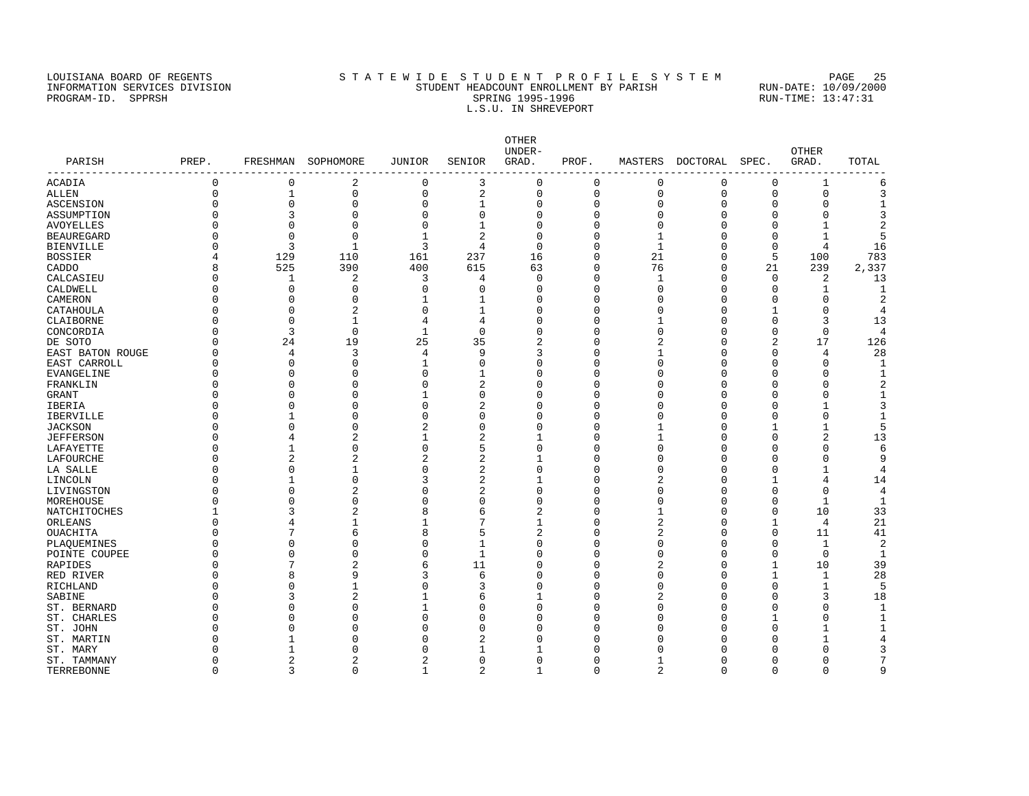LOUISIANA BOARD OF REGENTS
INFORMATION SERVICES DIVISION
PROGRAM-ID. SPPRSH

STATEWIDE STUDENT PROFILE SYSTEM
STUDENT HEADCOUNT ENROLLMENT BY PARISH
SPRING 1995-1996
L.S.U. IN SHREVEPORT

RUN-DATE: 10/09/2000
RUN-TIME: 13:47:31

| PARISH | PREP. | FRESHMAN | SOPHOMORE | JUNIOR | SENIOR | OTHER UNDER-GRAD. | PROF. | MASTERS | DOCTORAL | SPEC. | OTHER GRAD. | TOTAL |
|---|---|---|---|---|---|---|---|---|---|---|---|---|
| ACADIA | 0 | 0 | 2 | 0 | 3 | 0 | 0 | 0 | 0 | 0 | 1 | 6 |
| ALLEN | 0 | 1 | 0 | 0 | 2 | 0 | 0 | 0 | 0 | 0 | 0 | 3 |
| ASCENSION | 0 | 0 | 0 | 0 | 1 | 0 | 0 | 0 | 0 | 0 | 0 | 1 |
| ASSUMPTION | 0 | 3 | 0 | 0 | 0 | 0 | 0 | 0 | 0 | 0 | 0 | 3 |
| AVOYELLES | 0 | 0 | 0 | 0 | 1 | 0 | 0 | 0 | 0 | 0 | 1 | 2 |
| BEAUREGARD | 0 | 0 | 0 | 1 | 2 | 0 | 0 | 1 | 0 | 0 | 1 | 5 |
| BIENVILLE | 0 | 3 | 1 | 3 | 4 | 0 | 0 | 1 | 0 | 0 | 4 | 16 |
| BOSSIER | 4 | 129 | 110 | 161 | 237 | 16 | 0 | 21 | 0 | 5 | 100 | 783 |
| CADDO | 8 | 525 | 390 | 400 | 615 | 63 | 0 | 76 | 0 | 21 | 239 | 2,337 |
| CALCASIEU | 0 | 1 | 2 | 3 | 4 | 0 | 0 | 1 | 0 | 0 | 2 | 13 |
| CALDWELL | 0 | 0 | 0 | 0 | 0 | 0 | 0 | 0 | 0 | 0 | 1 | 1 |
| CAMERON | 0 | 0 | 0 | 1 | 1 | 0 | 0 | 0 | 0 | 0 | 0 | 2 |
| CATAHOULA | 0 | 0 | 2 | 0 | 1 | 0 | 0 | 0 | 0 | 1 | 0 | 4 |
| CLAIBORNE | 0 | 0 | 1 | 4 | 4 | 0 | 0 | 1 | 0 | 0 | 3 | 13 |
| CONCORDIA | 0 | 3 | 0 | 1 | 0 | 0 | 0 | 0 | 0 | 0 | 0 | 4 |
| DE SOTO | 0 | 24 | 19 | 25 | 35 | 2 | 0 | 2 | 0 | 2 | 17 | 126 |
| EAST BATON ROUGE | 0 | 4 | 3 | 4 | 9 | 3 | 0 | 1 | 0 | 0 | 4 | 28 |
| EAST CARROLL | 0 | 0 | 0 | 1 | 0 | 0 | 0 | 0 | 0 | 0 | 0 | 1 |
| EVANGELINE | 0 | 0 | 0 | 0 | 1 | 0 | 0 | 0 | 0 | 0 | 0 | 1 |
| FRANKLIN | 0 | 0 | 0 | 0 | 2 | 0 | 0 | 0 | 0 | 0 | 0 | 2 |
| GRANT | 0 | 0 | 0 | 1 | 0 | 0 | 0 | 0 | 0 | 0 | 0 | 1 |
| IBERIA | 0 | 0 | 0 | 0 | 2 | 0 | 0 | 0 | 0 | 0 | 1 | 3 |
| IBERVILLE | 0 | 1 | 0 | 0 | 0 | 0 | 0 | 0 | 0 | 0 | 0 | 1 |
| JACKSON | 0 | 0 | 0 | 2 | 0 | 0 | 0 | 1 | 0 | 1 | 1 | 5 |
| JEFFERSON | 0 | 4 | 2 | 1 | 2 | 1 | 0 | 1 | 0 | 0 | 2 | 13 |
| LAFAYETTE | 0 | 1 | 0 | 0 | 5 | 0 | 0 | 0 | 0 | 0 | 0 | 6 |
| LAFOURCHE | 0 | 2 | 2 | 2 | 2 | 1 | 0 | 0 | 0 | 0 | 0 | 9 |
| LA SALLE | 0 | 0 | 1 | 0 | 2 | 0 | 0 | 0 | 0 | 0 | 1 | 4 |
| LINCOLN | 0 | 1 | 0 | 3 | 2 | 1 | 0 | 2 | 0 | 1 | 4 | 14 |
| LIVINGSTON | 0 | 0 | 2 | 0 | 2 | 0 | 0 | 0 | 0 | 0 | 0 | 4 |
| MOREHOUSE | 0 | 0 | 0 | 0 | 0 | 0 | 0 | 0 | 0 | 0 | 1 | 1 |
| NATCHITOCHES | 1 | 3 | 2 | 8 | 6 | 2 | 0 | 1 | 0 | 0 | 10 | 33 |
| ORLEANS | 0 | 4 | 1 | 1 | 7 | 1 | 0 | 2 | 0 | 1 | 4 | 21 |
| OUACHITA | 0 | 7 | 6 | 8 | 5 | 2 | 0 | 2 | 0 | 0 | 11 | 41 |
| PLAQUEMINES | 0 | 0 | 0 | 0 | 1 | 0 | 0 | 0 | 0 | 0 | 1 | 2 |
| POINTE COUPEE | 0 | 0 | 0 | 0 | 1 | 0 | 0 | 0 | 0 | 0 | 0 | 1 |
| RAPIDES | 0 | 7 | 2 | 6 | 11 | 0 | 0 | 2 | 0 | 1 | 10 | 39 |
| RED RIVER | 0 | 8 | 9 | 3 | 6 | 0 | 0 | 0 | 0 | 1 | 1 | 28 |
| RICHLAND | 0 | 0 | 1 | 0 | 3 | 0 | 0 | 0 | 0 | 0 | 1 | 5 |
| SABINE | 0 | 3 | 2 | 1 | 6 | 1 | 0 | 2 | 0 | 0 | 3 | 18 |
| ST. BERNARD | 0 | 0 | 0 | 1 | 0 | 0 | 0 | 0 | 0 | 0 | 0 | 1 |
| ST. CHARLES | 0 | 0 | 0 | 0 | 0 | 0 | 0 | 0 | 0 | 1 | 0 | 1 |
| ST. JOHN | 0 | 0 | 0 | 0 | 0 | 0 | 0 | 0 | 0 | 0 | 1 | 1 |
| ST. MARTIN | 0 | 1 | 0 | 0 | 2 | 0 | 0 | 0 | 0 | 0 | 1 | 4 |
| ST. MARY | 0 | 1 | 0 | 0 | 1 | 1 | 0 | 0 | 0 | 0 | 0 | 3 |
| ST. TAMMANY | 0 | 2 | 2 | 2 | 0 | 0 | 0 | 1 | 0 | 0 | 0 | 7 |
| TERREBONNE | 0 | 3 | 0 | 1 | 2 | 1 | 0 | 2 | 0 | 0 | 0 | 9 |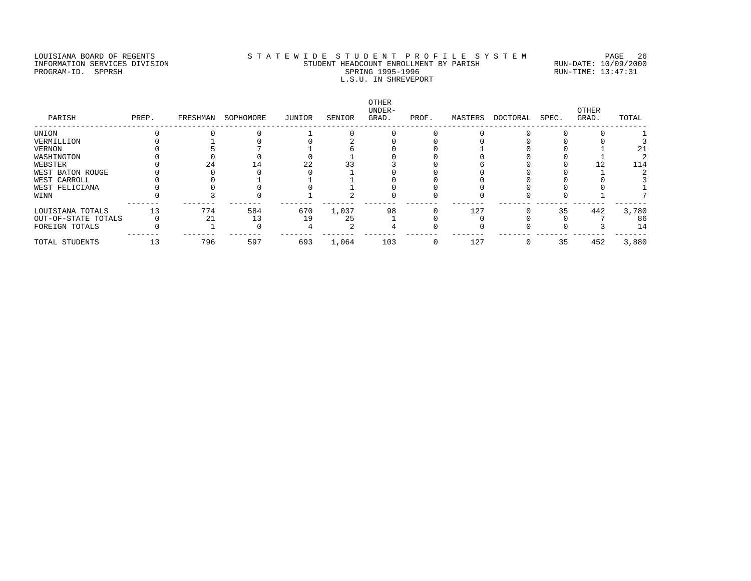LOUISIANA BOARD OF REGENTS
INFORMATION SERVICES DIVISION
PROGRAM-ID. SPPRSH

# S T A T E W I D E   S T U D E N T   P R O F I L E   S Y S T E M

STUDENT HEADCOUNT ENROLLMENT BY PARISH
SPRING 1995-1996
L.S.U. IN SHREVEPORT

RUN-DATE: 10/09/2000
RUN-TIME: 13:47:31

| PARISH | PREP. | FRESHMAN | SOPHOMORE | JUNIOR | SENIOR | OTHER UNDER-GRAD. | PROF. | MASTERS | DOCTORAL | SPEC. | OTHER GRAD. | TOTAL |
|---|---|---|---|---|---|---|---|---|---|---|---|---|
| UNION | 0 | 0 | 0 | 1 | 0 | 0 | 0 | 0 | 0 | 0 | 0 | 1 |
| VERMILLION | 0 | 1 | 0 | 0 | 2 | 0 | 0 | 0 | 0 | 0 | 0 | 3 |
| VERNON | 0 | 5 | 7 | 1 | 6 | 0 | 0 | 1 | 0 | 0 | 1 | 21 |
| WASHINGTON | 0 | 0 | 0 | 0 | 1 | 0 | 0 | 0 | 0 | 0 | 1 | 2 |
| WEBSTER | 0 | 24 | 14 | 22 | 33 | 3 | 0 | 6 | 0 | 0 | 12 | 114 |
| WEST BATON ROUGE | 0 | 0 | 0 | 0 | 1 | 0 | 0 | 0 | 0 | 0 | 1 | 2 |
| WEST CARROLL | 0 | 0 | 1 | 1 | 1 | 0 | 0 | 0 | 0 | 0 | 0 | 3 |
| WEST FELICIANA | 0 | 0 | 0 | 0 | 1 | 0 | 0 | 0 | 0 | 0 | 0 | 1 |
| WINN | 0 | 3 | 0 | 1 | 2 | 0 | 0 | 0 | 0 | 0 | 1 | 7 |
| LOUISIANA TOTALS | 13 | 774 | 584 | 670 | 1,037 | 98 | 0 | 127 | 0 | 35 | 442 | 3,780 |
| OUT-OF-STATE TOTALS | 0 | 21 | 13 | 19 | 25 | 1 | 0 | 0 | 0 | 0 | 7 | 86 |
| FOREIGN TOTALS | 0 | 1 | 0 | 4 | 2 | 4 | 0 | 0 | 0 | 0 | 3 | 14 |
| TOTAL STUDENTS | 13 | 796 | 597 | 693 | 1,064 | 103 | 0 | 127 | 0 | 35 | 452 | 3,880 |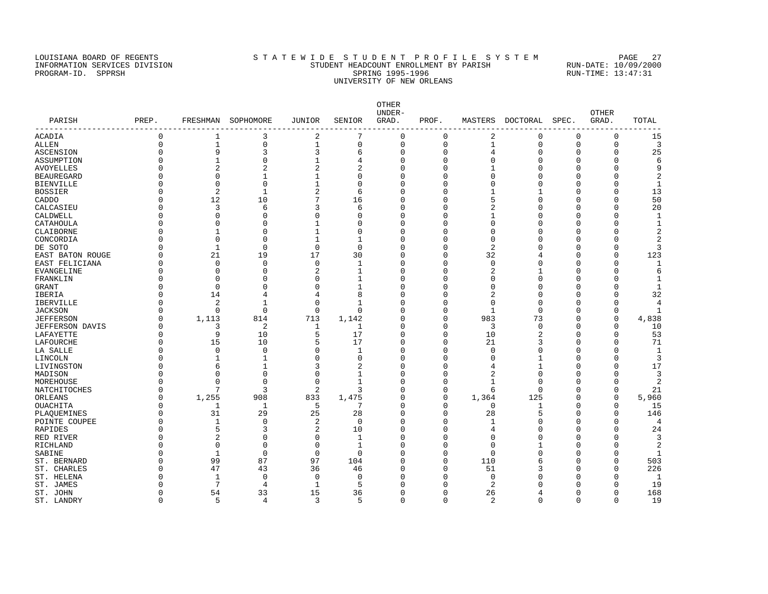LOUISIANA BOARD OF REGENTS
INFORMATION SERVICES DIVISION
PROGRAM-ID. SPPRSH

# STATEWIDE STUDENT PROFILE SYSTEM
## STUDENT HEADCOUNT ENROLLMENT BY PARISH
## SPRING 1995-1996
## UNIVERSITY OF NEW ORLEANS

RUN-DATE: 10/09/2000
RUN-TIME: 13:47:31

| PARISH | PREP. | FRESHMAN | SOPHOMORE | JUNIOR | SENIOR | OTHER UNDER-GRAD. | PROF. | MASTERS | DOCTORAL | SPEC. | OTHER GRAD. | TOTAL |
|---|---|---|---|---|---|---|---|---|---|---|---|---|
| ACADIA | 0 | 1 | 3 | 2 | 7 | 0 | 0 | 2 | 0 | 0 | 0 | 15 |
| ALLEN | 0 | 1 | 0 | 1 | 0 | 0 | 0 | 1 | 0 | 0 | 0 | 3 |
| ASCENSION | 0 | 9 | 3 | 3 | 6 | 0 | 0 | 4 | 0 | 0 | 0 | 25 |
| ASSUMPTION | 0 | 1 | 0 | 1 | 4 | 0 | 0 | 0 | 0 | 0 | 0 | 6 |
| AVOYELLES | 0 | 2 | 2 | 2 | 2 | 0 | 0 | 1 | 0 | 0 | 0 | 9 |
| BEAUREGARD | 0 | 0 | 1 | 1 | 0 | 0 | 0 | 0 | 0 | 0 | 0 | 2 |
| BIENVILLE | 0 | 0 | 0 | 1 | 0 | 0 | 0 | 0 | 0 | 0 | 0 | 1 |
| BOSSIER | 0 | 2 | 1 | 2 | 6 | 0 | 0 | 1 | 1 | 0 | 0 | 13 |
| CADDO | 0 | 12 | 10 | 7 | 16 | 0 | 0 | 5 | 0 | 0 | 0 | 50 |
| CALCASIEU | 0 | 3 | 6 | 3 | 6 | 0 | 0 | 2 | 0 | 0 | 0 | 20 |
| CALDWELL | 0 | 0 | 0 | 0 | 0 | 0 | 0 | 1 | 0 | 0 | 0 | 1 |
| CATAHOULA | 0 | 0 | 0 | 1 | 0 | 0 | 0 | 0 | 0 | 0 | 0 | 1 |
| CLAIBORNE | 0 | 1 | 0 | 1 | 0 | 0 | 0 | 0 | 0 | 0 | 0 | 2 |
| CONCORDIA | 0 | 0 | 0 | 1 | 1 | 0 | 0 | 0 | 0 | 0 | 0 | 2 |
| DE SOTO | 0 | 1 | 0 | 0 | 0 | 0 | 0 | 2 | 0 | 0 | 0 | 3 |
| EAST BATON ROUGE | 0 | 21 | 19 | 17 | 30 | 0 | 0 | 32 | 4 | 0 | 0 | 123 |
| EAST FELICIANA | 0 | 0 | 0 | 0 | 1 | 0 | 0 | 0 | 0 | 0 | 0 | 1 |
| EVANGELINE | 0 | 0 | 0 | 2 | 1 | 0 | 0 | 2 | 1 | 0 | 0 | 6 |
| FRANKLIN | 0 | 0 | 0 | 0 | 1 | 0 | 0 | 0 | 0 | 0 | 0 | 1 |
| GRANT | 0 | 0 | 0 | 0 | 1 | 0 | 0 | 0 | 0 | 0 | 0 | 1 |
| IBERIA | 0 | 14 | 4 | 4 | 8 | 0 | 0 | 2 | 0 | 0 | 0 | 32 |
| IBERVILLE | 0 | 2 | 1 | 0 | 1 | 0 | 0 | 0 | 0 | 0 | 0 | 4 |
| JACKSON | 0 | 0 | 0 | 0 | 0 | 0 | 0 | 1 | 0 | 0 | 0 | 1 |
| JEFFERSON | 0 | 1,113 | 814 | 713 | 1,142 | 0 | 0 | 983 | 73 | 0 | 0 | 4,838 |
| JEFFERSON DAVIS | 0 | 3 | 2 | 1 | 1 | 0 | 0 | 3 | 0 | 0 | 0 | 10 |
| LAFAYETTE | 0 | 9 | 10 | 5 | 17 | 0 | 0 | 10 | 2 | 0 | 0 | 53 |
| LAFOURCHE | 0 | 15 | 10 | 5 | 17 | 0 | 0 | 21 | 3 | 0 | 0 | 71 |
| LA SALLE | 0 | 0 | 0 | 0 | 1 | 0 | 0 | 0 | 0 | 0 | 0 | 1 |
| LINCOLN | 0 | 1 | 1 | 0 | 0 | 0 | 0 | 0 | 1 | 0 | 0 | 3 |
| LIVINGSTON | 0 | 6 | 1 | 3 | 2 | 0 | 0 | 4 | 1 | 0 | 0 | 17 |
| MADISON | 0 | 0 | 0 | 0 | 1 | 0 | 0 | 2 | 0 | 0 | 0 | 3 |
| MOREHOUSE | 0 | 0 | 0 | 0 | 1 | 0 | 0 | 1 | 0 | 0 | 0 | 2 |
| NATCHITOCHES | 0 | 7 | 3 | 2 | 3 | 0 | 0 | 6 | 0 | 0 | 0 | 21 |
| ORLEANS | 0 | 1,255 | 908 | 833 | 1,475 | 0 | 0 | 1,364 | 125 | 0 | 0 | 5,960 |
| OUACHITA | 0 | 1 | 1 | 5 | 7 | 0 | 0 | 0 | 1 | 0 | 0 | 15 |
| PLAQUEMINES | 0 | 31 | 29 | 25 | 28 | 0 | 0 | 28 | 5 | 0 | 0 | 146 |
| POINTE COUPEE | 0 | 1 | 0 | 2 | 0 | 0 | 0 | 1 | 0 | 0 | 0 | 4 |
| RAPIDES | 0 | 5 | 3 | 2 | 10 | 0 | 0 | 4 | 0 | 0 | 0 | 24 |
| RED RIVER | 0 | 2 | 0 | 0 | 1 | 0 | 0 | 0 | 0 | 0 | 0 | 3 |
| RICHLAND | 0 | 0 | 0 | 0 | 1 | 0 | 0 | 0 | 1 | 0 | 0 | 2 |
| SABINE | 0 | 1 | 0 | 0 | 0 | 0 | 0 | 0 | 0 | 0 | 0 | 1 |
| ST. BERNARD | 0 | 99 | 87 | 97 | 104 | 0 | 0 | 110 | 6 | 0 | 0 | 503 |
| ST. CHARLES | 0 | 47 | 43 | 36 | 46 | 0 | 0 | 51 | 3 | 0 | 0 | 226 |
| ST. HELENA | 0 | 1 | 0 | 0 | 0 | 0 | 0 | 0 | 0 | 0 | 0 | 1 |
| ST. JAMES | 0 | 7 | 4 | 1 | 5 | 0 | 0 | 2 | 0 | 0 | 0 | 19 |
| ST. JOHN | 0 | 54 | 33 | 15 | 36 | 0 | 0 | 26 | 4 | 0 | 0 | 168 |
| ST. LANDRY | 0 | 5 | 4 | 3 | 5 | 0 | 0 | 2 | 0 | 0 | 0 | 19 |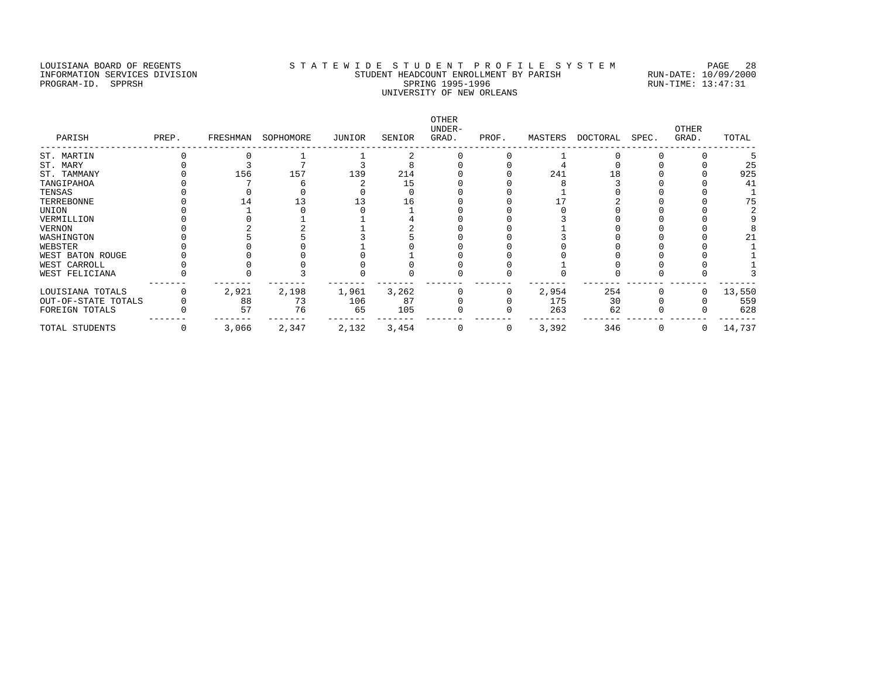LOUISIANA BOARD OF REGENTS
INFORMATION SERVICES DIVISION
PROGRAM-ID. SPPRSH

# STATEWIDE STUDENT PROFILE SYSTEM

STUDENT HEADCOUNT ENROLLMENT BY PARISH
SPRING 1995-1996
UNIVERSITY OF NEW ORLEANS

RUN-DATE: 10/09/2000
RUN-TIME: 13:47:31

| PARISH | PREP. | FRESHMAN | SOPHOMORE | JUNIOR | SENIOR | OTHER UNDER-GRAD. | PROF. | MASTERS | DOCTORAL | SPEC. | OTHER GRAD. | TOTAL |
|---|---|---|---|---|---|---|---|---|---|---|---|---|
| ST. MARTIN | 0 | 0 | 1 | 1 | 2 | 0 | 0 | 1 | 0 | 0 | 0 | 5 |
| ST. MARY | 0 | 3 | 7 | 3 | 8 | 0 | 0 | 4 | 0 | 0 | 0 | 25 |
| ST. TAMMANY | 0 | 156 | 157 | 139 | 214 | 0 | 0 | 241 | 18 | 0 | 0 | 925 |
| TANGIPAHOA | 0 | 7 | 6 | 2 | 15 | 0 | 0 | 8 | 3 | 0 | 0 | 41 |
| TENSAS | 0 | 0 | 0 | 0 | 0 | 0 | 0 | 1 | 0 | 0 | 0 | 1 |
| TERREBONNE | 0 | 14 | 13 | 13 | 16 | 0 | 0 | 17 | 2 | 0 | 0 | 75 |
| UNION | 0 | 1 | 0 | 0 | 1 | 0 | 0 | 0 | 0 | 0 | 0 | 2 |
| VERMILLION | 0 | 0 | 1 | 1 | 4 | 0 | 0 | 3 | 0 | 0 | 0 | 9 |
| VERNON | 0 | 2 | 2 | 1 | 2 | 0 | 0 | 1 | 0 | 0 | 0 | 8 |
| WASHINGTON | 0 | 5 | 5 | 3 | 5 | 0 | 0 | 3 | 0 | 0 | 0 | 21 |
| WEBSTER | 0 | 0 | 0 | 1 | 0 | 0 | 0 | 0 | 0 | 0 | 0 | 1 |
| WEST BATON ROUGE | 0 | 0 | 0 | 0 | 1 | 0 | 0 | 0 | 0 | 0 | 0 | 1 |
| WEST CARROLL | 0 | 0 | 0 | 0 | 0 | 0 | 0 | 1 | 0 | 0 | 0 | 1 |
| WEST FELICIANA | 0 | 0 | 3 | 0 | 0 | 0 | 0 | 0 | 0 | 0 | 0 | 3 |
| LOUISIANA TOTALS | 0 | 2,921 | 2,198 | 1,961 | 3,262 | 0 | 0 | 2,954 | 254 | 0 | 0 | 13,550 |
| OUT-OF-STATE TOTALS | 0 | 88 | 73 | 106 | 87 | 0 | 0 | 175 | 30 | 0 | 0 | 559 |
| FOREIGN TOTALS | 0 | 57 | 76 | 65 | 105 | 0 | 0 | 263 | 62 | 0 | 0 | 628 |
| TOTAL STUDENTS | 0 | 3,066 | 2,347 | 2,132 | 3,454 | 0 | 0 | 3,392 | 346 | 0 | 0 | 14,737 |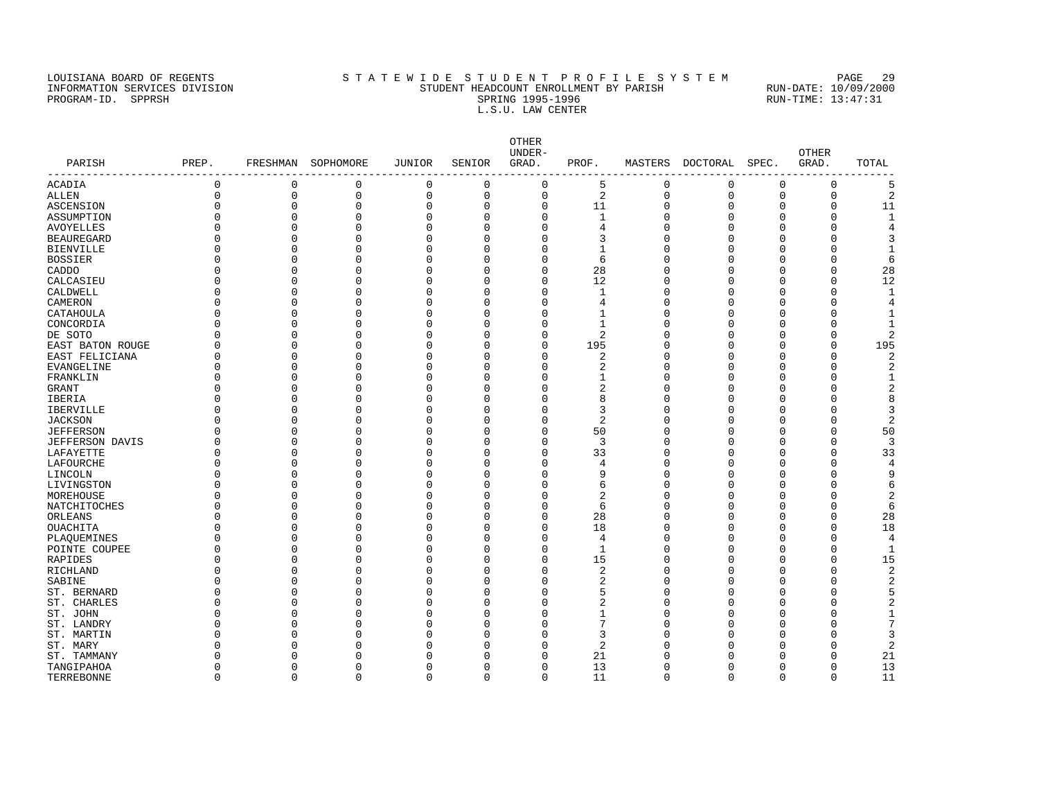LOUISIANA BOARD OF REGENTS
INFORMATION SERVICES DIVISION
PROGRAM-ID. SPPRSH

STATEWIDE STUDENT PROFILE SYSTEM
STUDENT HEADCOUNT ENROLLMENT BY PARISH
SPRING 1995-1996
L.S.U. LAW CENTER

RUN-DATE: 10/09/2000
RUN-TIME: 13:47:31

| PARISH | PREP. | FRESHMAN | SOPHOMORE | JUNIOR | SENIOR | OTHER UNDER-GRAD. | PROF. | MASTERS | DOCTORAL | SPEC. | OTHER GRAD. | TOTAL |
|---|---|---|---|---|---|---|---|---|---|---|---|---|
| ACADIA | 0 | 0 | 0 | 0 | 0 | 0 | 5 | 0 | 0 | 0 | 0 | 5 |
| ALLEN | 0 | 0 | 0 | 0 | 0 | 0 | 2 | 0 | 0 | 0 | 0 | 2 |
| ASCENSION | 0 | 0 | 0 | 0 | 0 | 0 | 11 | 0 | 0 | 0 | 0 | 11 |
| ASSUMPTION | 0 | 0 | 0 | 0 | 0 | 0 | 1 | 0 | 0 | 0 | 0 | 1 |
| AVOYELLES | 0 | 0 | 0 | 0 | 0 | 0 | 4 | 0 | 0 | 0 | 0 | 4 |
| BEAUREGARD | 0 | 0 | 0 | 0 | 0 | 0 | 3 | 0 | 0 | 0 | 0 | 3 |
| BIENVILLE | 0 | 0 | 0 | 0 | 0 | 0 | 1 | 0 | 0 | 0 | 0 | 1 |
| BOSSIER | 0 | 0 | 0 | 0 | 0 | 0 | 6 | 0 | 0 | 0 | 0 | 6 |
| CADDO | 0 | 0 | 0 | 0 | 0 | 0 | 28 | 0 | 0 | 0 | 0 | 28 |
| CALCASIEU | 0 | 0 | 0 | 0 | 0 | 0 | 12 | 0 | 0 | 0 | 0 | 12 |
| CALDWELL | 0 | 0 | 0 | 0 | 0 | 0 | 1 | 0 | 0 | 0 | 0 | 1 |
| CAMERON | 0 | 0 | 0 | 0 | 0 | 0 | 4 | 0 | 0 | 0 | 0 | 4 |
| CATAHOULA | 0 | 0 | 0 | 0 | 0 | 0 | 1 | 0 | 0 | 0 | 0 | 1 |
| CONCORDIA | 0 | 0 | 0 | 0 | 0 | 0 | 1 | 0 | 0 | 0 | 0 | 1 |
| DE SOTO | 0 | 0 | 0 | 0 | 0 | 0 | 2 | 0 | 0 | 0 | 0 | 2 |
| EAST BATON ROUGE | 0 | 0 | 0 | 0 | 0 | 0 | 195 | 0 | 0 | 0 | 0 | 195 |
| EAST FELICIANA | 0 | 0 | 0 | 0 | 0 | 0 | 2 | 0 | 0 | 0 | 0 | 2 |
| EVANGELINE | 0 | 0 | 0 | 0 | 0 | 0 | 2 | 0 | 0 | 0 | 0 | 2 |
| FRANKLIN | 0 | 0 | 0 | 0 | 0 | 0 | 1 | 0 | 0 | 0 | 0 | 1 |
| GRANT | 0 | 0 | 0 | 0 | 0 | 0 | 2 | 0 | 0 | 0 | 0 | 2 |
| IBERIA | 0 | 0 | 0 | 0 | 0 | 0 | 8 | 0 | 0 | 0 | 0 | 8 |
| IBERVILLE | 0 | 0 | 0 | 0 | 0 | 0 | 3 | 0 | 0 | 0 | 0 | 3 |
| JACKSON | 0 | 0 | 0 | 0 | 0 | 0 | 2 | 0 | 0 | 0 | 0 | 2 |
| JEFFERSON | 0 | 0 | 0 | 0 | 0 | 0 | 50 | 0 | 0 | 0 | 0 | 50 |
| JEFFERSON DAVIS | 0 | 0 | 0 | 0 | 0 | 0 | 3 | 0 | 0 | 0 | 0 | 3 |
| LAFAYETTE | 0 | 0 | 0 | 0 | 0 | 0 | 33 | 0 | 0 | 0 | 0 | 33 |
| LAFOURCHE | 0 | 0 | 0 | 0 | 0 | 0 | 4 | 0 | 0 | 0 | 0 | 4 |
| LINCOLN | 0 | 0 | 0 | 0 | 0 | 0 | 9 | 0 | 0 | 0 | 0 | 9 |
| LIVINGSTON | 0 | 0 | 0 | 0 | 0 | 0 | 6 | 0 | 0 | 0 | 0 | 6 |
| MOREHOUSE | 0 | 0 | 0 | 0 | 0 | 0 | 2 | 0 | 0 | 0 | 0 | 2 |
| NATCHITOCHES | 0 | 0 | 0 | 0 | 0 | 0 | 6 | 0 | 0 | 0 | 0 | 6 |
| ORLEANS | 0 | 0 | 0 | 0 | 0 | 0 | 28 | 0 | 0 | 0 | 0 | 28 |
| OUACHITA | 0 | 0 | 0 | 0 | 0 | 0 | 18 | 0 | 0 | 0 | 0 | 18 |
| PLAQUEMINES | 0 | 0 | 0 | 0 | 0 | 0 | 4 | 0 | 0 | 0 | 0 | 4 |
| POINTE COUPEE | 0 | 0 | 0 | 0 | 0 | 0 | 1 | 0 | 0 | 0 | 0 | 1 |
| RAPIDES | 0 | 0 | 0 | 0 | 0 | 0 | 15 | 0 | 0 | 0 | 0 | 15 |
| RICHLAND | 0 | 0 | 0 | 0 | 0 | 0 | 2 | 0 | 0 | 0 | 0 | 2 |
| SABINE | 0 | 0 | 0 | 0 | 0 | 0 | 2 | 0 | 0 | 0 | 0 | 2 |
| ST. BERNARD | 0 | 0 | 0 | 0 | 0 | 0 | 5 | 0 | 0 | 0 | 0 | 5 |
| ST. CHARLES | 0 | 0 | 0 | 0 | 0 | 0 | 2 | 0 | 0 | 0 | 0 | 2 |
| ST. JOHN | 0 | 0 | 0 | 0 | 0 | 0 | 1 | 0 | 0 | 0 | 0 | 1 |
| ST. LANDRY | 0 | 0 | 0 | 0 | 0 | 0 | 7 | 0 | 0 | 0 | 0 | 7 |
| ST. MARTIN | 0 | 0 | 0 | 0 | 0 | 0 | 3 | 0 | 0 | 0 | 0 | 3 |
| ST. MARY | 0 | 0 | 0 | 0 | 0 | 0 | 2 | 0 | 0 | 0 | 0 | 2 |
| ST. TAMMANY | 0 | 0 | 0 | 0 | 0 | 0 | 21 | 0 | 0 | 0 | 0 | 21 |
| TANGIPAHOA | 0 | 0 | 0 | 0 | 0 | 0 | 13 | 0 | 0 | 0 | 0 | 13 |
| TERREBONNE | 0 | 0 | 0 | 0 | 0 | 0 | 11 | 0 | 0 | 0 | 0 | 11 |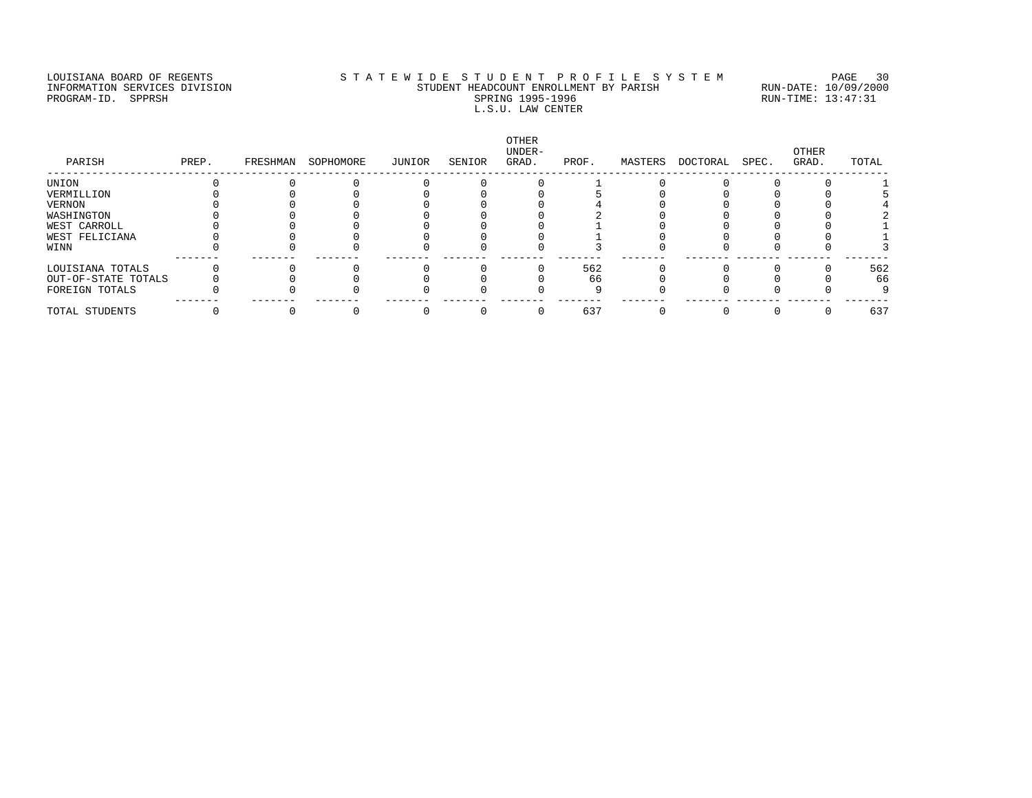LOUISIANA BOARD OF REGENTS
INFORMATION SERVICES DIVISION
PROGRAM-ID. SPPRSH

S T A T E W I D E S T U D E N T P R O F I L E S Y S T E M
STUDENT HEADCOUNT ENROLLMENT BY PARISH
SPRING 1995-1996
L.S.U. LAW CENTER

RUN-DATE: 10/09/2000
RUN-TIME: 13:47:31

| PARISH | PREP. | FRESHMAN | SOPHOMORE | JUNIOR | SENIOR | OTHER UNDER-GRAD. | PROF. | MASTERS | DOCTORAL | SPEC. | OTHER GRAD. | TOTAL |
|---|---|---|---|---|---|---|---|---|---|---|---|---|
| UNION | 0 | 0 | 0 | 0 | 0 | 0 | 1 | 0 | 0 | 0 | 0 | 1 |
| VERMILLION | 0 | 0 | 0 | 0 | 0 | 0 | 5 | 0 | 0 | 0 | 0 | 5 |
| VERNON | 0 | 0 | 0 | 0 | 0 | 0 | 4 | 0 | 0 | 0 | 0 | 4 |
| WASHINGTON | 0 | 0 | 0 | 0 | 0 | 0 | 2 | 0 | 0 | 0 | 0 | 2 |
| WEST CARROLL | 0 | 0 | 0 | 0 | 0 | 0 | 1 | 0 | 0 | 0 | 0 | 1 |
| WEST FELICIANA | 0 | 0 | 0 | 0 | 0 | 0 | 1 | 0 | 0 | 0 | 0 | 1 |
| WINN | 0 | 0 | 0 | 0 | 0 | 0 | 3 | 0 | 0 | 0 | 0 | 3 |
| LOUISIANA TOTALS | 0 | 0 | 0 | 0 | 0 | 0 | 562 | 0 | 0 | 0 | 0 | 562 |
| OUT-OF-STATE TOTALS | 0 | 0 | 0 | 0 | 0 | 0 | 66 | 0 | 0 | 0 | 0 | 66 |
| FOREIGN TOTALS | 0 | 0 | 0 | 0 | 0 | 0 | 9 | 0 | 0 | 0 | 0 | 9 |
| TOTAL STUDENTS | 0 | 0 | 0 | 0 | 0 | 0 | 637 | 0 | 0 | 0 | 0 | 637 |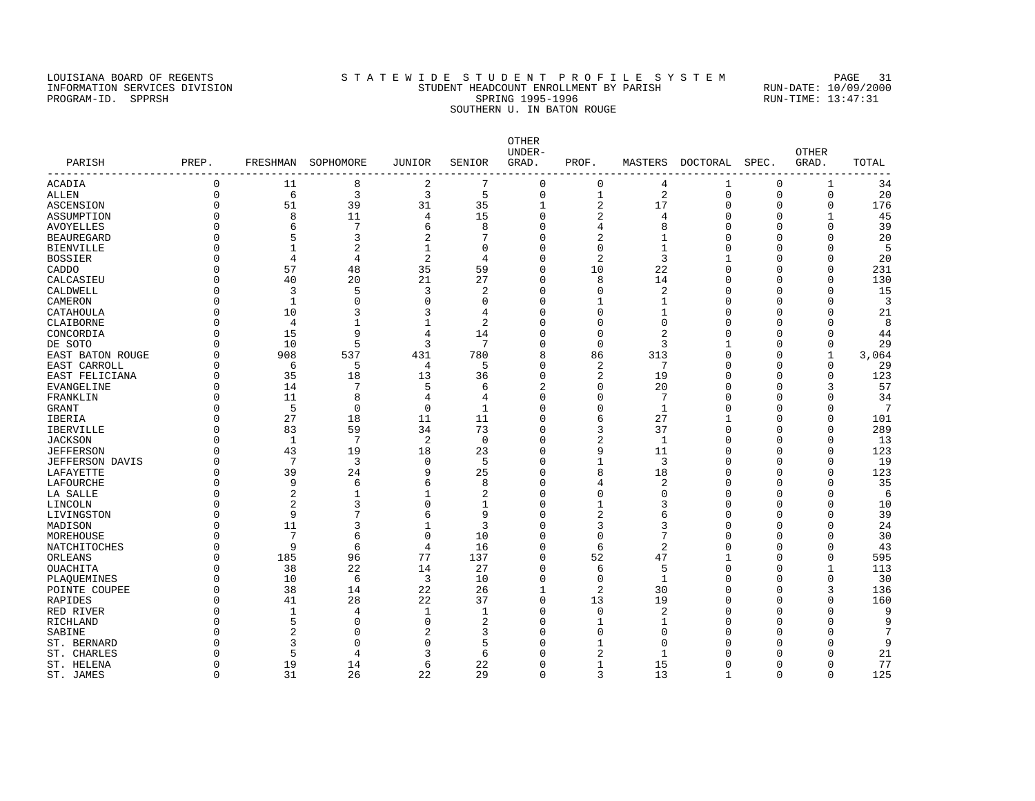LOUISIANA BOARD OF REGENTS
INFORMATION SERVICES DIVISION
PROGRAM-ID. SPPRSH

# STATEWIDE STUDENT PROFILE SYSTEM

## STUDENT HEADCOUNT ENROLLMENT BY PARISH

SPRING 1995-1996

SOUTHERN U. IN BATON ROUGE

RUN-DATE: 10/09/2000
RUN-TIME: 13:47:31

| PARISH | PREP. | FRESHMAN | SOPHOMORE | JUNIOR | SENIOR | OTHER UNDER-GRAD. | PROF. | MASTERS | DOCTORAL | SPEC. | OTHER GRAD. | TOTAL |
|---|---|---|---|---|---|---|---|---|---|---|---|---|
| ACADIA | 0 | 11 | 8 | 2 | 7 | 0 | 0 | 4 | 1 | 0 | 1 | 34 |
| ALLEN | 0 | 6 | 3 | 3 | 5 | 0 | 1 | 2 | 0 | 0 | 0 | 20 |
| ASCENSION | 0 | 51 | 39 | 31 | 35 | 1 | 2 | 17 | 0 | 0 | 0 | 176 |
| ASSUMPTION | 0 | 8 | 11 | 4 | 15 | 0 | 2 | 4 | 0 | 0 | 1 | 45 |
| AVOYELLES | 0 | 6 | 7 | 6 | 8 | 0 | 4 | 8 | 0 | 0 | 0 | 39 |
| BEAUREGARD | 0 | 5 | 3 | 2 | 7 | 0 | 2 | 1 | 0 | 0 | 0 | 20 |
| BIENVILLE | 0 | 1 | 2 | 1 | 0 | 0 | 0 | 1 | 0 | 0 | 0 | 5 |
| BOSSIER | 0 | 4 | 4 | 2 | 4 | 0 | 2 | 3 | 1 | 0 | 0 | 20 |
| CADDO | 0 | 57 | 48 | 35 | 59 | 0 | 10 | 22 | 0 | 0 | 0 | 231 |
| CALCASIEU | 0 | 40 | 20 | 21 | 27 | 0 | 8 | 14 | 0 | 0 | 0 | 130 |
| CALDWELL | 0 | 3 | 5 | 3 | 2 | 0 | 0 | 2 | 0 | 0 | 0 | 15 |
| CAMERON | 0 | 1 | 0 | 0 | 0 | 0 | 1 | 1 | 0 | 0 | 0 | 3 |
| CATAHOULA | 0 | 10 | 3 | 3 | 4 | 0 | 0 | 1 | 0 | 0 | 0 | 21 |
| CLAIBORNE | 0 | 4 | 1 | 1 | 2 | 0 | 0 | 0 | 0 | 0 | 0 | 8 |
| CONCORDIA | 0 | 15 | 9 | 4 | 14 | 0 | 0 | 2 | 0 | 0 | 0 | 44 |
| DE SOTO | 0 | 10 | 5 | 3 | 7 | 0 | 0 | 3 | 1 | 0 | 0 | 29 |
| EAST BATON ROUGE | 0 | 908 | 537 | 431 | 780 | 8 | 86 | 313 | 0 | 0 | 1 | 3,064 |
| EAST CARROLL | 0 | 6 | 5 | 4 | 5 | 0 | 2 | 7 | 0 | 0 | 0 | 29 |
| EAST FELICIANA | 0 | 35 | 18 | 13 | 36 | 0 | 2 | 19 | 0 | 0 | 0 | 123 |
| EVANGELINE | 0 | 14 | 7 | 5 | 6 | 2 | 0 | 20 | 0 | 0 | 3 | 57 |
| FRANKLIN | 0 | 11 | 8 | 4 | 4 | 0 | 0 | 7 | 0 | 0 | 0 | 34 |
| GRANT | 0 | 5 | 0 | 0 | 1 | 0 | 0 | 1 | 0 | 0 | 0 | 7 |
| IBERIA | 0 | 27 | 18 | 11 | 11 | 0 | 6 | 27 | 1 | 0 | 0 | 101 |
| IBERVILLE | 0 | 83 | 59 | 34 | 73 | 0 | 3 | 37 | 0 | 0 | 0 | 289 |
| JACKSON | 0 | 1 | 7 | 2 | 0 | 0 | 2 | 1 | 0 | 0 | 0 | 13 |
| JEFFERSON | 0 | 43 | 19 | 18 | 23 | 0 | 9 | 11 | 0 | 0 | 0 | 123 |
| JEFFERSON DAVIS | 0 | 7 | 3 | 0 | 5 | 0 | 1 | 3 | 0 | 0 | 0 | 19 |
| LAFAYETTE | 0 | 39 | 24 | 9 | 25 | 0 | 8 | 18 | 0 | 0 | 0 | 123 |
| LAFOURCHE | 0 | 9 | 6 | 6 | 8 | 0 | 4 | 2 | 0 | 0 | 0 | 35 |
| LA SALLE | 0 | 2 | 1 | 1 | 2 | 0 | 0 | 0 | 0 | 0 | 0 | 6 |
| LINCOLN | 0 | 2 | 3 | 0 | 1 | 0 | 1 | 3 | 0 | 0 | 0 | 10 |
| LIVINGSTON | 0 | 9 | 7 | 6 | 9 | 0 | 2 | 6 | 0 | 0 | 0 | 39 |
| MADISON | 0 | 11 | 3 | 1 | 3 | 0 | 3 | 3 | 0 | 0 | 0 | 24 |
| MOREHOUSE | 0 | 7 | 6 | 0 | 10 | 0 | 0 | 7 | 0 | 0 | 0 | 30 |
| NATCHITOCHES | 0 | 9 | 6 | 4 | 16 | 0 | 6 | 2 | 0 | 0 | 0 | 43 |
| ORLEANS | 0 | 185 | 96 | 77 | 137 | 0 | 52 | 47 | 1 | 0 | 0 | 595 |
| OUACHITA | 0 | 38 | 22 | 14 | 27 | 0 | 6 | 5 | 0 | 0 | 1 | 113 |
| PLAQUEMINES | 0 | 10 | 6 | 3 | 10 | 0 | 0 | 1 | 0 | 0 | 0 | 30 |
| POINTE COUPEE | 0 | 38 | 14 | 22 | 26 | 1 | 2 | 30 | 0 | 0 | 3 | 136 |
| RAPIDES | 0 | 41 | 28 | 22 | 37 | 0 | 13 | 19 | 0 | 0 | 0 | 160 |
| RED RIVER | 0 | 1 | 4 | 1 | 1 | 0 | 0 | 2 | 0 | 0 | 0 | 9 |
| RICHLAND | 0 | 5 | 0 | 0 | 2 | 0 | 1 | 1 | 0 | 0 | 0 | 9 |
| SABINE | 0 | 2 | 0 | 2 | 3 | 0 | 0 | 0 | 0 | 0 | 0 | 7 |
| ST. BERNARD | 0 | 3 | 0 | 0 | 5 | 0 | 1 | 0 | 0 | 0 | 0 | 9 |
| ST. CHARLES | 0 | 5 | 4 | 3 | 6 | 0 | 2 | 1 | 0 | 0 | 0 | 21 |
| ST. HELENA | 0 | 19 | 14 | 6 | 22 | 0 | 1 | 15 | 0 | 0 | 0 | 77 |
| ST. JAMES | 0 | 31 | 26 | 22 | 29 | 0 | 3 | 13 | 1 | 0 | 0 | 125 |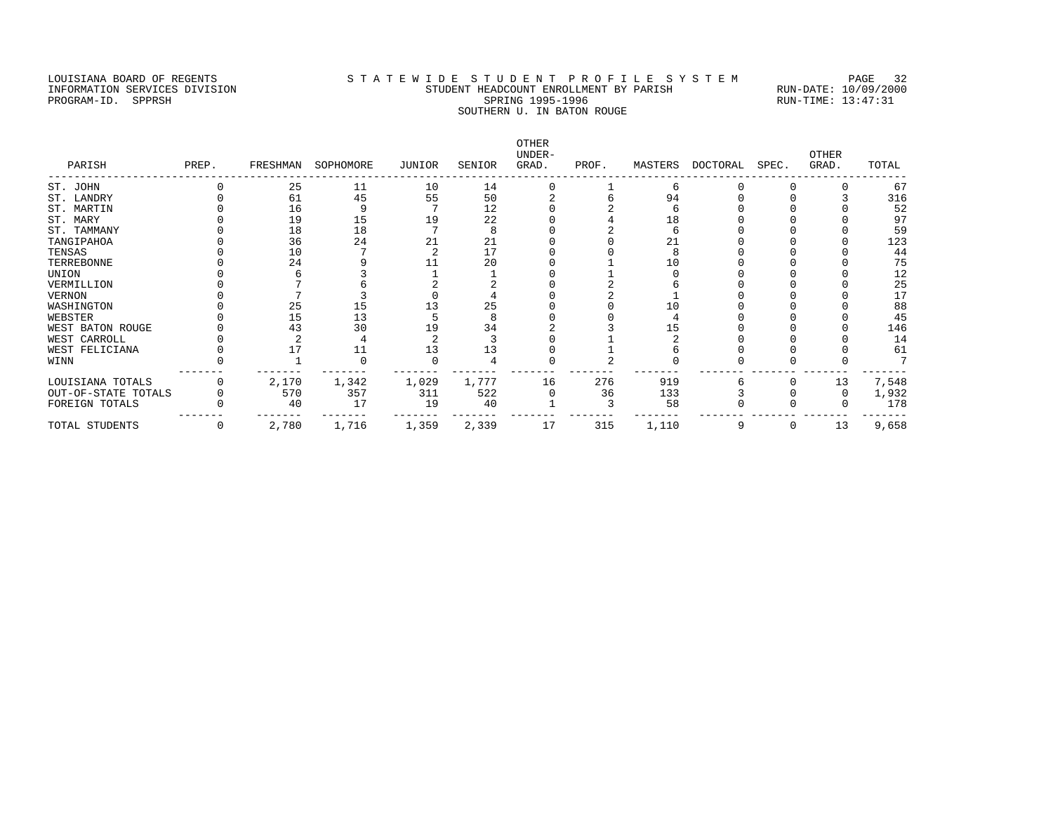LOUISIANA BOARD OF REGENTS — INFORMATION SERVICES DIVISION — PROGRAM-ID. SPPRSH

# STATEWIDE STUDENT PROFILE SYSTEM

## STUDENT HEADCOUNT ENROLLMENT BY PARISH

SPRING 1995-1996

SOUTHERN U. IN BATON ROUGE

RUN-DATE: 10/09/2000 RUN-TIME: 13:47:31

| PARISH | PREP. | FRESHMAN | SOPHOMORE | JUNIOR | SENIOR | OTHER UNDER-GRAD. | PROF. | MASTERS | DOCTORAL | SPEC. | OTHER GRAD. | TOTAL |
|---|---|---|---|---|---|---|---|---|---|---|---|---|
| ST. JOHN | 0 | 25 | 11 | 10 | 14 | 0 | 1 | 6 | 0 | 0 | 0 | 67 |
| ST. LANDRY | 0 | 61 | 45 | 55 | 50 | 2 | 6 | 94 | 0 | 0 | 3 | 316 |
| ST. MARTIN | 0 | 16 | 9 | 7 | 12 | 0 | 2 | 6 | 0 | 0 | 0 | 52 |
| ST. MARY | 0 | 19 | 15 | 19 | 22 | 0 | 4 | 18 | 0 | 0 | 0 | 97 |
| ST. TAMMANY | 0 | 18 | 18 | 7 | 8 | 0 | 2 | 6 | 0 | 0 | 0 | 59 |
| TANGIPAHOA | 0 | 36 | 24 | 21 | 21 | 0 | 0 | 21 | 0 | 0 | 0 | 123 |
| TENSAS | 0 | 10 | 7 | 2 | 17 | 0 | 0 | 8 | 0 | 0 | 0 | 44 |
| TERREBONNE | 0 | 24 | 9 | 11 | 20 | 0 | 1 | 10 | 0 | 0 | 0 | 75 |
| UNION | 0 | 6 | 3 | 1 | 1 | 0 | 1 | 0 | 0 | 0 | 0 | 12 |
| VERMILLION | 0 | 7 | 6 | 2 | 2 | 0 | 2 | 6 | 0 | 0 | 0 | 25 |
| VERNON | 0 | 7 | 3 | 0 | 4 | 0 | 2 | 1 | 0 | 0 | 0 | 17 |
| WASHINGTON | 0 | 25 | 15 | 13 | 25 | 0 | 0 | 10 | 0 | 0 | 0 | 88 |
| WEBSTER | 0 | 15 | 13 | 5 | 8 | 0 | 0 | 4 | 0 | 0 | 0 | 45 |
| WEST BATON ROUGE | 0 | 43 | 30 | 19 | 34 | 2 | 3 | 15 | 0 | 0 | 0 | 146 |
| WEST CARROLL | 0 | 2 | 4 | 2 | 3 | 0 | 1 | 2 | 0 | 0 | 0 | 14 |
| WEST FELICIANA | 0 | 17 | 11 | 13 | 13 | 0 | 1 | 6 | 0 | 0 | 0 | 61 |
| WINN | 0 | 1 | 0 | 0 | 4 | 0 | 2 | 0 | 0 | 0 | 0 | 7 |
| LOUISIANA TOTALS | 0 | 2,170 | 1,342 | 1,029 | 1,777 | 16 | 276 | 919 | 6 | 0 | 13 | 7,548 |
| OUT-OF-STATE TOTALS | 0 | 570 | 357 | 311 | 522 | 0 | 36 | 133 | 3 | 0 | 0 | 1,932 |
| FOREIGN TOTALS | 0 | 40 | 17 | 19 | 40 | 1 | 3 | 58 | 0 | 0 | 0 | 178 |
| TOTAL STUDENTS | 0 | 2,780 | 1,716 | 1,359 | 2,339 | 17 | 315 | 1,110 | 9 | 0 | 13 | 9,658 |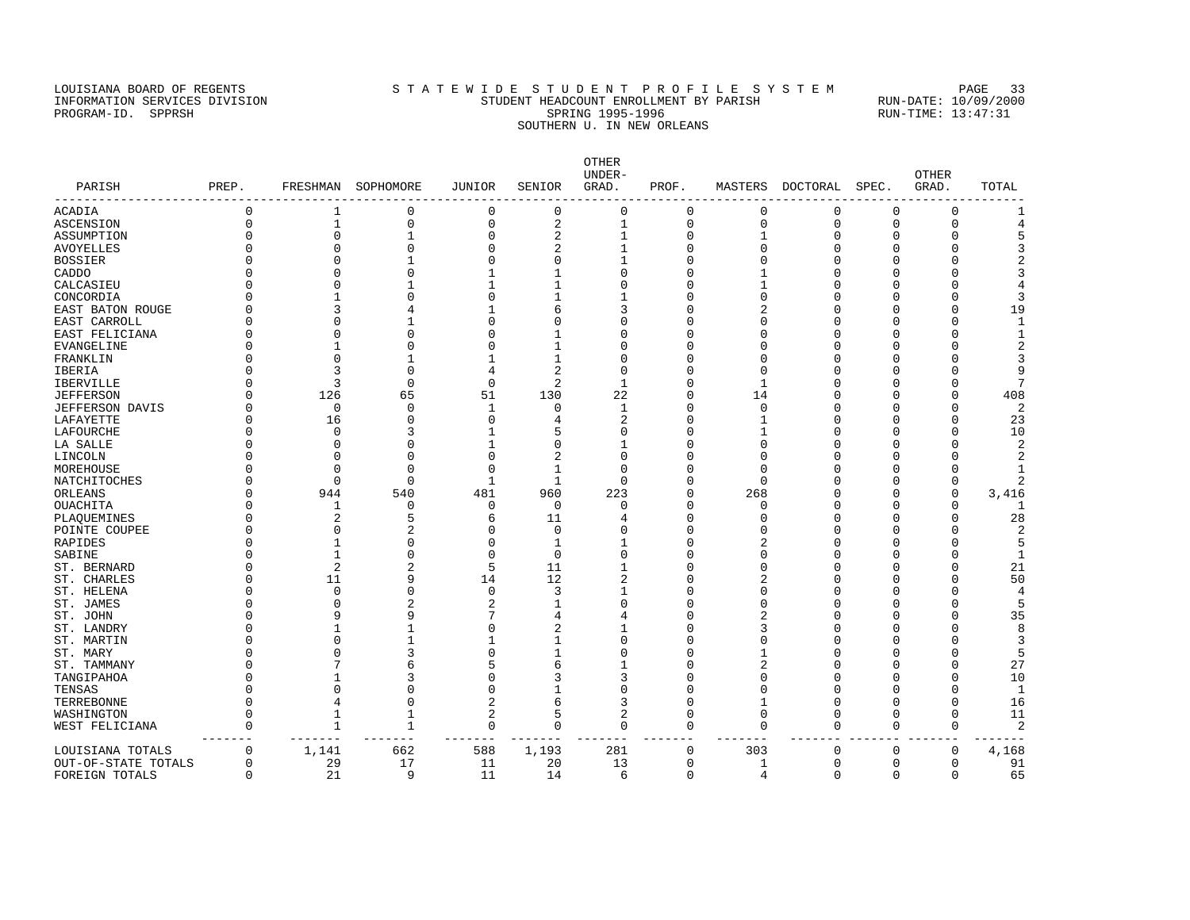LOUISIANA BOARD OF REGENTS
INFORMATION SERVICES DIVISION
PROGRAM-ID. SPPRSH

# S T A T E W I D E  S T U D E N T  P R O F I L E  S Y S T E M
## STUDENT HEADCOUNT ENROLLMENT BY PARISH
### SPRING 1995-1996
### SOUTHERN U. IN NEW ORLEANS

RUN-DATE: 10/09/2000
RUN-TIME: 13:47:31

| PARISH | PREP. | FRESHMAN | SOPHOMORE | JUNIOR | SENIOR | OTHER UNDER-GRAD. | PROF. | MASTERS | DOCTORAL | SPEC. | OTHER GRAD. | TOTAL |
|---|---|---|---|---|---|---|---|---|---|---|---|---|
| ACADIA | 0 | 1 | 0 | 0 | 0 | 0 | 0 | 0 | 0 | 0 | 0 | 1 |
| ASCENSION | 0 | 1 | 0 | 0 | 2 | 1 | 0 | 0 | 0 | 0 | 0 | 4 |
| ASSUMPTION | 0 | 0 | 1 | 0 | 2 | 1 | 0 | 1 | 0 | 0 | 0 | 5 |
| AVOYELLES | 0 | 0 | 0 | 0 | 2 | 1 | 0 | 0 | 0 | 0 | 0 | 3 |
| BOSSIER | 0 | 0 | 1 | 0 | 0 | 1 | 0 | 0 | 0 | 0 | 0 | 2 |
| CADDO | 0 | 0 | 0 | 1 | 1 | 0 | 0 | 1 | 0 | 0 | 0 | 3 |
| CALCASIEU | 0 | 0 | 1 | 1 | 1 | 0 | 0 | 1 | 0 | 0 | 0 | 4 |
| CONCORDIA | 0 | 1 | 0 | 0 | 1 | 1 | 0 | 0 | 0 | 0 | 0 | 3 |
| EAST BATON ROUGE | 0 | 3 | 4 | 1 | 6 | 3 | 0 | 2 | 0 | 0 | 0 | 19 |
| EAST CARROLL | 0 | 0 | 1 | 0 | 0 | 0 | 0 | 0 | 0 | 0 | 0 | 1 |
| EAST FELICIANA | 0 | 0 | 0 | 0 | 1 | 0 | 0 | 0 | 0 | 0 | 0 | 1 |
| EVANGELINE | 0 | 1 | 0 | 0 | 1 | 0 | 0 | 0 | 0 | 0 | 0 | 2 |
| FRANKLIN | 0 | 0 | 1 | 1 | 1 | 0 | 0 | 0 | 0 | 0 | 0 | 3 |
| IBERIA | 0 | 3 | 0 | 4 | 2 | 0 | 0 | 0 | 0 | 0 | 0 | 9 |
| IBERVILLE | 0 | 3 | 0 | 0 | 2 | 1 | 0 | 1 | 0 | 0 | 0 | 7 |
| JEFFERSON | 0 | 126 | 65 | 51 | 130 | 22 | 0 | 14 | 0 | 0 | 0 | 408 |
| JEFFERSON DAVIS | 0 | 0 | 0 | 1 | 0 | 1 | 0 | 0 | 0 | 0 | 0 | 2 |
| LAFAYETTE | 0 | 16 | 0 | 0 | 4 | 2 | 0 | 1 | 0 | 0 | 0 | 23 |
| LAFOURCHE | 0 | 0 | 3 | 1 | 5 | 0 | 0 | 1 | 0 | 0 | 0 | 10 |
| LA SALLE | 0 | 0 | 0 | 1 | 0 | 1 | 0 | 0 | 0 | 0 | 0 | 2 |
| LINCOLN | 0 | 0 | 0 | 0 | 2 | 0 | 0 | 0 | 0 | 0 | 0 | 2 |
| MOREHOUSE | 0 | 0 | 0 | 0 | 1 | 0 | 0 | 0 | 0 | 0 | 0 | 1 |
| NATCHITOCHES | 0 | 0 | 0 | 1 | 1 | 0 | 0 | 0 | 0 | 0 | 0 | 2 |
| ORLEANS | 0 | 944 | 540 | 481 | 960 | 223 | 0 | 268 | 0 | 0 | 0 | 3,416 |
| OUACHITA | 0 | 1 | 0 | 0 | 0 | 0 | 0 | 0 | 0 | 0 | 0 | 1 |
| PLAQUEMINES | 0 | 2 | 5 | 6 | 11 | 4 | 0 | 0 | 0 | 0 | 0 | 28 |
| POINTE COUPEE | 0 | 0 | 2 | 0 | 0 | 0 | 0 | 0 | 0 | 0 | 0 | 2 |
| RAPIDES | 0 | 1 | 0 | 0 | 1 | 1 | 0 | 2 | 0 | 0 | 0 | 5 |
| SABINE | 0 | 1 | 0 | 0 | 0 | 0 | 0 | 0 | 0 | 0 | 0 | 1 |
| ST. BERNARD | 0 | 2 | 2 | 5 | 11 | 1 | 0 | 0 | 0 | 0 | 0 | 21 |
| ST. CHARLES | 0 | 11 | 9 | 14 | 12 | 2 | 0 | 2 | 0 | 0 | 0 | 50 |
| ST. HELENA | 0 | 0 | 0 | 0 | 3 | 1 | 0 | 0 | 0 | 0 | 0 | 4 |
| ST. JAMES | 0 | 0 | 2 | 2 | 1 | 0 | 0 | 0 | 0 | 0 | 0 | 5 |
| ST. JOHN | 0 | 9 | 9 | 7 | 4 | 4 | 0 | 2 | 0 | 0 | 0 | 35 |
| ST. LANDRY | 0 | 1 | 1 | 0 | 2 | 1 | 0 | 3 | 0 | 0 | 0 | 8 |
| ST. MARTIN | 0 | 0 | 1 | 1 | 1 | 0 | 0 | 0 | 0 | 0 | 0 | 3 |
| ST. MARY | 0 | 0 | 3 | 0 | 1 | 0 | 0 | 1 | 0 | 0 | 0 | 5 |
| ST. TAMMANY | 0 | 7 | 6 | 5 | 6 | 1 | 0 | 2 | 0 | 0 | 0 | 27 |
| TANGIPAHOA | 0 | 1 | 3 | 0 | 3 | 3 | 0 | 0 | 0 | 0 | 0 | 10 |
| TENSAS | 0 | 0 | 0 | 0 | 1 | 0 | 0 | 0 | 0 | 0 | 0 | 1 |
| TERREBONNE | 0 | 4 | 0 | 2 | 6 | 3 | 0 | 1 | 0 | 0 | 0 | 16 |
| WASHINGTON | 0 | 1 | 1 | 2 | 5 | 2 | 0 | 0 | 0 | 0 | 0 | 11 |
| WEST FELICIANA | 0 | 1 | 1 | 0 | 0 | 0 | 0 | 0 | 0 | 0 | 0 | 2 |
| LOUISIANA TOTALS | 0 | 1,141 | 662 | 588 | 1,193 | 281 | 0 | 303 | 0 | 0 | 0 | 4,168 |
| OUT-OF-STATE TOTALS | 0 | 29 | 17 | 11 | 20 | 13 | 0 | 1 | 0 | 0 | 0 | 91 |
| FOREIGN TOTALS | 0 | 21 | 9 | 11 | 14 | 6 | 0 | 4 | 0 | 0 | 0 | 65 |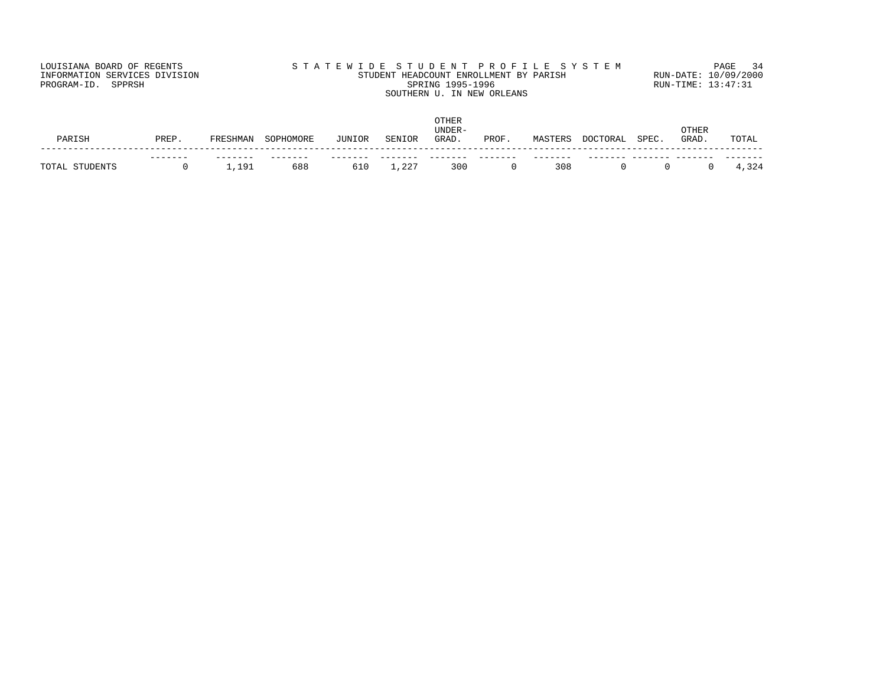LOUISIANA BOARD OF REGENTS
INFORMATION SERVICES DIVISION
PROGRAM-ID. SPPRSH

STATEWIDE STUDENT PROFILE SYSTEM
STUDENT HEADCOUNT ENROLLMENT BY PARISH
SPRING 1995-1996
SOUTHERN U. IN NEW ORLEANS

RUN-DATE: 10/09/2000
RUN-TIME: 13:47:31

| PARISH | PREP. | FRESHMAN | SOPHOMORE | JUNIOR | SENIOR | OTHER UNDER-GRAD. | PROF. | MASTERS | DOCTORAL | SPEC. | OTHER GRAD. | TOTAL |
|---|---|---|---|---|---|---|---|---|---|---|---|---|
| TOTAL STUDENTS | 0 | 1,191 | 688 | 610 | 1,227 | 300 | 0 | 308 | 0 | 0 | 0 | 4,324 |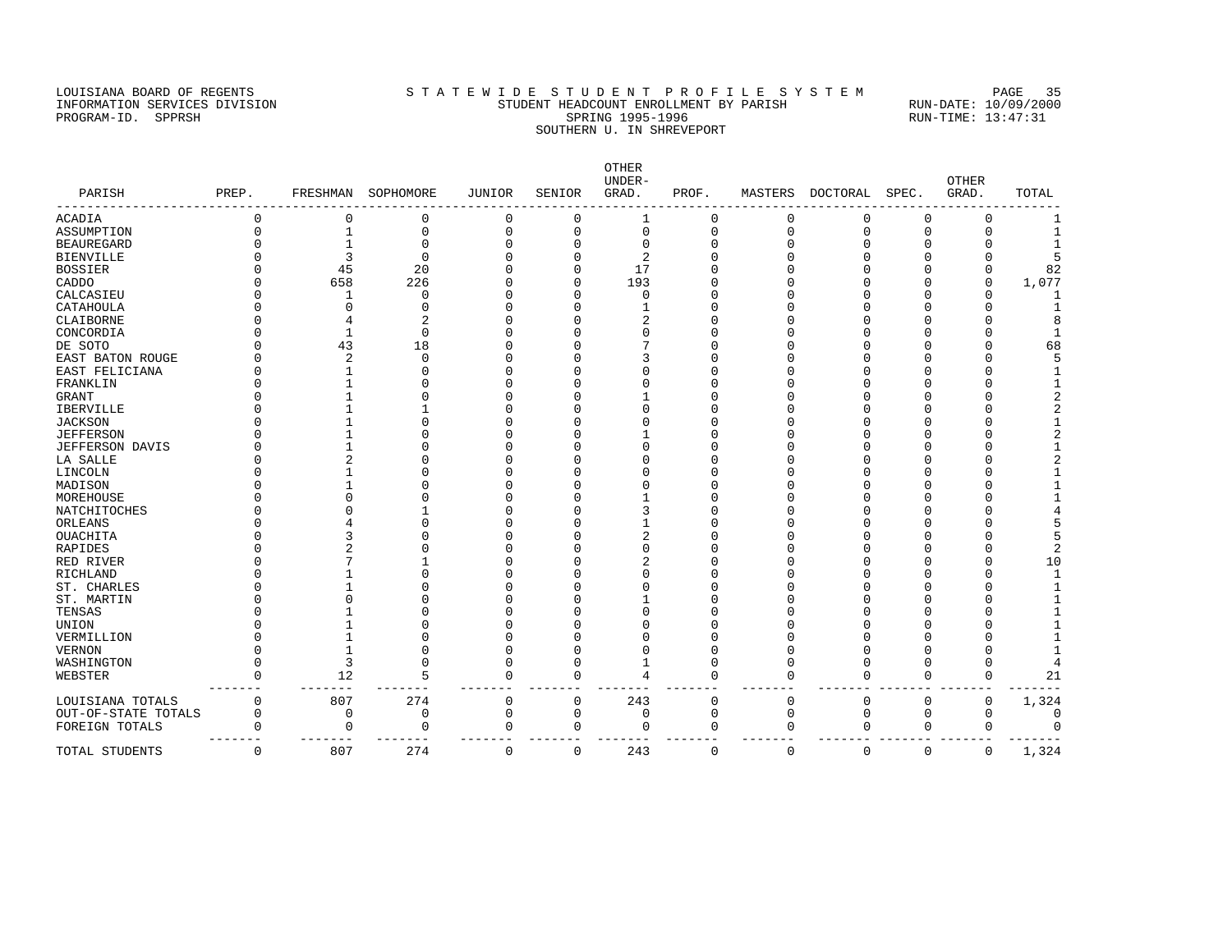LOUISIANA BOARD OF REGENTS
INFORMATION SERVICES DIVISION
PROGRAM-ID. SPPRSH

STATEWIDE STUDENT PROFILE SYSTEM
STUDENT HEADCOUNT ENROLLMENT BY PARISH
SPRING 1995-1996
SOUTHERN U. IN SHREVEPORT

RUN-DATE: 10/09/2000
RUN-TIME: 13:47:31

| PARISH | PREP. | FRESHMAN | SOPHOMORE | JUNIOR | SENIOR | OTHER UNDER-GRAD. | PROF. | MASTERS | DOCTORAL | SPEC. | OTHER GRAD. | TOTAL |
|---|---|---|---|---|---|---|---|---|---|---|---|---|
| ACADIA | 0 | 0 | 0 | 0 | 0 | 1 | 0 | 0 | 0 | 0 | 0 | 1 |
| ASSUMPTION | 0 | 1 | 0 | 0 | 0 | 0 | 0 | 0 | 0 | 0 | 0 | 1 |
| BEAUREGARD | 0 | 1 | 0 | 0 | 0 | 0 | 0 | 0 | 0 | 0 | 0 | 1 |
| BIENVILLE | 0 | 3 | 0 | 0 | 0 | 2 | 0 | 0 | 0 | 0 | 0 | 5 |
| BOSSIER | 0 | 45 | 20 | 0 | 0 | 17 | 0 | 0 | 0 | 0 | 0 | 82 |
| CADDO | 0 | 658 | 226 | 0 | 0 | 193 | 0 | 0 | 0 | 0 | 0 | 1,077 |
| CALCASIEU | 0 | 1 | 0 | 0 | 0 | 0 | 0 | 0 | 0 | 0 | 0 | 1 |
| CATAHOULA | 0 | 0 | 0 | 0 | 0 | 1 | 0 | 0 | 0 | 0 | 0 | 1 |
| CLAIBORNE | 0 | 4 | 2 | 0 | 0 | 2 | 0 | 0 | 0 | 0 | 0 | 8 |
| CONCORDIA | 0 | 1 | 0 | 0 | 0 | 0 | 0 | 0 | 0 | 0 | 0 | 1 |
| DE SOTO | 0 | 43 | 18 | 0 | 0 | 7 | 0 | 0 | 0 | 0 | 0 | 68 |
| EAST BATON ROUGE | 0 | 2 | 0 | 0 | 0 | 3 | 0 | 0 | 0 | 0 | 0 | 5 |
| EAST FELICIANA | 0 | 1 | 0 | 0 | 0 | 0 | 0 | 0 | 0 | 0 | 0 | 1 |
| FRANKLIN | 0 | 1 | 0 | 0 | 0 | 0 | 0 | 0 | 0 | 0 | 0 | 1 |
| GRANT | 0 | 1 | 0 | 0 | 0 | 1 | 0 | 0 | 0 | 0 | 0 | 2 |
| IBERVILLE | 0 | 1 | 1 | 0 | 0 | 0 | 0 | 0 | 0 | 0 | 0 | 2 |
| JACKSON | 0 | 1 | 0 | 0 | 0 | 0 | 0 | 0 | 0 | 0 | 0 | 1 |
| JEFFERSON | 0 | 1 | 0 | 0 | 0 | 1 | 0 | 0 | 0 | 0 | 0 | 2 |
| JEFFERSON DAVIS | 0 | 1 | 0 | 0 | 0 | 0 | 0 | 0 | 0 | 0 | 0 | 1 |
| LA SALLE | 0 | 2 | 0 | 0 | 0 | 0 | 0 | 0 | 0 | 0 | 0 | 2 |
| LINCOLN | 0 | 1 | 0 | 0 | 0 | 0 | 0 | 0 | 0 | 0 | 0 | 1 |
| MADISON | 0 | 1 | 0 | 0 | 0 | 0 | 0 | 0 | 0 | 0 | 0 | 1 |
| MOREHOUSE | 0 | 0 | 0 | 0 | 0 | 1 | 0 | 0 | 0 | 0 | 0 | 1 |
| NATCHITOCHES | 0 | 0 | 1 | 0 | 0 | 3 | 0 | 0 | 0 | 0 | 0 | 4 |
| ORLEANS | 0 | 4 | 0 | 0 | 0 | 1 | 0 | 0 | 0 | 0 | 0 | 5 |
| OUACHITA | 0 | 3 | 0 | 0 | 0 | 2 | 0 | 0 | 0 | 0 | 0 | 5 |
| RAPIDES | 0 | 2 | 0 | 0 | 0 | 0 | 0 | 0 | 0 | 0 | 0 | 2 |
| RED RIVER | 0 | 7 | 1 | 0 | 0 | 2 | 0 | 0 | 0 | 0 | 0 | 10 |
| RICHLAND | 0 | 1 | 0 | 0 | 0 | 0 | 0 | 0 | 0 | 0 | 0 | 1 |
| ST. CHARLES | 0 | 1 | 0 | 0 | 0 | 0 | 0 | 0 | 0 | 0 | 0 | 1 |
| ST. MARTIN | 0 | 0 | 0 | 0 | 0 | 1 | 0 | 0 | 0 | 0 | 0 | 1 |
| TENSAS | 0 | 1 | 0 | 0 | 0 | 0 | 0 | 0 | 0 | 0 | 0 | 1 |
| UNION | 0 | 1 | 0 | 0 | 0 | 0 | 0 | 0 | 0 | 0 | 0 | 1 |
| VERMILLION | 0 | 1 | 0 | 0 | 0 | 0 | 0 | 0 | 0 | 0 | 0 | 1 |
| VERNON | 0 | 1 | 0 | 0 | 0 | 0 | 0 | 0 | 0 | 0 | 0 | 1 |
| WASHINGTON | 0 | 3 | 0 | 0 | 0 | 1 | 0 | 0 | 0 | 0 | 0 | 4 |
| WEBSTER | 0 | 12 | 5 | 0 | 0 | 4 | 0 | 0 | 0 | 0 | 0 | 21 |
| LOUISIANA TOTALS | 0 | 807 | 274 | 0 | 0 | 243 | 0 | 0 | 0 | 0 | 0 | 1,324 |
| OUT-OF-STATE TOTALS | 0 | 0 | 0 | 0 | 0 | 0 | 0 | 0 | 0 | 0 | 0 | 0 |
| FOREIGN TOTALS | 0 | 0 | 0 | 0 | 0 | 0 | 0 | 0 | 0 | 0 | 0 | 0 |
| TOTAL STUDENTS | 0 | 807 | 274 | 0 | 0 | 243 | 0 | 0 | 0 | 0 | 0 | 1,324 |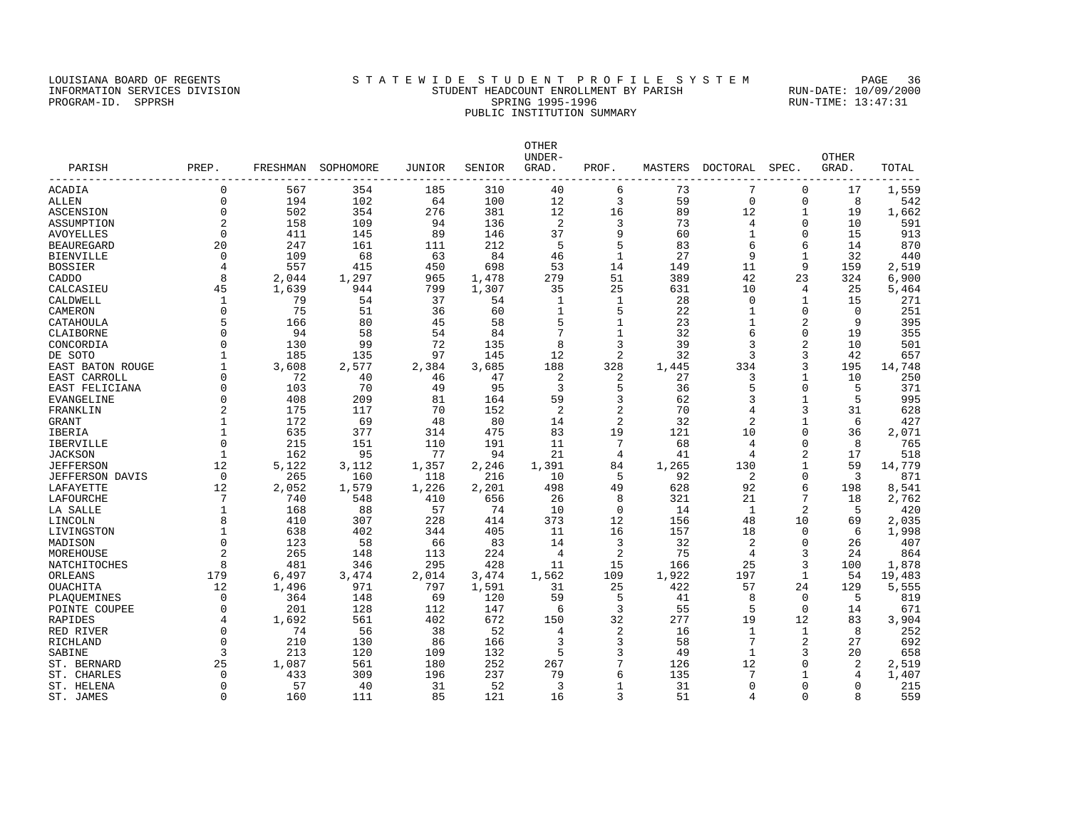LOUISIANA BOARD OF REGENTS
INFORMATION SERVICES DIVISION
PROGRAM-ID. SPPRSH

# S T A T E W I D E S T U D E N T P R O F I L E S Y S T E M

STUDENT HEADCOUNT ENROLLMENT BY PARISH
SPRING 1995-1996
PUBLIC INSTITUTION SUMMARY

RUN-DATE: 10/09/2000
RUN-TIME: 13:47:31

| PARISH | PREP. | FRESHMAN | SOPHOMORE | JUNIOR | SENIOR | OTHER UNDER-GRAD. | PROF. | MASTERS | DOCTORAL | SPEC. | OTHER GRAD. | TOTAL |
|---|---|---|---|---|---|---|---|---|---|---|---|---|
| ACADIA | 0 | 567 | 354 | 185 | 310 | 40 | 6 | 73 | 7 | 0 | 17 | 1,559 |
| ALLEN | 0 | 194 | 102 | 64 | 100 | 12 | 3 | 59 | 0 | 0 | 8 | 542 |
| ASCENSION | 0 | 502 | 354 | 276 | 381 | 12 | 16 | 89 | 12 | 1 | 19 | 1,662 |
| ASSUMPTION | 2 | 158 | 109 | 94 | 136 | 2 | 3 | 73 | 4 | 0 | 10 | 591 |
| AVOYELLES | 0 | 411 | 145 | 89 | 146 | 37 | 9 | 60 | 1 | 0 | 15 | 913 |
| BEAUREGARD | 20 | 247 | 161 | 111 | 212 | 5 | 5 | 83 | 6 | 6 | 14 | 870 |
| BIENVILLE | 0 | 109 | 68 | 63 | 84 | 46 | 1 | 27 | 9 | 1 | 32 | 440 |
| BOSSIER | 4 | 557 | 415 | 450 | 698 | 53 | 14 | 149 | 11 | 9 | 159 | 2,519 |
| CADDO | 8 | 2,044 | 1,297 | 965 | 1,478 | 279 | 51 | 389 | 42 | 23 | 324 | 6,900 |
| CALCASIEU | 45 | 1,639 | 944 | 799 | 1,307 | 35 | 25 | 631 | 10 | 4 | 25 | 5,464 |
| CALDWELL | 1 | 79 | 54 | 37 | 54 | 1 | 1 | 28 | 0 | 1 | 15 | 271 |
| CAMERON | 0 | 75 | 51 | 36 | 60 | 1 | 5 | 22 | 1 | 0 | 0 | 251 |
| CATAHOULA | 5 | 166 | 80 | 45 | 58 | 5 | 1 | 23 | 1 | 2 | 9 | 395 |
| CLAIBORNE | 0 | 94 | 58 | 54 | 84 | 7 | 1 | 32 | 6 | 0 | 19 | 355 |
| CONCORDIA | 0 | 130 | 99 | 72 | 135 | 8 | 3 | 39 | 3 | 2 | 10 | 501 |
| DE SOTO | 1 | 185 | 135 | 97 | 145 | 12 | 2 | 32 | 3 | 3 | 42 | 657 |
| EAST BATON ROUGE | 1 | 3,608 | 2,577 | 2,384 | 3,685 | 188 | 328 | 1,445 | 334 | 3 | 195 | 14,748 |
| EAST CARROLL | 0 | 72 | 40 | 46 | 47 | 2 | 2 | 27 | 3 | 1 | 10 | 250 |
| EAST FELICIANA | 0 | 103 | 70 | 49 | 95 | 3 | 5 | 36 | 5 | 0 | 5 | 371 |
| EVANGELINE | 0 | 408 | 209 | 81 | 164 | 59 | 3 | 62 | 3 | 1 | 5 | 995 |
| FRANKLIN | 2 | 175 | 117 | 70 | 152 | 2 | 2 | 70 | 4 | 3 | 31 | 628 |
| GRANT | 1 | 172 | 69 | 48 | 80 | 14 | 2 | 32 | 2 | 1 | 6 | 427 |
| IBERIA | 1 | 635 | 377 | 314 | 475 | 83 | 19 | 121 | 10 | 0 | 36 | 2,071 |
| IBERVILLE | 0 | 215 | 151 | 110 | 191 | 11 | 7 | 68 | 4 | 0 | 8 | 765 |
| JACKSON | 1 | 162 | 95 | 77 | 94 | 21 | 4 | 41 | 4 | 2 | 17 | 518 |
| JEFFERSON | 12 | 5,122 | 3,112 | 1,357 | 2,246 | 1,391 | 84 | 1,265 | 130 | 1 | 59 | 14,779 |
| JEFFERSON DAVIS | 0 | 265 | 160 | 118 | 216 | 10 | 5 | 92 | 2 | 0 | 3 | 871 |
| LAFAYETTE | 12 | 2,052 | 1,579 | 1,226 | 2,201 | 498 | 49 | 628 | 92 | 6 | 198 | 8,541 |
| LAFOURCHE | 7 | 740 | 548 | 410 | 656 | 26 | 8 | 321 | 21 | 7 | 18 | 2,762 |
| LA SALLE | 1 | 168 | 88 | 57 | 74 | 10 | 0 | 14 | 1 | 2 | 5 | 420 |
| LINCOLN | 8 | 410 | 307 | 228 | 414 | 373 | 12 | 156 | 48 | 10 | 69 | 2,035 |
| LIVINGSTON | 1 | 638 | 402 | 344 | 405 | 11 | 16 | 157 | 18 | 0 | 6 | 1,998 |
| MADISON | 0 | 123 | 58 | 66 | 83 | 14 | 3 | 32 | 2 | 0 | 26 | 407 |
| MOREHOUSE | 2 | 265 | 148 | 113 | 224 | 4 | 2 | 75 | 4 | 3 | 24 | 864 |
| NATCHITOCHES | 8 | 481 | 346 | 295 | 428 | 11 | 15 | 166 | 25 | 3 | 100 | 1,878 |
| ORLEANS | 179 | 6,497 | 3,474 | 2,014 | 3,474 | 1,562 | 109 | 1,922 | 197 | 1 | 54 | 19,483 |
| OUACHITA | 12 | 1,496 | 971 | 797 | 1,591 | 31 | 25 | 422 | 57 | 24 | 129 | 5,555 |
| PLAQUEMINES | 0 | 364 | 148 | 69 | 120 | 59 | 5 | 41 | 8 | 0 | 5 | 819 |
| POINTE COUPEE | 0 | 201 | 128 | 112 | 147 | 6 | 3 | 55 | 5 | 0 | 14 | 671 |
| RAPIDES | 4 | 1,692 | 561 | 402 | 672 | 150 | 32 | 277 | 19 | 12 | 83 | 3,904 |
| RED RIVER | 0 | 74 | 56 | 38 | 52 | 4 | 2 | 16 | 1 | 1 | 8 | 252 |
| RICHLAND | 0 | 210 | 130 | 86 | 166 | 3 | 3 | 58 | 7 | 2 | 27 | 692 |
| SABINE | 3 | 213 | 120 | 109 | 132 | 5 | 3 | 49 | 1 | 3 | 20 | 658 |
| ST. BERNARD | 25 | 1,087 | 561 | 180 | 252 | 267 | 7 | 126 | 12 | 0 | 2 | 2,519 |
| ST. CHARLES | 0 | 433 | 309 | 196 | 237 | 79 | 6 | 135 | 7 | 1 | 4 | 1,407 |
| ST. HELENA | 0 | 57 | 40 | 31 | 52 | 3 | 1 | 31 | 0 | 0 | 0 | 215 |
| ST. JAMES | 0 | 160 | 111 | 85 | 121 | 16 | 3 | 51 | 4 | 0 | 8 | 559 |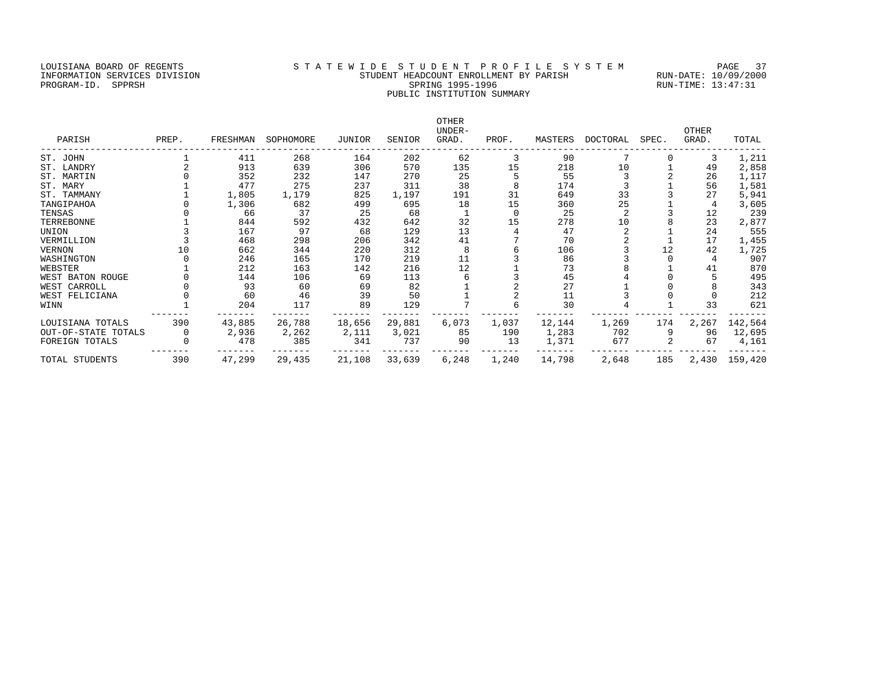LOUISIANA BOARD OF REGENTS — INFORMATION SERVICES DIVISION — PROGRAM-ID. SPPRSH

# STATEWIDE STUDENT PROFILE SYSTEM

## STUDENT HEADCOUNT ENROLLMENT BY PARISH

### SPRING 1995-1996

### PUBLIC INSTITUTION SUMMARY

RUN-DATE: 10/09/2000 RUN-TIME: 13:47:31

| PARISH | PREP. | FRESHMAN | SOPHOMORE | JUNIOR | SENIOR | OTHER UNDER-GRAD. | PROF. | MASTERS | DOCTORAL | SPEC. | OTHER GRAD. | TOTAL |
|---|---|---|---|---|---|---|---|---|---|---|---|---|
| ST. JOHN | 1 | 411 | 268 | 164 | 202 | 62 | 3 | 90 | 7 | 0 | 3 | 1,211 |
| ST. LANDRY | 2 | 913 | 639 | 306 | 570 | 135 | 15 | 218 | 10 | 1 | 49 | 2,858 |
| ST. MARTIN | 0 | 352 | 232 | 147 | 270 | 25 | 5 | 55 | 3 | 2 | 26 | 1,117 |
| ST. MARY | 1 | 477 | 275 | 237 | 311 | 38 | 8 | 174 | 3 | 1 | 56 | 1,581 |
| ST. TAMMANY | 1 | 1,805 | 1,179 | 825 | 1,197 | 191 | 31 | 649 | 33 | 3 | 27 | 5,941 |
| TANGIPAHOA | 0 | 1,306 | 682 | 499 | 695 | 18 | 15 | 360 | 25 | 1 | 4 | 3,605 |
| TENSAS | 0 | 66 | 37 | 25 | 68 | 1 | 0 | 25 | 2 | 3 | 12 | 239 |
| TERREBONNE | 1 | 844 | 592 | 432 | 642 | 32 | 15 | 278 | 10 | 8 | 23 | 2,877 |
| UNION | 3 | 167 | 97 | 68 | 129 | 13 | 4 | 47 | 2 | 1 | 24 | 555 |
| VERMILLION | 3 | 468 | 298 | 206 | 342 | 41 | 7 | 70 | 2 | 1 | 17 | 1,455 |
| VERNON | 10 | 662 | 344 | 220 | 312 | 8 | 6 | 106 | 3 | 12 | 42 | 1,725 |
| WASHINGTON | 0 | 246 | 165 | 170 | 219 | 11 | 3 | 86 | 3 | 0 | 4 | 907 |
| WEBSTER | 1 | 212 | 163 | 142 | 216 | 12 | 1 | 73 | 8 | 1 | 41 | 870 |
| WEST BATON ROUGE | 0 | 144 | 106 | 69 | 113 | 6 | 3 | 45 | 4 | 0 | 5 | 495 |
| WEST CARROLL | 0 | 93 | 60 | 69 | 82 | 1 | 2 | 27 | 1 | 0 | 8 | 343 |
| WEST FELICIANA | 0 | 60 | 46 | 39 | 50 | 1 | 2 | 11 | 3 | 0 | 0 | 212 |
| WINN | 1 | 204 | 117 | 89 | 129 | 7 | 6 | 30 | 4 | 1 | 33 | 621 |
| LOUISIANA TOTALS | 390 | 43,885 | 26,788 | 18,656 | 29,881 | 6,073 | 1,037 | 12,144 | 1,269 | 174 | 2,267 | 142,564 |
| OUT-OF-STATE TOTALS | 0 | 2,936 | 2,262 | 2,111 | 3,021 | 85 | 190 | 1,283 | 702 | 9 | 96 | 12,695 |
| FOREIGN TOTALS | 0 | 478 | 385 | 341 | 737 | 90 | 13 | 1,371 | 677 | 2 | 67 | 4,161 |
| TOTAL STUDENTS | 390 | 47,299 | 29,435 | 21,108 | 33,639 | 6,248 | 1,240 | 14,798 | 2,648 | 185 | 2,430 | 159,420 |